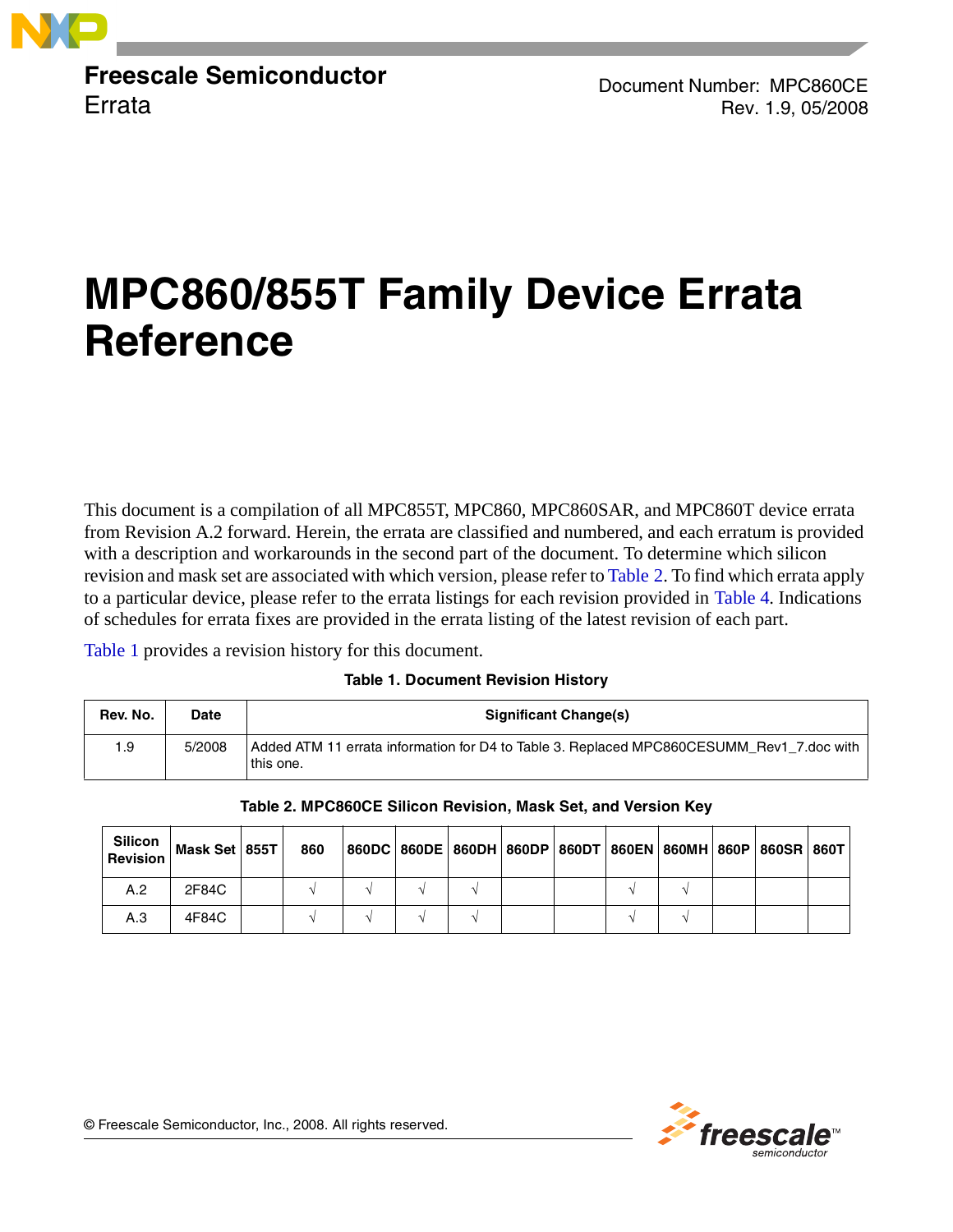**Freescale Semiconductor**
Errata

Document Number: MPC860CE
Rev. 1.9, 05/2008

# MPC860/855T Family Device Errata Reference

This document is a compilation of all MPC855T, MPC860, MPC860SAR, and MPC860T device errata from Revision A.2 forward. Herein, the errata are classified and numbered, and each erratum is provided with a description and workarounds in the second part of the document. To determine which silicon revision and mask set are associated with which version, please refer to Table 2. To find which errata apply to a particular device, please refer to the errata listings for each revision provided in Table 4. Indications of schedules for errata fixes are provided in the errata listing of the latest revision of each part.

Table 1 provides a revision history for this document.

**Table 1. Document Revision History**

| Rev. No. | Date | Significant Change(s) |
|---|---|---|
| 1.9 | 5/2008 | Added ATM 11 errata information for D4 to Table 3. Replaced MPC860CESUMM_Rev1_7.doc with this one. |

**Table 2. MPC860CE Silicon Revision, Mask Set, and Version Key**

| Silicon Revision | Mask Set | 855T | 860 | 860DC | 860DE | 860DH | 860DP | 860DT | 860EN | 860MH | 860P | 860SR | 860T |
|---|---|---|---|---|---|---|---|---|---|---|---|---|---|
| A.2 | 2F84C | | √ | √ | √ | √ | | | √ | √ | | | |
| A.3 | 4F84C | | √ | √ | √ | √ | | | √ | √ | | | |

© Freescale Semiconductor, Inc., 2008. All rights reserved.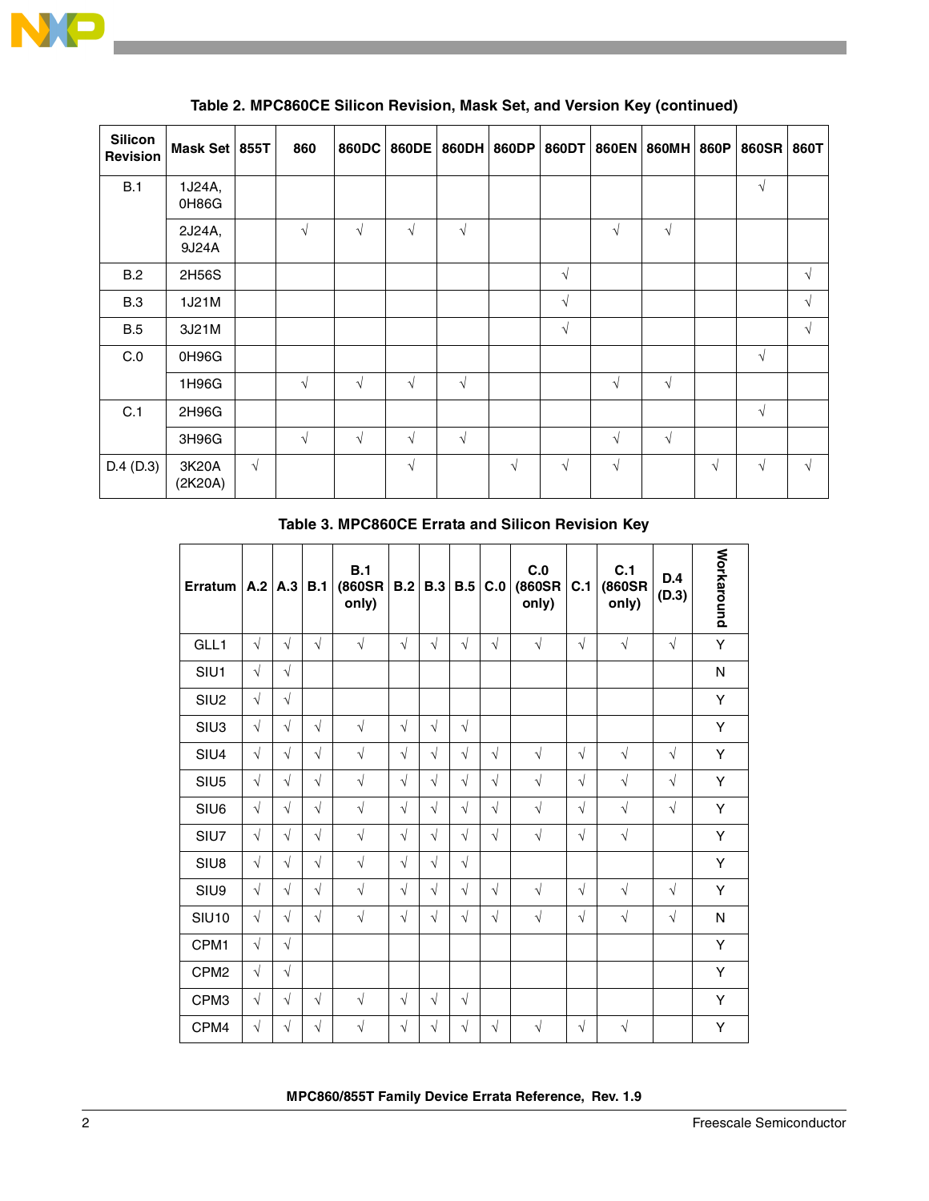**Table 2. MPC860CE Silicon Revision, Mask Set, and Version Key (continued)**

| Silicon Revision | Mask Set | 855T | 860 | 860DC | 860DE | 860DH | 860DP | 860DT | 860EN | 860MH | 860P | 860SR | 860T |
|---|---|---|---|---|---|---|---|---|---|---|---|---|---|
| B.1 | 1J24A, 0H86G | | | | | | | | | | | √ | |
| | 2J24A, 9J24A | | √ | √ | √ | √ | | | √ | √ | | | |
| B.2 | 2H56S | | | | | | | √ | | | | | √ |
| B.3 | 1J21M | | | | | | | √ | | | | | √ |
| B.5 | 3J21M | | | | | | | √ | | | | | √ |
| C.0 | 0H96G | | | | | | | | | | | √ | |
| | 1H96G | | √ | √ | √ | √ | | | √ | √ | | | |
| C.1 | 2H96G | | | | | | | | | | | √ | |
| | 3H96G | | √ | √ | √ | √ | | | √ | √ | | | |
| D.4 (D.3) | 3K20A (2K20A) | √ | | | √ | | √ | √ | √ | | √ | √ | √ |

**Table 3. MPC860CE Errata and Silicon Revision Key**

| Erratum | A.2 | A.3 | B.1 | B.1 (860SR only) | B.2 | B.3 | B.5 | C.0 | C.0 (860SR only) | C.1 | C.1 (860SR only) | D.4 (D.3) | Workaround |
|---|---|---|---|---|---|---|---|---|---|---|---|---|---|
| GLL1 | √ | √ | √ | √ | √ | √ | √ | √ | √ | √ | √ | √ | Y |
| SIU1 | √ | √ | | | | | | | | | | | N |
| SIU2 | √ | √ | | | | | | | | | | | Y |
| SIU3 | √ | √ | √ | √ | √ | √ | √ | | | | | | Y |
| SIU4 | √ | √ | √ | √ | √ | √ | √ | √ | √ | √ | √ | √ | Y |
| SIU5 | √ | √ | √ | √ | √ | √ | √ | √ | √ | √ | √ | √ | Y |
| SIU6 | √ | √ | √ | √ | √ | √ | √ | √ | √ | √ | √ | √ | Y |
| SIU7 | √ | √ | √ | √ | √ | √ | √ | √ | √ | √ | √ | | Y |
| SIU8 | √ | √ | √ | √ | √ | √ | √ | | | | | | Y |
| SIU9 | √ | √ | √ | √ | √ | √ | √ | √ | √ | √ | √ | √ | Y |
| SIU10 | √ | √ | √ | √ | √ | √ | √ | √ | √ | √ | √ | √ | N |
| CPM1 | √ | √ | | | | | | | | | | | Y |
| CPM2 | √ | √ | | | | | | | | | | | Y |
| CPM3 | √ | √ | √ | √ | √ | √ | √ | | | | | | Y |
| CPM4 | √ | √ | √ | √ | √ | √ | √ | √ | √ | √ | √ | | Y |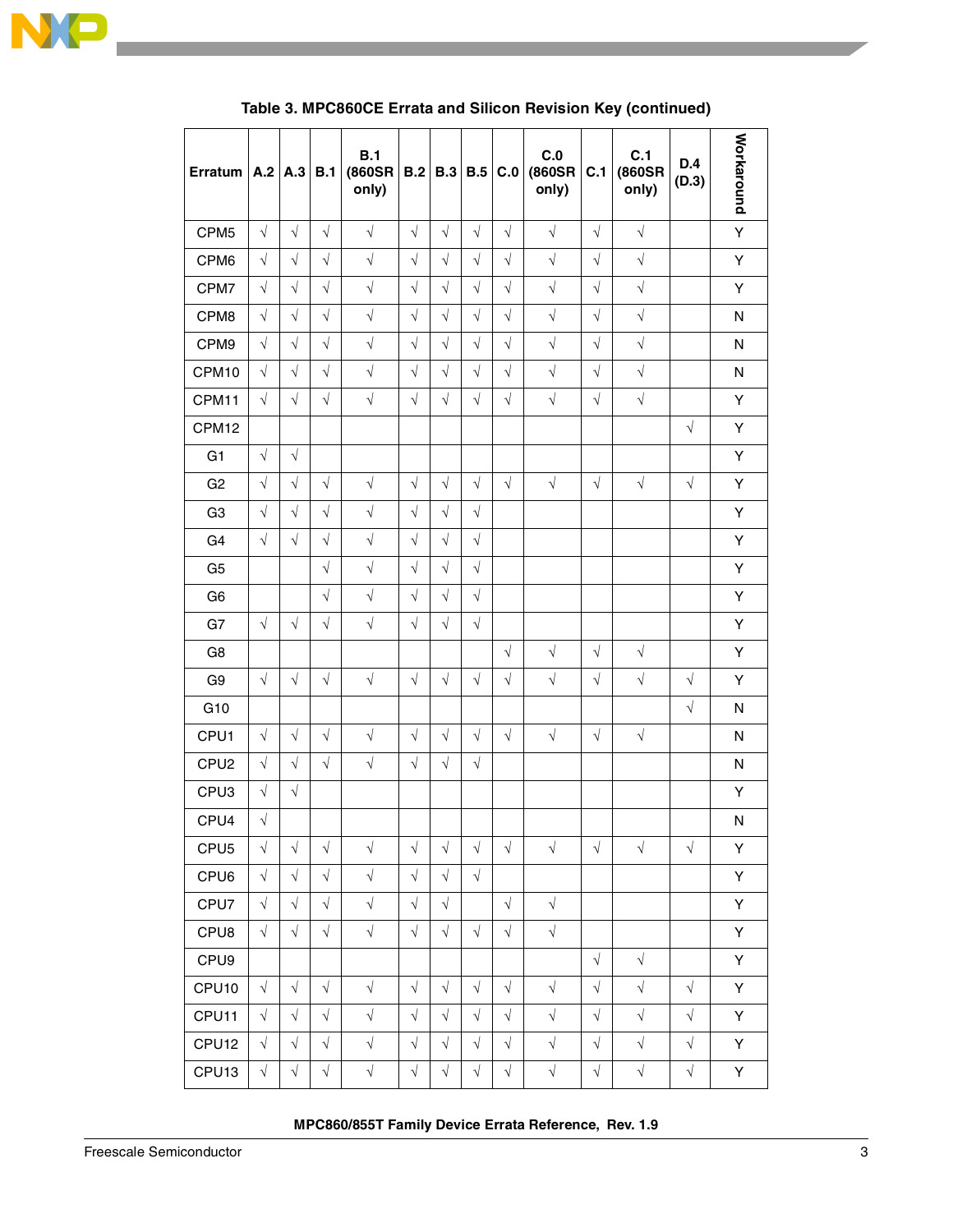**Table 3. MPC860CE Errata and Silicon Revision Key (continued)**

| Erratum | A.2 | A.3 | B.1 | B.1 (860SR only) | B.2 | B.3 | B.5 | C.0 | C.0 (860SR only) | C.1 | C.1 (860SR only) | D.4 (D.3) | Workaround |
|---|---|---|---|---|---|---|---|---|---|---|---|---|---|
| CPM5 | √ | √ | √ | √ | √ | √ | √ | √ | √ | √ | √ | | Y |
| CPM6 | √ | √ | √ | √ | √ | √ | √ | √ | √ | √ | √ | | Y |
| CPM7 | √ | √ | √ | √ | √ | √ | √ | √ | √ | √ | √ | | Y |
| CPM8 | √ | √ | √ | √ | √ | √ | √ | √ | √ | √ | √ | | N |
| CPM9 | √ | √ | √ | √ | √ | √ | √ | √ | √ | √ | √ | | N |
| CPM10 | √ | √ | √ | √ | √ | √ | √ | √ | √ | √ | √ | | N |
| CPM11 | √ | √ | √ | √ | √ | √ | √ | √ | √ | √ | √ | | Y |
| CPM12 | | | | | | | | | | | | √ | Y |
| G1 | √ | √ | | | | | | | | | | | Y |
| G2 | √ | √ | √ | √ | √ | √ | √ | √ | √ | √ | √ | √ | Y |
| G3 | √ | √ | √ | √ | √ | √ | √ | | | | | | Y |
| G4 | √ | √ | √ | √ | √ | √ | √ | | | | | | Y |
| G5 | | | √ | √ | √ | √ | √ | | | | | | Y |
| G6 | | | √ | √ | √ | √ | √ | | | | | | Y |
| G7 | √ | √ | √ | √ | √ | √ | √ | | | | | | Y |
| G8 | | | | | | | | √ | √ | √ | √ | | Y |
| G9 | √ | √ | √ | √ | √ | √ | √ | √ | √ | √ | √ | √ | Y |
| G10 | | | | | | | | | | | | √ | N |
| CPU1 | √ | √ | √ | √ | √ | √ | √ | √ | √ | √ | √ | | N |
| CPU2 | √ | √ | √ | √ | √ | √ | √ | | | | | | N |
| CPU3 | √ | √ | | | | | | | | | | | Y |
| CPU4 | √ | | | | | | | | | | | | N |
| CPU5 | √ | √ | √ | √ | √ | √ | √ | √ | √ | √ | √ | √ | Y |
| CPU6 | √ | √ | √ | √ | √ | √ | √ | | | | | | Y |
| CPU7 | √ | √ | √ | √ | √ | √ | | √ | √ | | | | Y |
| CPU8 | √ | √ | √ | √ | √ | √ | √ | √ | √ | | | | Y |
| CPU9 | | | | | | | | | | √ | √ | | Y |
| CPU10 | √ | √ | √ | √ | √ | √ | √ | √ | √ | √ | √ | √ | Y |
| CPU11 | √ | √ | √ | √ | √ | √ | √ | √ | √ | √ | √ | √ | Y |
| CPU12 | √ | √ | √ | √ | √ | √ | √ | √ | √ | √ | √ | √ | Y |
| CPU13 | √ | √ | √ | √ | √ | √ | √ | √ | √ | √ | √ | √ | Y |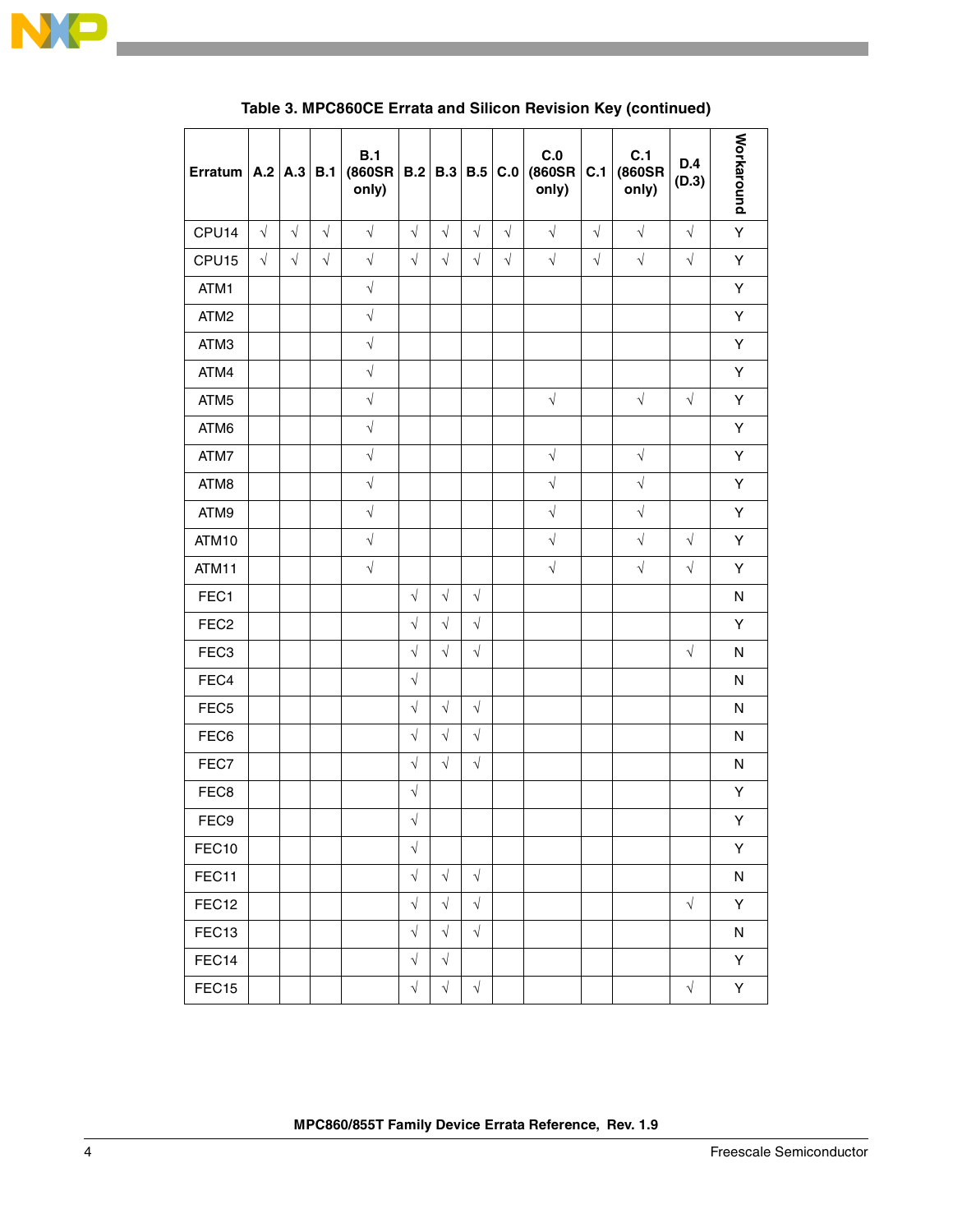**Table 3. MPC860CE Errata and Silicon Revision Key (continued)**

| Erratum | A.2 | A.3 | B.1 | B.1 (860SR only) | B.2 | B.3 | B.5 | C.0 | C.0 (860SR only) | C.1 | C.1 (860SR only) | D.4 (D.3) | Workaround |
|---|---|---|---|---|---|---|---|---|---|---|---|---|---|
| CPU14 | √ | √ | √ | √ | √ | √ | √ | √ | √ | √ | √ | √ | Y |
| CPU15 | √ | √ | √ | √ | √ | √ | √ | √ | √ | √ | √ | √ | Y |
| ATM1 | | | | √ | | | | | | | | | Y |
| ATM2 | | | | √ | | | | | | | | | Y |
| ATM3 | | | | √ | | | | | | | | | Y |
| ATM4 | | | | √ | | | | | | | | | Y |
| ATM5 | | | | √ | | | | | √ | | √ | √ | Y |
| ATM6 | | | | √ | | | | | | | | | Y |
| ATM7 | | | | √ | | | | | √ | | √ | | Y |
| ATM8 | | | | √ | | | | | √ | | √ | | Y |
| ATM9 | | | | √ | | | | | √ | | √ | | Y |
| ATM10 | | | | √ | | | | | √ | | √ | √ | Y |
| ATM11 | | | | √ | | | | | √ | | √ | √ | Y |
| FEC1 | | | | | √ | √ | √ | | | | | | N |
| FEC2 | | | | | √ | √ | √ | | | | | | Y |
| FEC3 | | | | | √ | √ | √ | | | | | √ | N |
| FEC4 | | | | | √ | | | | | | | | N |
| FEC5 | | | | | √ | √ | √ | | | | | | N |
| FEC6 | | | | | √ | √ | √ | | | | | | N |
| FEC7 | | | | | √ | √ | √ | | | | | | N |
| FEC8 | | | | | √ | | | | | | | | Y |
| FEC9 | | | | | √ | | | | | | | | Y |
| FEC10 | | | | | √ | | | | | | | | Y |
| FEC11 | | | | | √ | √ | √ | | | | | | N |
| FEC12 | | | | | √ | √ | √ | | | | | √ | Y |
| FEC13 | | | | | √ | √ | √ | | | | | | N |
| FEC14 | | | | | √ | √ | | | | | | | Y |
| FEC15 | | | | | √ | √ | √ | | | | | √ | Y |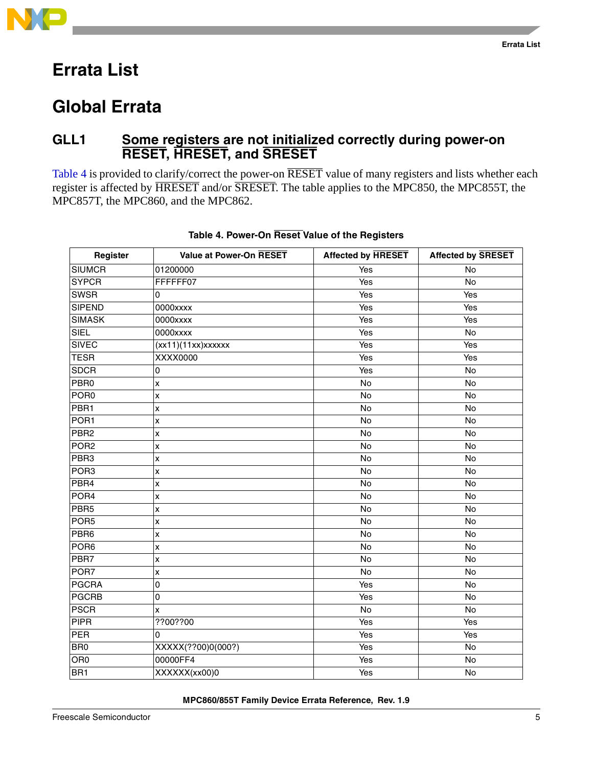# Errata List

## Global Errata

### GLL1 Some registers are not initialized correctly during power-on RESET, HRESET, and SRESET

Table 4 is provided to clarify/correct the power-on RESET value of many registers and lists whether each register is affected by HRESET and/or SRESET. The table applies to the MPC850, the MPC855T, the MPC857T, the MPC860, and the MPC862.

**Table 4. Power-On Reset Value of the Registers**

| Register | Value at Power-On RESET | Affected by HRESET | Affected by SRESET |
|---|---|---|---|
| SIUMCR | 01200000 | Yes | No |
| SYPCR | FFFFFF07 | Yes | No |
| SWSR | 0 | Yes | Yes |
| SIPEND | 0000xxxx | Yes | Yes |
| SIMASK | 0000xxxx | Yes | Yes |
| SIEL | 0000xxxx | Yes | No |
| SIVEC | (xx11)(11xx)xxxxxx | Yes | Yes |
| TESR | XXXX0000 | Yes | Yes |
| SDCR | 0 | Yes | No |
| PBR0 | x | No | No |
| POR0 | x | No | No |
| PBR1 | x | No | No |
| POR1 | x | No | No |
| PBR2 | x | No | No |
| POR2 | x | No | No |
| PBR3 | x | No | No |
| POR3 | x | No | No |
| PBR4 | x | No | No |
| POR4 | x | No | No |
| PBR5 | x | No | No |
| POR5 | x | No | No |
| PBR6 | x | No | No |
| POR6 | x | No | No |
| PBR7 | x | No | No |
| POR7 | x | No | No |
| PGCRA | 0 | Yes | No |
| PGCRB | 0 | Yes | No |
| PSCR | x | No | No |
| PIPR | ??00??00 | Yes | Yes |
| PER | 0 | Yes | Yes |
| BR0 | XXXXX(??00)0(000?) | Yes | No |
| OR0 | 00000FF4 | Yes | No |
| BR1 | XXXXXX(xx00)0 | Yes | No |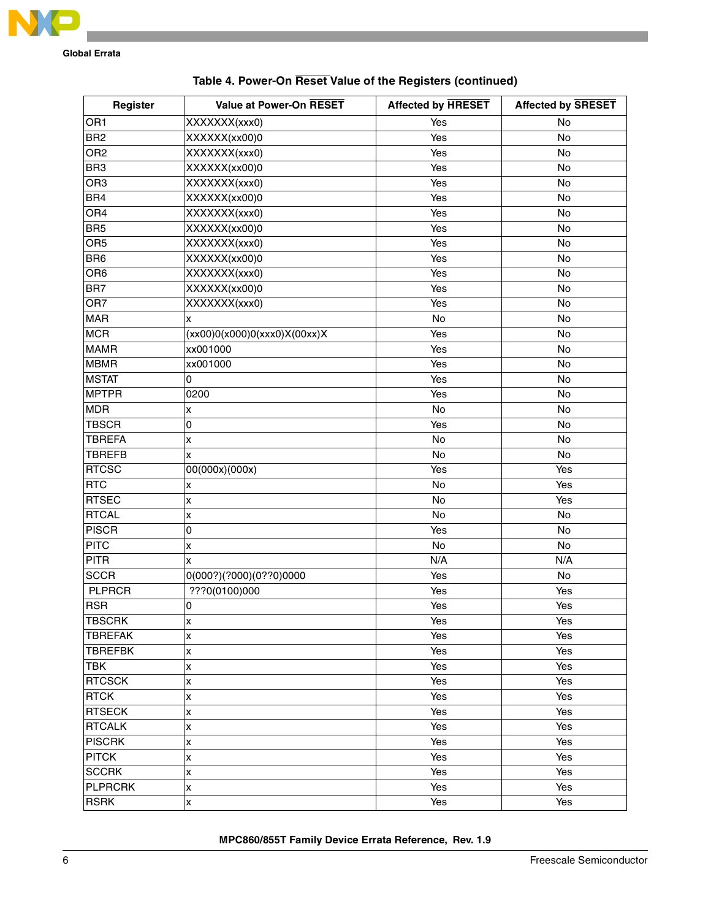**Table 4. Power-On Reset Value of the Registers (continued)**

| Register | Value at Power-On RESET | Affected by HRESET | Affected by SRESET |
|---|---|---|---|
| OR1 | XXXXXXX(xxx0) | Yes | No |
| BR2 | XXXXXX(xx00)0 | Yes | No |
| OR2 | XXXXXXX(xxx0) | Yes | No |
| BR3 | XXXXXX(xx00)0 | Yes | No |
| OR3 | XXXXXXX(xxx0) | Yes | No |
| BR4 | XXXXXX(xx00)0 | Yes | No |
| OR4 | XXXXXXX(xxx0) | Yes | No |
| BR5 | XXXXXX(xx00)0 | Yes | No |
| OR5 | XXXXXXX(xxx0) | Yes | No |
| BR6 | XXXXXX(xx00)0 | Yes | No |
| OR6 | XXXXXXX(xxx0) | Yes | No |
| BR7 | XXXXXX(xx00)0 | Yes | No |
| OR7 | XXXXXXX(xxx0) | Yes | No |
| MAR | x | No | No |
| MCR | (xx00)0(x000)0(xxx0)X(00xx)X | Yes | No |
| MAMR | xx001000 | Yes | No |
| MBMR | xx001000 | Yes | No |
| MSTAT | 0 | Yes | No |
| MPTPR | 0200 | Yes | No |
| MDR | x | No | No |
| TBSCR | 0 | Yes | No |
| TBREFA | x | No | No |
| TBREFB | x | No | No |
| RTCSC | 00(000x)(000x) | Yes | Yes |
| RTC | x | No | Yes |
| RTSEC | x | No | Yes |
| RTCAL | x | No | No |
| PISCR | 0 | Yes | No |
| PITC | x | No | No |
| PITR | x | N/A | N/A |
| SCCR | 0(000?)(?000)(0??0)0000 | Yes | No |
| PLPRCR | ???0(0100)000 | Yes | Yes |
| RSR | 0 | Yes | Yes |
| TBSCRK | x | Yes | Yes |
| TBREFAK | x | Yes | Yes |
| TBREFBK | x | Yes | Yes |
| TBK | x | Yes | Yes |
| RTCSCK | x | Yes | Yes |
| RTCK | x | Yes | Yes |
| RTSECK | x | Yes | Yes |
| RTCALK | x | Yes | Yes |
| PISCRK | x | Yes | Yes |
| PITCK | x | Yes | Yes |
| SCCRK | x | Yes | Yes |
| PLPRCRK | x | Yes | Yes |
| RSRK | x | Yes | Yes |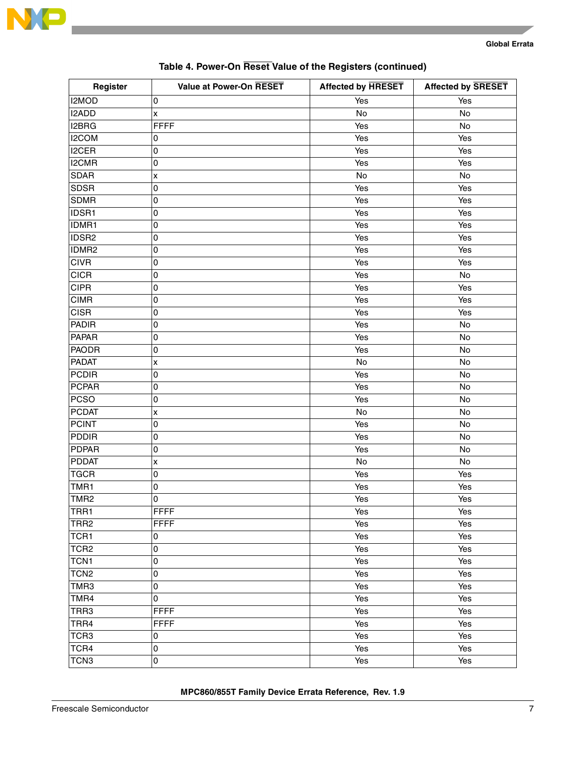**Table 4. Power-On Reset Value of the Registers (continued)**

| Register | Value at Power-On RESET | Affected by HRESET | Affected by SRESET |
|---|---|---|---|
| I2MOD | 0 | Yes | Yes |
| I2ADD | x | No | No |
| I2BRG | FFFF | Yes | No |
| I2COM | 0 | Yes | Yes |
| I2CER | 0 | Yes | Yes |
| I2CMR | 0 | Yes | Yes |
| SDAR | x | No | No |
| SDSR | 0 | Yes | Yes |
| SDMR | 0 | Yes | Yes |
| IDSR1 | 0 | Yes | Yes |
| IDMR1 | 0 | Yes | Yes |
| IDSR2 | 0 | Yes | Yes |
| IDMR2 | 0 | Yes | Yes |
| CIVR | 0 | Yes | Yes |
| CICR | 0 | Yes | No |
| CIPR | 0 | Yes | Yes |
| CIMR | 0 | Yes | Yes |
| CISR | 0 | Yes | Yes |
| PADIR | 0 | Yes | No |
| PAPAR | 0 | Yes | No |
| PAODR | 0 | Yes | No |
| PADAT | x | No | No |
| PCDIR | 0 | Yes | No |
| PCPAR | 0 | Yes | No |
| PCSO | 0 | Yes | No |
| PCDAT | x | No | No |
| PCINT | 0 | Yes | No |
| PDDIR | 0 | Yes | No |
| PDPAR | 0 | Yes | No |
| PDDAT | x | No | No |
| TGCR | 0 | Yes | Yes |
| TMR1 | 0 | Yes | Yes |
| TMR2 | 0 | Yes | Yes |
| TRR1 | FFFF | Yes | Yes |
| TRR2 | FFFF | Yes | Yes |
| TCR1 | 0 | Yes | Yes |
| TCR2 | 0 | Yes | Yes |
| TCN1 | 0 | Yes | Yes |
| TCN2 | 0 | Yes | Yes |
| TMR3 | 0 | Yes | Yes |
| TMR4 | 0 | Yes | Yes |
| TRR3 | FFFF | Yes | Yes |
| TRR4 | FFFF | Yes | Yes |
| TCR3 | 0 | Yes | Yes |
| TCR4 | 0 | Yes | Yes |
| TCN3 | 0 | Yes | Yes |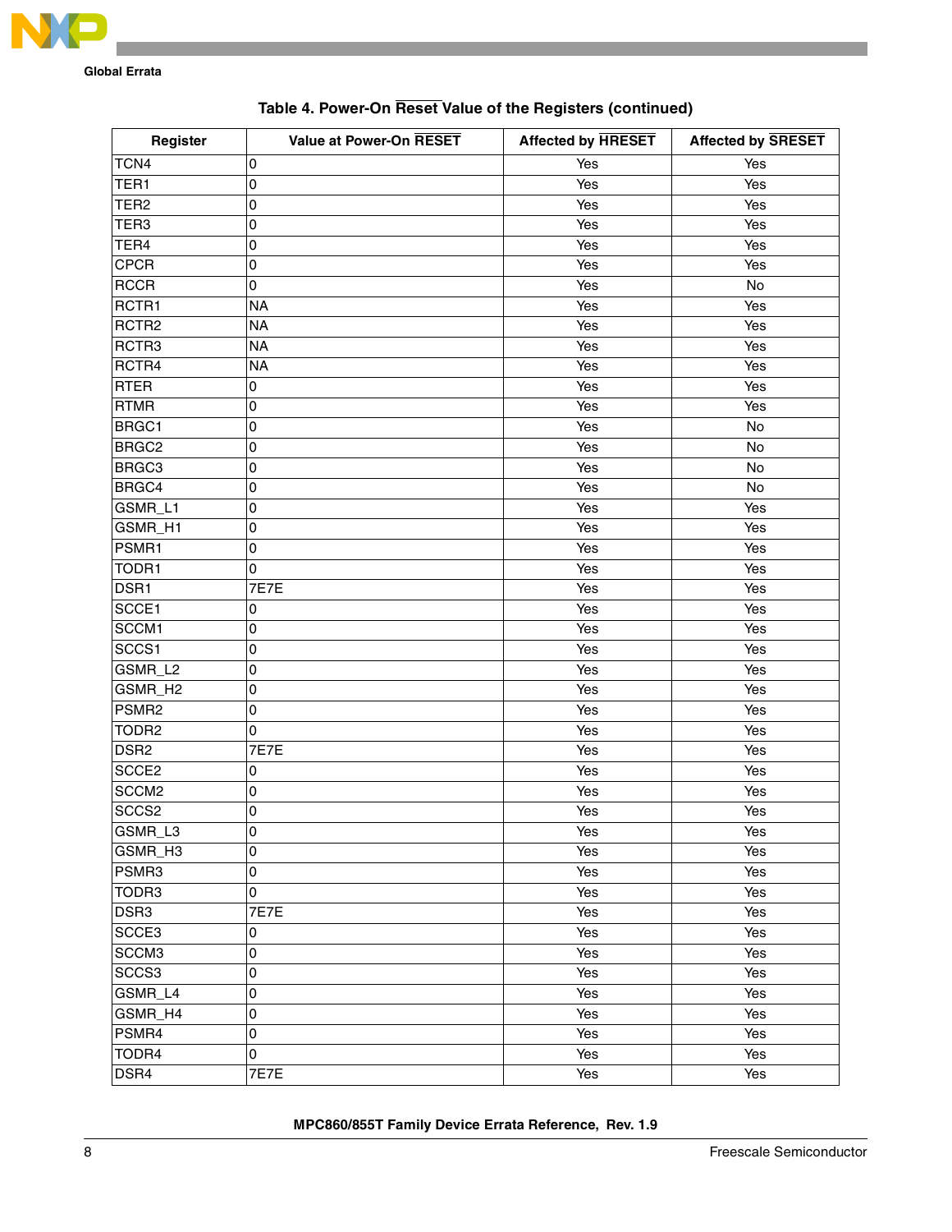**Table 4. Power-On $\overline{\text{Reset}}$ Value of the Registers (continued)**

| Register | Value at Power-On $\overline{\text{RESET}}$ | Affected by $\overline{\text{HRESET}}$ | Affected by $\overline{\text{SRESET}}$ |
|---|---|---|---|
| TCN4 | 0 | Yes | Yes |
| TER1 | 0 | Yes | Yes |
| TER2 | 0 | Yes | Yes |
| TER3 | 0 | Yes | Yes |
| TER4 | 0 | Yes | Yes |
| CPCR | 0 | Yes | Yes |
| RCCR | 0 | Yes | No |
| RCTR1 | NA | Yes | Yes |
| RCTR2 | NA | Yes | Yes |
| RCTR3 | NA | Yes | Yes |
| RCTR4 | NA | Yes | Yes |
| RTER | 0 | Yes | Yes |
| RTMR | 0 | Yes | Yes |
| BRGC1 | 0 | Yes | No |
| BRGC2 | 0 | Yes | No |
| BRGC3 | 0 | Yes | No |
| BRGC4 | 0 | Yes | No |
| GSMR_L1 | 0 | Yes | Yes |
| GSMR_H1 | 0 | Yes | Yes |
| PSMR1 | 0 | Yes | Yes |
| TODR1 | 0 | Yes | Yes |
| DSR1 | 7E7E | Yes | Yes |
| SCCE1 | 0 | Yes | Yes |
| SCCM1 | 0 | Yes | Yes |
| SCCS1 | 0 | Yes | Yes |
| GSMR_L2 | 0 | Yes | Yes |
| GSMR_H2 | 0 | Yes | Yes |
| PSMR2 | 0 | Yes | Yes |
| TODR2 | 0 | Yes | Yes |
| DSR2 | 7E7E | Yes | Yes |
| SCCE2 | 0 | Yes | Yes |
| SCCM2 | 0 | Yes | Yes |
| SCCS2 | 0 | Yes | Yes |
| GSMR_L3 | 0 | Yes | Yes |
| GSMR_H3 | 0 | Yes | Yes |
| PSMR3 | 0 | Yes | Yes |
| TODR3 | 0 | Yes | Yes |
| DSR3 | 7E7E | Yes | Yes |
| SCCE3 | 0 | Yes | Yes |
| SCCM3 | 0 | Yes | Yes |
| SCCS3 | 0 | Yes | Yes |
| GSMR_L4 | 0 | Yes | Yes |
| GSMR_H4 | 0 | Yes | Yes |
| PSMR4 | 0 | Yes | Yes |
| TODR4 | 0 | Yes | Yes |
| DSR4 | 7E7E | Yes | Yes |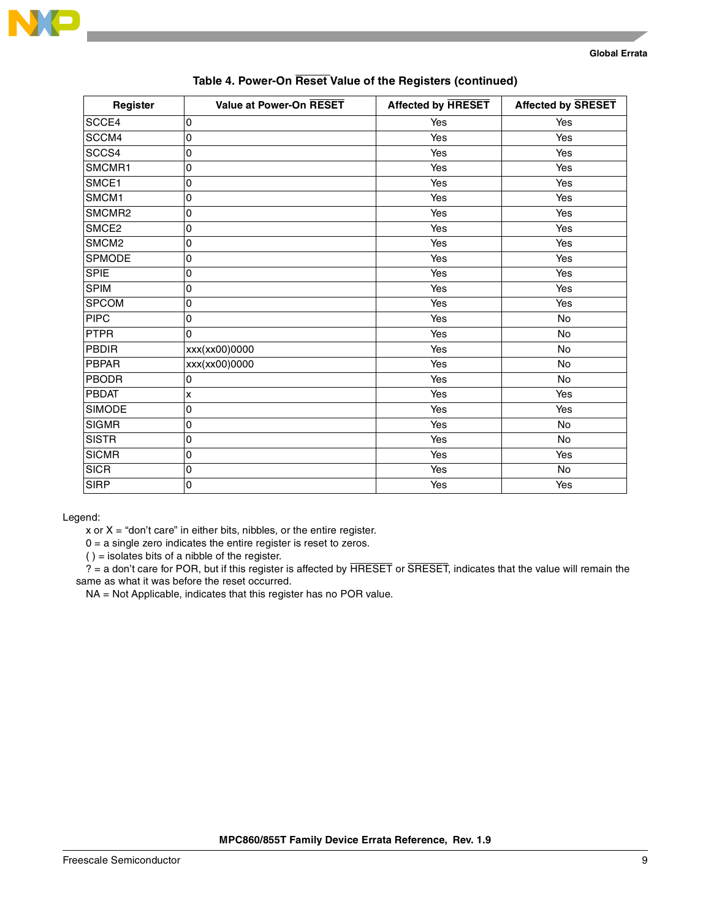**Table 4. Power-On Reset Value of the Registers (continued)**

| Register | Value at Power-On RESET | Affected by HRESET | Affected by SRESET |
|---|---|---|---|
| SCCE4 | 0 | Yes | Yes |
| SCCM4 | 0 | Yes | Yes |
| SCCS4 | 0 | Yes | Yes |
| SMCMR1 | 0 | Yes | Yes |
| SMCE1 | 0 | Yes | Yes |
| SMCM1 | 0 | Yes | Yes |
| SMCMR2 | 0 | Yes | Yes |
| SMCE2 | 0 | Yes | Yes |
| SMCM2 | 0 | Yes | Yes |
| SPMODE | 0 | Yes | Yes |
| SPIE | 0 | Yes | Yes |
| SPIM | 0 | Yes | Yes |
| SPCOM | 0 | Yes | Yes |
| PIPC | 0 | Yes | No |
| PTPR | 0 | Yes | No |
| PBDIR | xxx(xx00)0000 | Yes | No |
| PBPAR | xxx(xx00)0000 | Yes | No |
| PBODR | 0 | Yes | No |
| PBDAT | x | Yes | Yes |
| SIMODE | 0 | Yes | Yes |
| SIGMR | 0 | Yes | No |
| SISTR | 0 | Yes | No |
| SICMR | 0 | Yes | Yes |
| SICR | 0 | Yes | No |
| SIRP | 0 | Yes | Yes |

Legend:

x or X = “don’t care” in either bits, nibbles, or the entire register.

0 = a single zero indicates the entire register is reset to zeros.

( ) = isolates bits of a nibble of the register.

? = a don’t care for POR, but if this register is affected by HRESET or SRESET, indicates that the value will remain the same as what it was before the reset occurred.

NA = Not Applicable, indicates that this register has no POR value.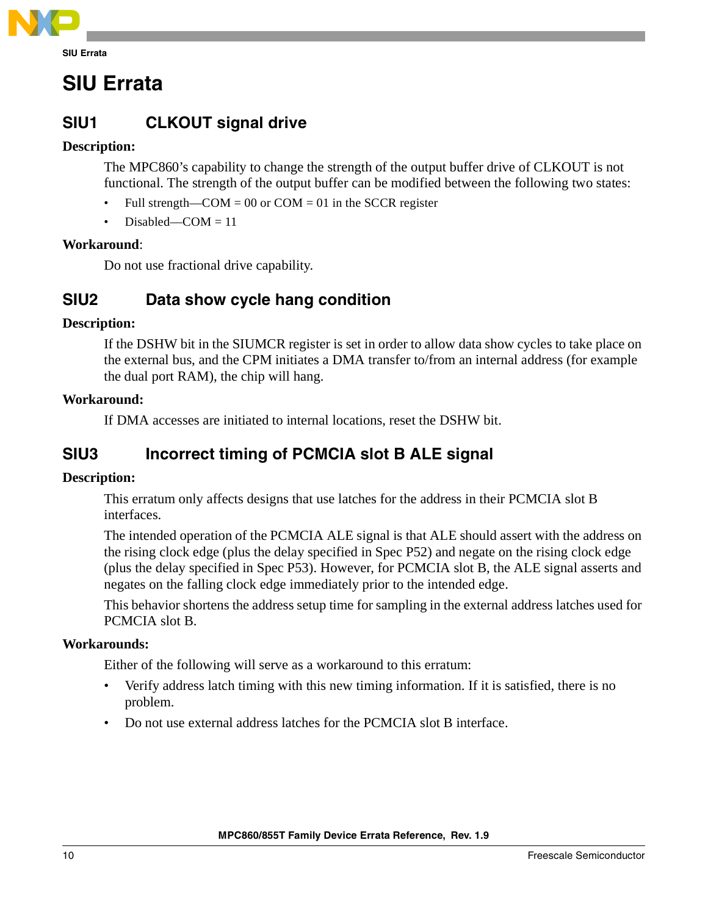# SIU Errata

## SIU1 CLKOUT signal drive

**Description:**

The MPC860's capability to change the strength of the output buffer drive of CLKOUT is not functional. The strength of the output buffer can be modified between the following two states:

- Full strength—COM = 00 or COM = 01 in the SCCR register
- Disabled—COM = 11

**Workaround**:

Do not use fractional drive capability.

## SIU2 Data show cycle hang condition

**Description:**

If the DSHW bit in the SIUMCR register is set in order to allow data show cycles to take place on the external bus, and the CPM initiates a DMA transfer to/from an internal address (for example the dual port RAM), the chip will hang.

**Workaround:**

If DMA accesses are initiated to internal locations, reset the DSHW bit.

## SIU3 Incorrect timing of PCMCIA slot B ALE signal

**Description:**

This erratum only affects designs that use latches for the address in their PCMCIA slot B interfaces.

The intended operation of the PCMCIA ALE signal is that ALE should assert with the address on the rising clock edge (plus the delay specified in Spec P52) and negate on the rising clock edge (plus the delay specified in Spec P53). However, for PCMCIA slot B, the ALE signal asserts and negates on the falling clock edge immediately prior to the intended edge.

This behavior shortens the address setup time for sampling in the external address latches used for PCMCIA slot B.

**Workarounds:**

Either of the following will serve as a workaround to this erratum:

- Verify address latch timing with this new timing information. If it is satisfied, there is no problem.
- Do not use external address latches for the PCMCIA slot B interface.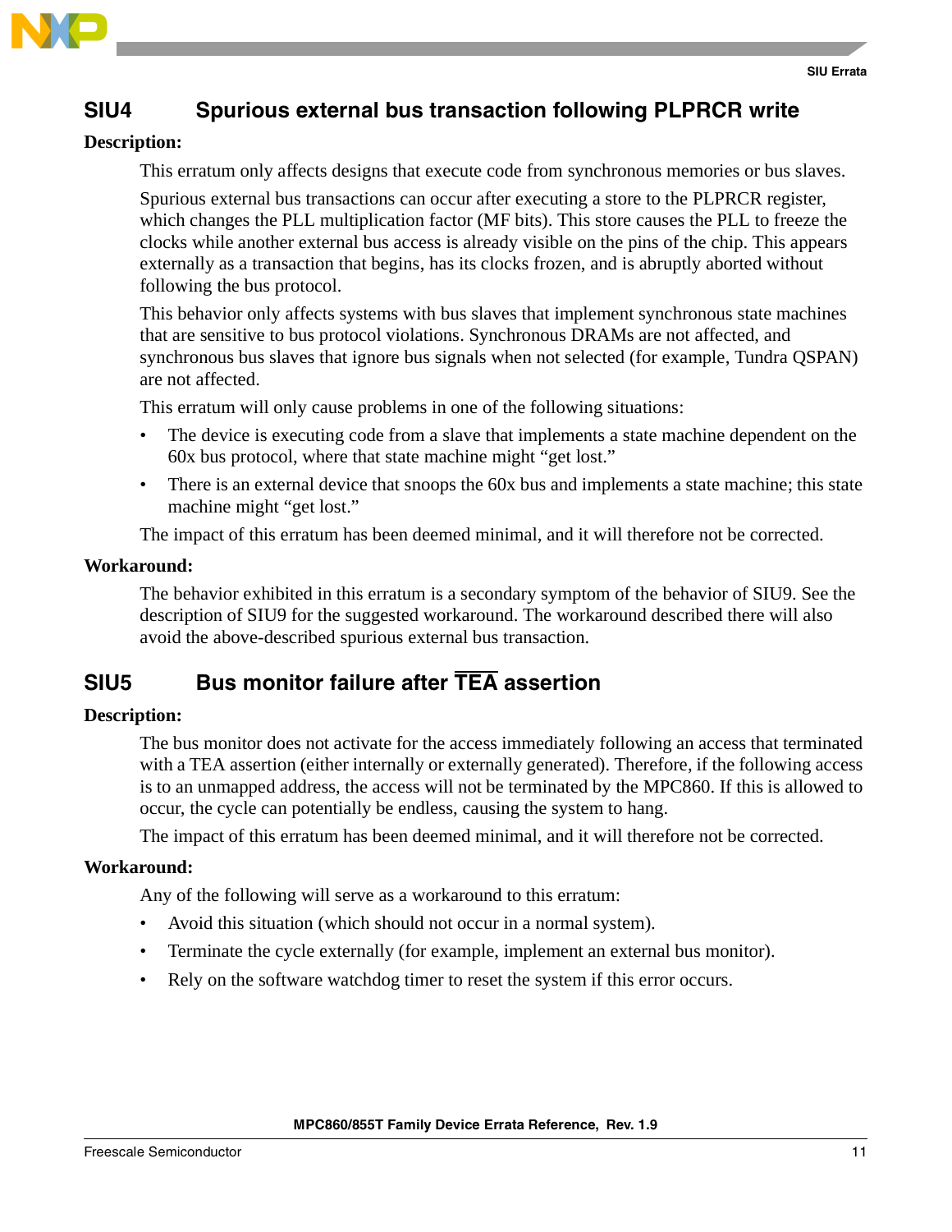## SIU4 Spurious external bus transaction following PLPRCR write

**Description:**

This erratum only affects designs that execute code from synchronous memories or bus slaves.

Spurious external bus transactions can occur after executing a store to the PLPRCR register, which changes the PLL multiplication factor (MF bits). This store causes the PLL to freeze the clocks while another external bus access is already visible on the pins of the chip. This appears externally as a transaction that begins, has its clocks frozen, and is abruptly aborted without following the bus protocol.

This behavior only affects systems with bus slaves that implement synchronous state machines that are sensitive to bus protocol violations. Synchronous DRAMs are not affected, and synchronous bus slaves that ignore bus signals when not selected (for example, Tundra QSPAN) are not affected.

This erratum will only cause problems in one of the following situations:

- The device is executing code from a slave that implements a state machine dependent on the 60x bus protocol, where that state machine might “get lost.”
- There is an external device that snoops the 60x bus and implements a state machine; this state machine might “get lost.”

The impact of this erratum has been deemed minimal, and it will therefore not be corrected.

**Workaround:**

The behavior exhibited in this erratum is a secondary symptom of the behavior of SIU9. See the description of SIU9 for the suggested workaround. The workaround described there will also avoid the above-described spurious external bus transaction.

## SIU5 Bus monitor failure after $\overline{\text{TEA}}$ assertion

**Description:**

The bus monitor does not activate for the access immediately following an access that terminated with a TEA assertion (either internally or externally generated). Therefore, if the following access is to an unmapped address, the access will not be terminated by the MPC860. If this is allowed to occur, the cycle can potentially be endless, causing the system to hang.

The impact of this erratum has been deemed minimal, and it will therefore not be corrected.

**Workaround:**

Any of the following will serve as a workaround to this erratum:

- Avoid this situation (which should not occur in a normal system).
- Terminate the cycle externally (for example, implement an external bus monitor).
- Rely on the software watchdog timer to reset the system if this error occurs.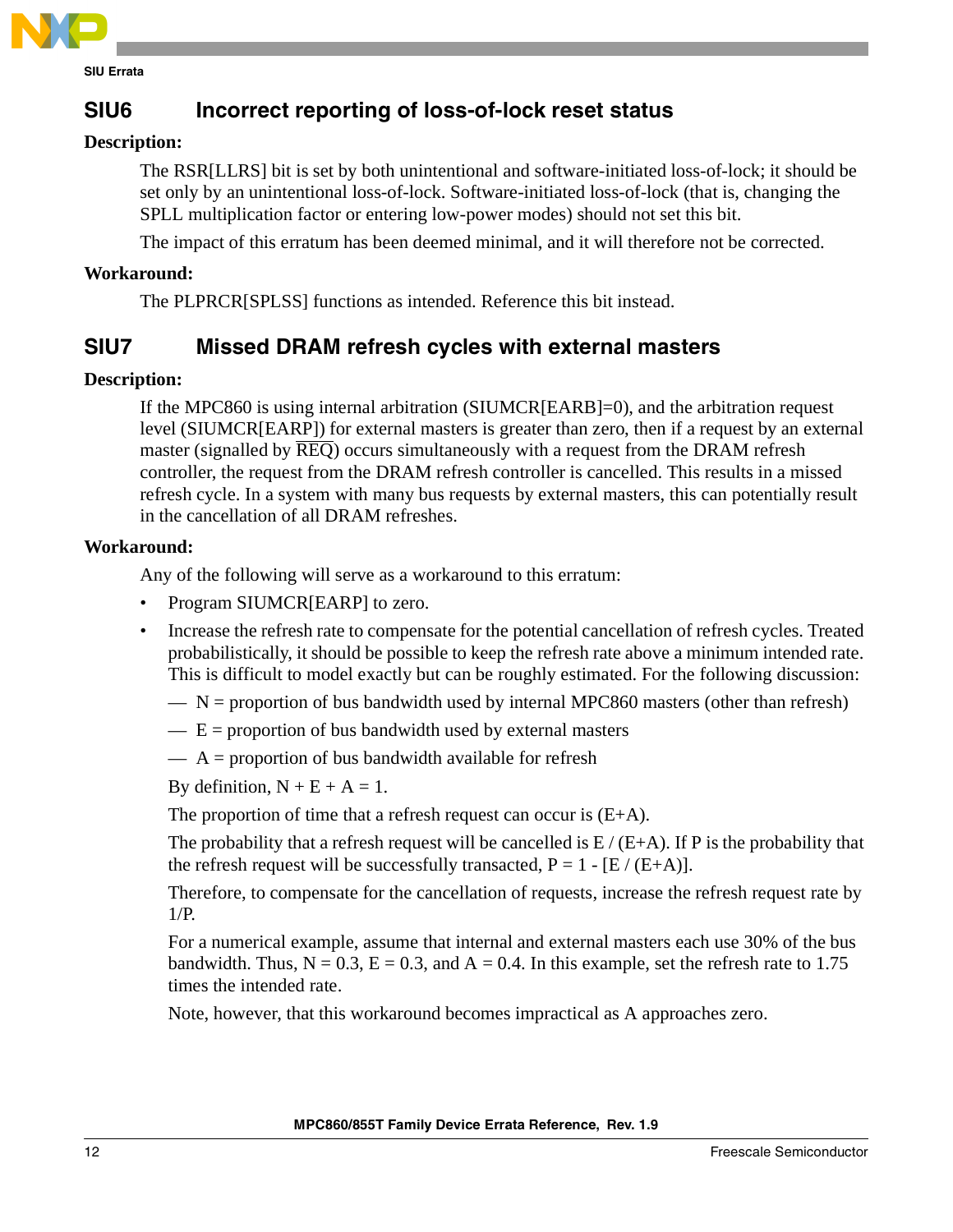## SIU6 Incorrect reporting of loss-of-lock reset status

**Description:**

The RSR[LLRS] bit is set by both unintentional and software-initiated loss-of-lock; it should be set only by an unintentional loss-of-lock. Software-initiated loss-of-lock (that is, changing the SPLL multiplication factor or entering low-power modes) should not set this bit.

The impact of this erratum has been deemed minimal, and it will therefore not be corrected.

**Workaround:**

The PLPRCR[SPLSS] functions as intended. Reference this bit instead.

## SIU7 Missed DRAM refresh cycles with external masters

**Description:**

If the MPC860 is using internal arbitration (SIUMCR[EARB]=0), and the arbitration request level (SIUMCR[EARP]) for external masters is greater than zero, then if a request by an external master (signalled by $\overline{\text{REQ}}$) occurs simultaneously with a request from the DRAM refresh controller, the request from the DRAM refresh controller is cancelled. This results in a missed refresh cycle. In a system with many bus requests by external masters, this can potentially result in the cancellation of all DRAM refreshes.

**Workaround:**

Any of the following will serve as a workaround to this erratum:

- Program SIUMCR[EARP] to zero.
- Increase the refresh rate to compensate for the potential cancellation of refresh cycles. Treated probabilistically, it should be possible to keep the refresh rate above a minimum intended rate. This is difficult to model exactly but can be roughly estimated. For the following discussion:
  - $N$ = proportion of bus bandwidth used by internal MPC860 masters (other than refresh)
  - $E$ = proportion of bus bandwidth used by external masters
  - $A$ = proportion of bus bandwidth available for refresh

  By definition, $N + E + A = 1$.

  The proportion of time that a refresh request can occur is $(E+A)$.

  The probability that a refresh request will be cancelled is $E / (E+A)$. If $P$ is the probability that the refresh request will be successfully transacted, $P = 1 - [E / (E+A)]$.

  Therefore, to compensate for the cancellation of requests, increase the refresh request rate by $1/P$.

  For a numerical example, assume that internal and external masters each use 30% of the bus bandwidth. Thus, $N = 0.3$, $E = 0.3$, and $A = 0.4$. In this example, set the refresh rate to 1.75 times the intended rate.

  Note, however, that this workaround becomes impractical as $A$ approaches zero.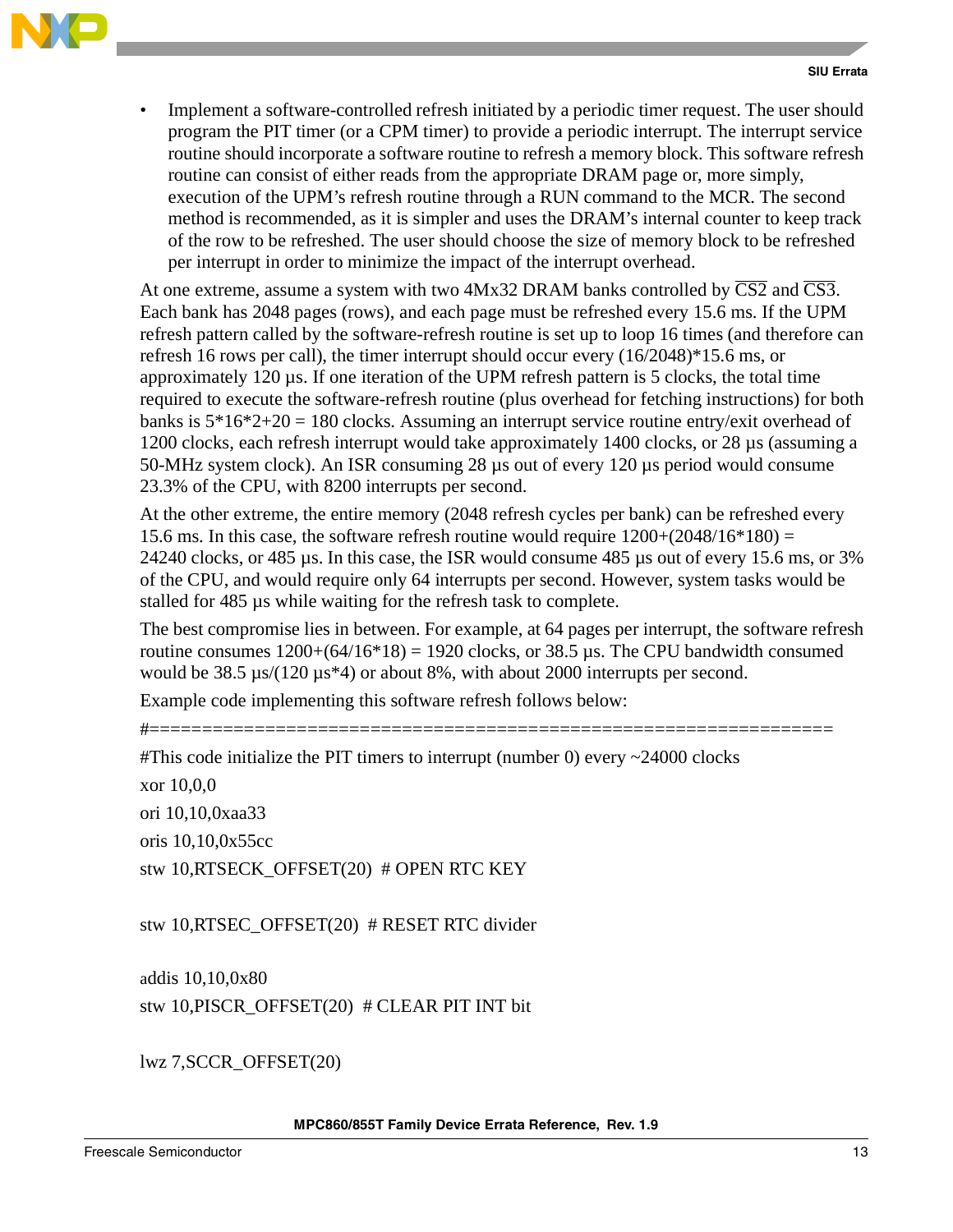- Implement a software-controlled refresh initiated by a periodic timer request. The user should program the PIT timer (or a CPM timer) to provide a periodic interrupt. The interrupt service routine should incorporate a software routine to refresh a memory block. This software refresh routine can consist of either reads from the appropriate DRAM page or, more simply, execution of the UPM's refresh routine through a RUN command to the MCR. The second method is recommended, as it is simpler and uses the DRAM's internal counter to keep track of the row to be refreshed. The user should choose the size of memory block to be refreshed per interrupt in order to minimize the impact of the interrupt overhead.

At one extreme, assume a system with two 4Mx32 DRAM banks controlled by $\overline{CS2}$ and $\overline{CS3}$. Each bank has 2048 pages (rows), and each page must be refreshed every 15.6 ms. If the UPM refresh pattern called by the software-refresh routine is set up to loop 16 times (and therefore can refresh 16 rows per call), the timer interrupt should occur every (16/2048)*15.6 ms, or approximately 120 µs. If one iteration of the UPM refresh pattern is 5 clocks, the total time required to execute the software-refresh routine (plus overhead for fetching instructions) for both banks is 5*16*2+20 = 180 clocks. Assuming an interrupt service routine entry/exit overhead of 1200 clocks, each refresh interrupt would take approximately 1400 clocks, or 28 µs (assuming a 50-MHz system clock). An ISR consuming 28 µs out of every 120 µs period would consume 23.3% of the CPU, with 8200 interrupts per second.

At the other extreme, the entire memory (2048 refresh cycles per bank) can be refreshed every 15.6 ms. In this case, the software refresh routine would require 1200+(2048/16*180) = 24240 clocks, or 485 µs. In this case, the ISR would consume 485 µs out of every 15.6 ms, or 3% of the CPU, and would require only 64 interrupts per second. However, system tasks would be stalled for 485 µs while waiting for the refresh task to complete.

The best compromise lies in between. For example, at 64 pages per interrupt, the software refresh routine consumes 1200+(64/16*18) = 1920 clocks, or 38.5 µs. The CPU bandwidth consumed would be 38.5 µs/(120 µs*4) or about 8%, with about 2000 interrupts per second.

Example code implementing this software refresh follows below:

```
#=================================================================
#This code initialize the PIT timers to interrupt (number 0) every ~24000 clocks
xor 10,0,0
ori 10,10,0xaa33
oris 10,10,0x55cc
stw 10,RTSECK_OFFSET(20)  # OPEN RTC KEY

stw 10,RTSEC_OFFSET(20)  # RESET RTC divider

addis 10,10,0x80
stw 10,PISCR_OFFSET(20)  # CLEAR PIT INT bit

lwz 7,SCCR_OFFSET(20)
```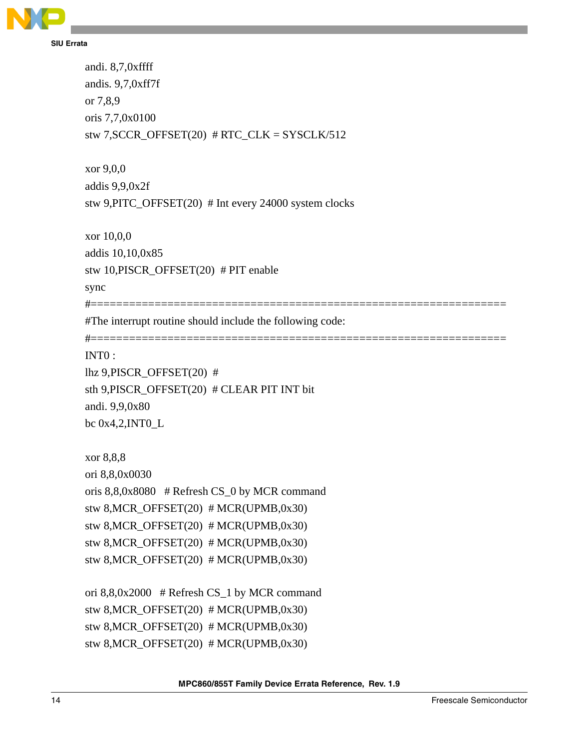```
andi. 8,7,0xffff
andis. 9,7,0xff7f
or 7,8,9
oris 7,7,0x0100
stw 7,SCCR_OFFSET(20)  # RTC_CLK = SYSCLK/512

xor 9,0,0
addis 9,9,0x2f
stw 9,PITC_OFFSET(20)  # Int every 24000 system clocks

xor 10,0,0
addis 10,10,0x85
stw 10,PISCR_OFFSET(20)  # PIT enable
sync
#=================================================================
#The interrupt routine should include the following code:
#=================================================================
INT0 :
lhz 9,PISCR_OFFSET(20)  #
sth 9,PISCR_OFFSET(20)  # CLEAR PIT INT bit
andi. 9,9,0x80
bc 0x4,2,INT0_L

xor 8,8,8
ori 8,8,0x0030
oris 8,8,0x8080   # Refresh CS_0 by MCR command
stw 8,MCR_OFFSET(20)  # MCR(UPMB,0x30)
stw 8,MCR_OFFSET(20)  # MCR(UPMB,0x30)
stw 8,MCR_OFFSET(20)  # MCR(UPMB,0x30)
stw 8,MCR_OFFSET(20)  # MCR(UPMB,0x30)

ori 8,8,0x2000   # Refresh CS_1 by MCR command
stw 8,MCR_OFFSET(20)  # MCR(UPMB,0x30)
stw 8,MCR_OFFSET(20)  # MCR(UPMB,0x30)
stw 8,MCR_OFFSET(20)  # MCR(UPMB,0x30)
```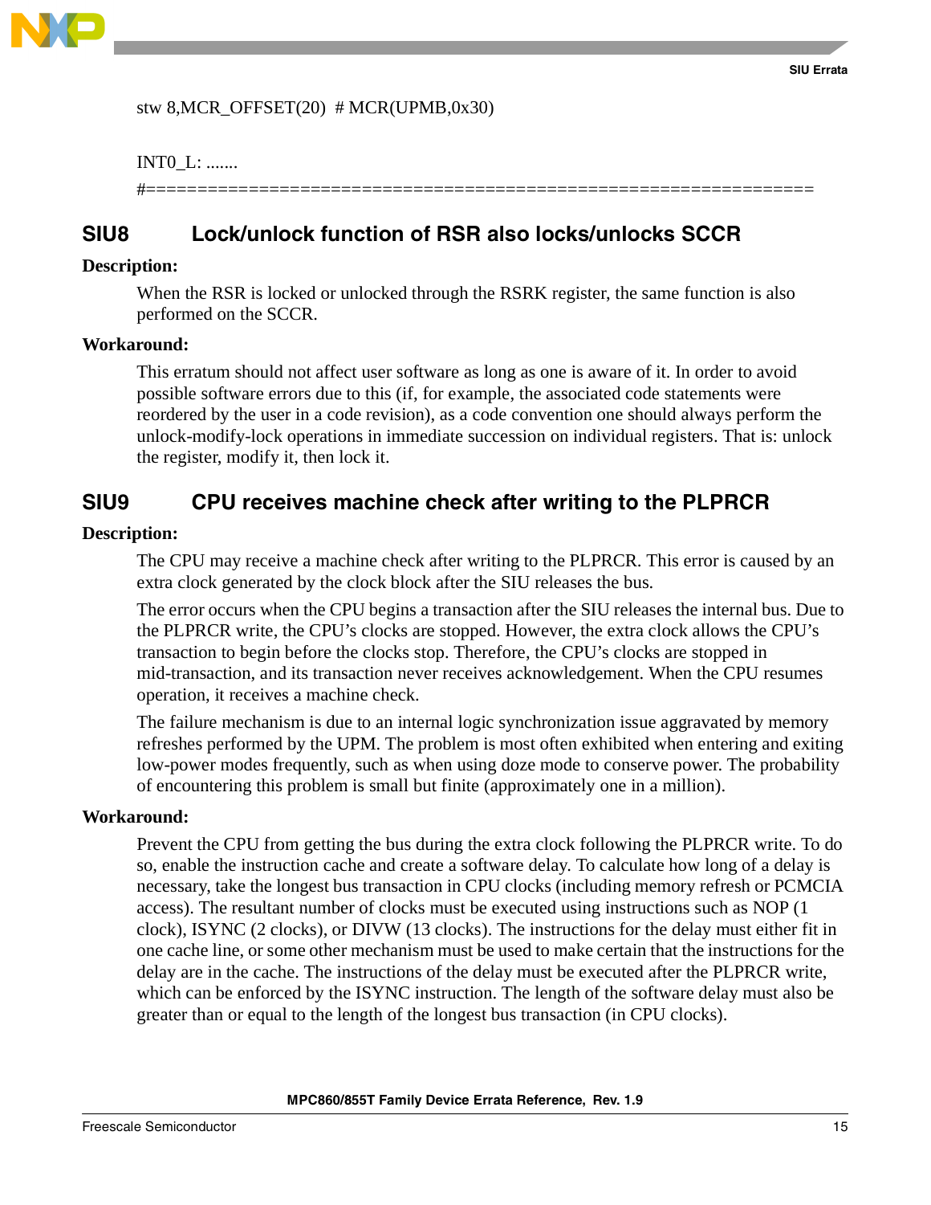```
stw 8,MCR_OFFSET(20)  # MCR(UPMB,0x30)

INT0_L: .......
#=================================================================
```

## SIU8 Lock/unlock function of RSR also locks/unlocks SCCR

**Description:**

When the RSR is locked or unlocked through the RSRK register, the same function is also performed on the SCCR.

**Workaround:**

This erratum should not affect user software as long as one is aware of it. In order to avoid possible software errors due to this (if, for example, the associated code statements were reordered by the user in a code revision), as a code convention one should always perform the unlock-modify-lock operations in immediate succession on individual registers. That is: unlock the register, modify it, then lock it.

## SIU9 CPU receives machine check after writing to the PLPRCR

**Description:**

The CPU may receive a machine check after writing to the PLPRCR. This error is caused by an extra clock generated by the clock block after the SIU releases the bus.

The error occurs when the CPU begins a transaction after the SIU releases the internal bus. Due to the PLPRCR write, the CPU's clocks are stopped. However, the extra clock allows the CPU's transaction to begin before the clocks stop. Therefore, the CPU's clocks are stopped in mid-transaction, and its transaction never receives acknowledgement. When the CPU resumes operation, it receives a machine check.

The failure mechanism is due to an internal logic synchronization issue aggravated by memory refreshes performed by the UPM. The problem is most often exhibited when entering and exiting low-power modes frequently, such as when using doze mode to conserve power. The probability of encountering this problem is small but finite (approximately one in a million).

**Workaround:**

Prevent the CPU from getting the bus during the extra clock following the PLPRCR write. To do so, enable the instruction cache and create a software delay. To calculate how long of a delay is necessary, take the longest bus transaction in CPU clocks (including memory refresh or PCMCIA access). The resultant number of clocks must be executed using instructions such as NOP (1 clock), ISYNC (2 clocks), or DIVW (13 clocks). The instructions for the delay must either fit in one cache line, or some other mechanism must be used to make certain that the instructions for the delay are in the cache. The instructions of the delay must be executed after the PLPRCR write, which can be enforced by the ISYNC instruction. The length of the software delay must also be greater than or equal to the length of the longest bus transaction (in CPU clocks).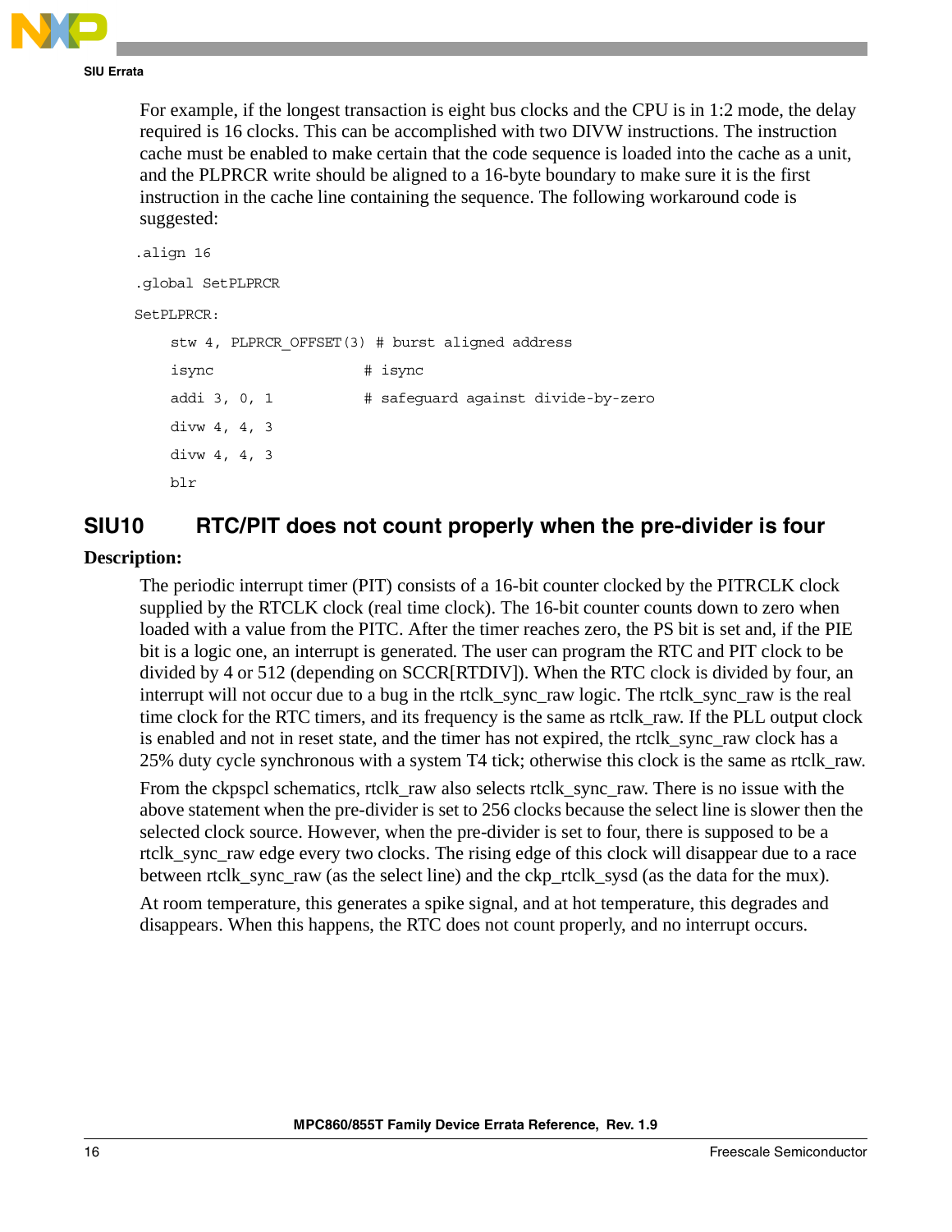For example, if the longest transaction is eight bus clocks and the CPU is in 1:2 mode, the delay required is 16 clocks. This can be accomplished with two DIVW instructions. The instruction cache must be enabled to make certain that the code sequence is loaded into the cache as a unit, and the PLPRCR write should be aligned to a 16-byte boundary to make sure it is the first instruction in the cache line containing the sequence. The following workaround code is suggested:

```
.align 16
.global SetPLPRCR
SetPLPRCR:
    stw 4, PLPRCR_OFFSET(3) # burst aligned address
    isync                   # isync
    addi 3, 0, 1            # safeguard against divide-by-zero
    divw 4, 4, 3
    divw 4, 4, 3
    blr
```

## SIU10 RTC/PIT does not count properly when the pre-divider is four

**Description:**

The periodic interrupt timer (PIT) consists of a 16-bit counter clocked by the PITRCLK clock supplied by the RTCLK clock (real time clock). The 16-bit counter counts down to zero when loaded with a value from the PITC. After the timer reaches zero, the PS bit is set and, if the PIE bit is a logic one, an interrupt is generated. The user can program the RTC and PIT clock to be divided by 4 or 512 (depending on SCCR[RTDIV]). When the RTC clock is divided by four, an interrupt will not occur due to a bug in the rtclk_sync_raw logic. The rtclk_sync_raw is the real time clock for the RTC timers, and its frequency is the same as rtclk_raw. If the PLL output clock is enabled and not in reset state, and the timer has not expired, the rtclk_sync_raw clock has a 25% duty cycle synchronous with a system T4 tick; otherwise this clock is the same as rtclk_raw.

From the ckpspcl schematics, rtclk_raw also selects rtclk_sync_raw. There is no issue with the above statement when the pre-divider is set to 256 clocks because the select line is slower then the selected clock source. However, when the pre-divider is set to four, there is supposed to be a rtclk_sync_raw edge every two clocks. The rising edge of this clock will disappear due to a race between rtclk_sync_raw (as the select line) and the ckp_rtclk_sysd (as the data for the mux).

At room temperature, this generates a spike signal, and at hot temperature, this degrades and disappears. When this happens, the RTC does not count properly, and no interrupt occurs.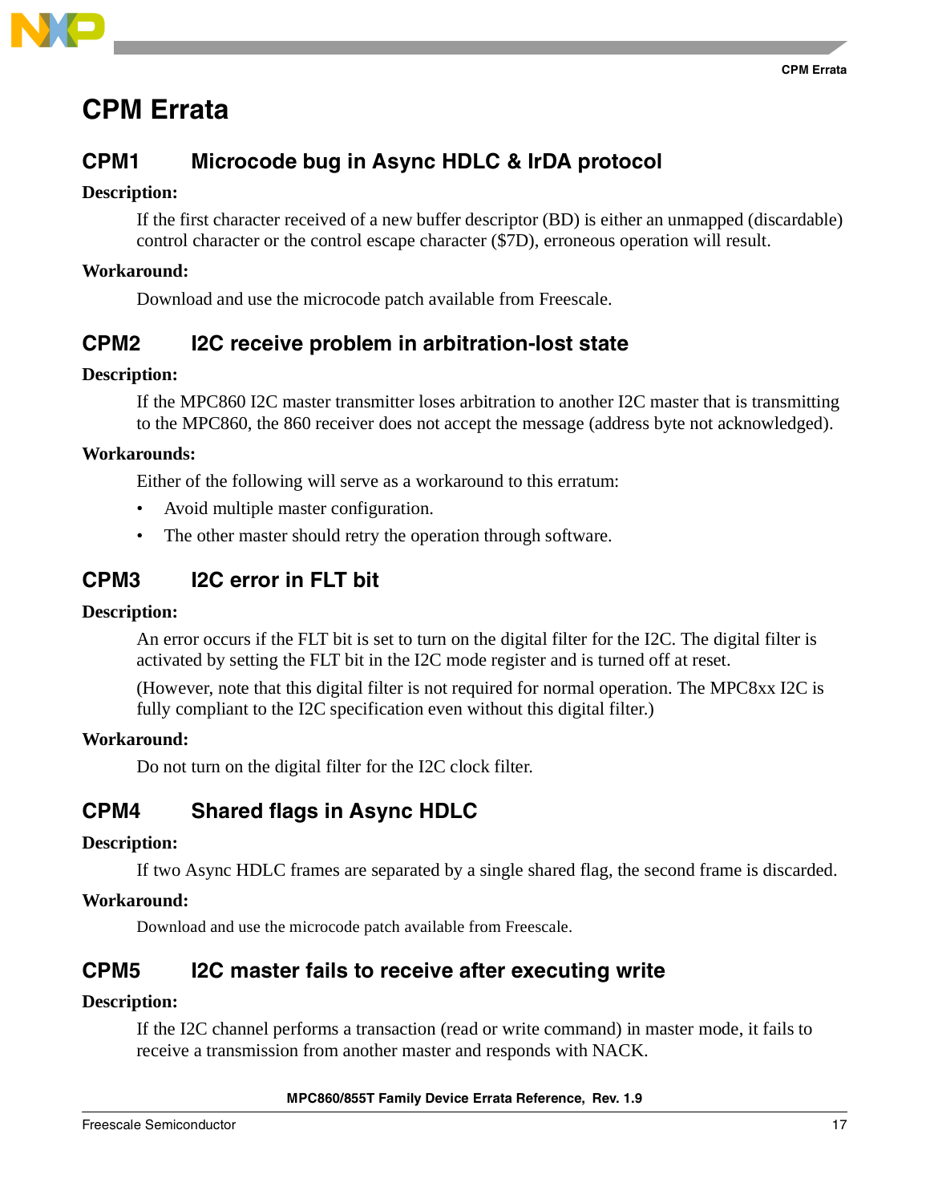# CPM Errata

## CPM1 Microcode bug in Async HDLC & IrDA protocol

**Description:**

If the first character received of a new buffer descriptor (BD) is either an unmapped (discardable) control character or the control escape character ($7D), erroneous operation will result.

**Workaround:**

Download and use the microcode patch available from Freescale.

## CPM2 I2C receive problem in arbitration-lost state

**Description:**

If the MPC860 I2C master transmitter loses arbitration to another I2C master that is transmitting to the MPC860, the 860 receiver does not accept the message (address byte not acknowledged).

**Workarounds:**

Either of the following will serve as a workaround to this erratum:

- Avoid multiple master configuration.
- The other master should retry the operation through software.

## CPM3 I2C error in FLT bit

**Description:**

An error occurs if the FLT bit is set to turn on the digital filter for the I2C. The digital filter is activated by setting the FLT bit in the I2C mode register and is turned off at reset.

(However, note that this digital filter is not required for normal operation. The MPC8xx I2C is fully compliant to the I2C specification even without this digital filter.)

**Workaround:**

Do not turn on the digital filter for the I2C clock filter.

## CPM4 Shared flags in Async HDLC

**Description:**

If two Async HDLC frames are separated by a single shared flag, the second frame is discarded.

**Workaround:**

Download and use the microcode patch available from Freescale.

## CPM5 I2C master fails to receive after executing write

**Description:**

If the I2C channel performs a transaction (read or write command) in master mode, it fails to receive a transmission from another master and responds with NACK.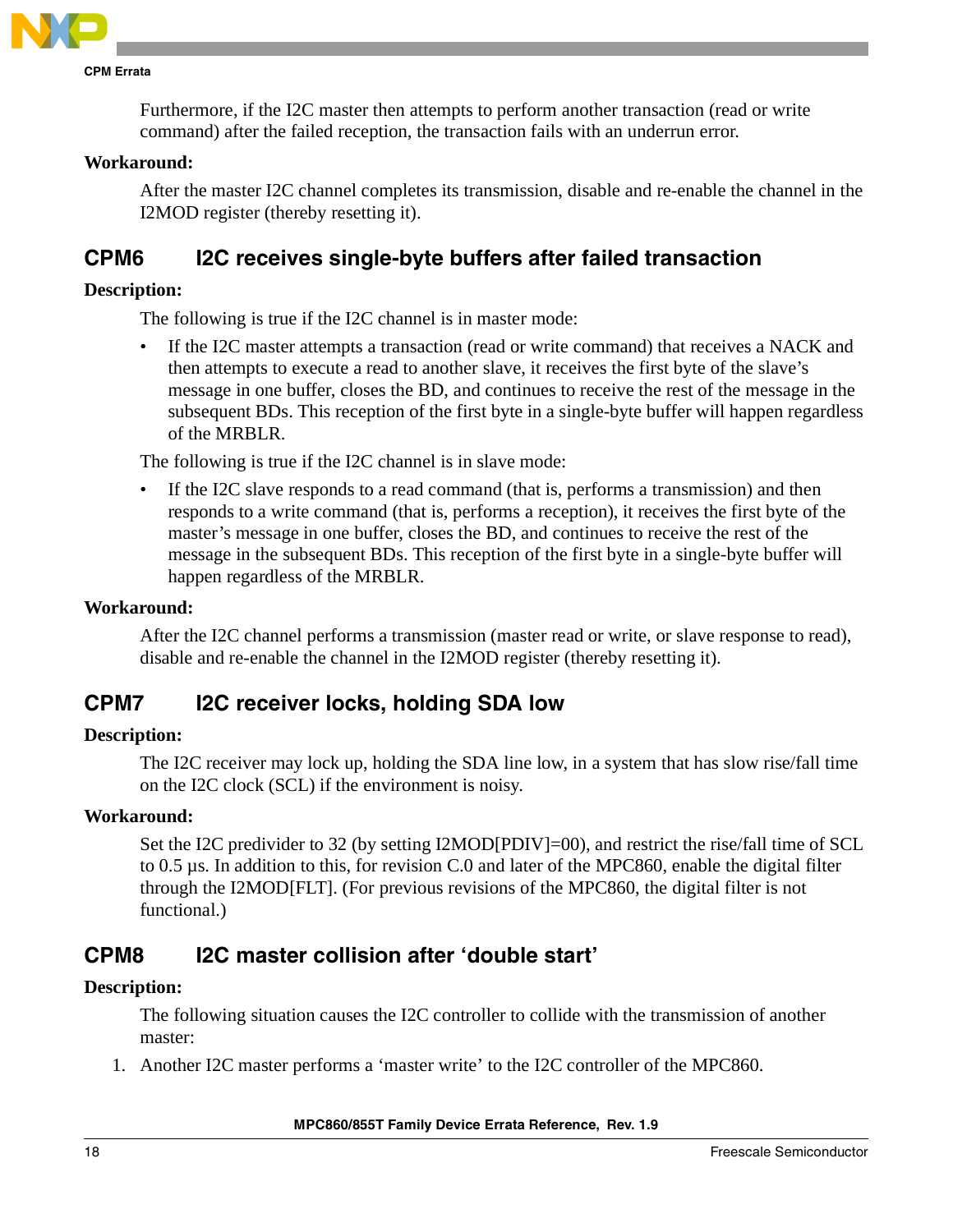Furthermore, if the I2C master then attempts to perform another transaction (read or write command) after the failed reception, the transaction fails with an underrun error.

**Workaround:**

After the master I2C channel completes its transmission, disable and re-enable the channel in the I2MOD register (thereby resetting it).

## CPM6 I2C receives single-byte buffers after failed transaction

**Description:**

The following is true if the I2C channel is in master mode:

- If the I2C master attempts a transaction (read or write command) that receives a NACK and then attempts to execute a read to another slave, it receives the first byte of the slave's message in one buffer, closes the BD, and continues to receive the rest of the message in the subsequent BDs. This reception of the first byte in a single-byte buffer will happen regardless of the MRBLR.

The following is true if the I2C channel is in slave mode:

- If the I2C slave responds to a read command (that is, performs a transmission) and then responds to a write command (that is, performs a reception), it receives the first byte of the master's message in one buffer, closes the BD, and continues to receive the rest of the message in the subsequent BDs. This reception of the first byte in a single-byte buffer will happen regardless of the MRBLR.

**Workaround:**

After the I2C channel performs a transmission (master read or write, or slave response to read), disable and re-enable the channel in the I2MOD register (thereby resetting it).

## CPM7 I2C receiver locks, holding SDA low

**Description:**

The I2C receiver may lock up, holding the SDA line low, in a system that has slow rise/fall time on the I2C clock (SCL) if the environment is noisy.

**Workaround:**

Set the I2C predivider to 32 (by setting I2MOD[PDIV]=00), and restrict the rise/fall time of SCL to 0.5 µs. In addition to this, for revision C.0 and later of the MPC860, enable the digital filter through the I2MOD[FLT]. (For previous revisions of the MPC860, the digital filter is not functional.)

## CPM8 I2C master collision after 'double start'

**Description:**

The following situation causes the I2C controller to collide with the transmission of another master:

1. Another I2C master performs a 'master write' to the I2C controller of the MPC860.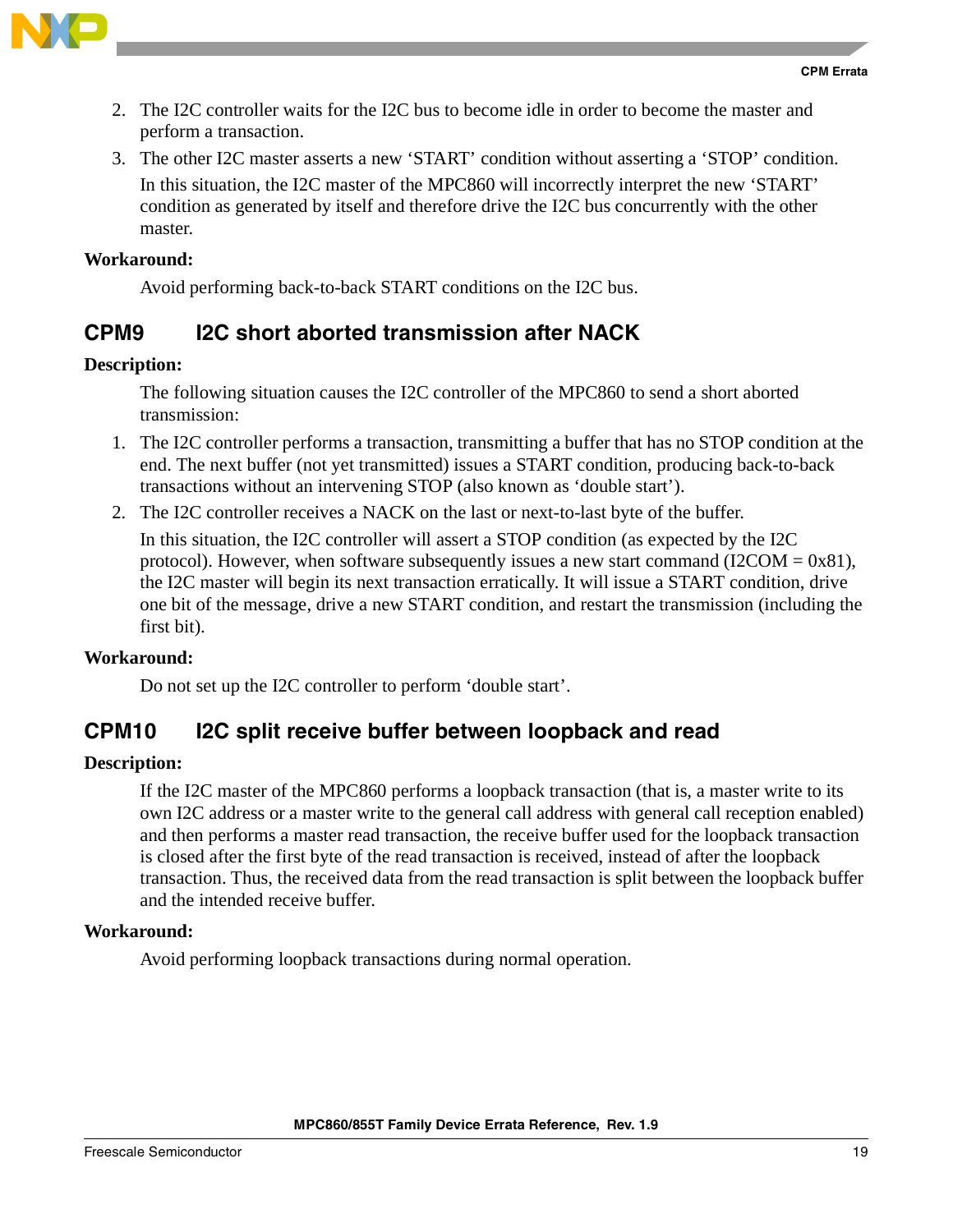2. The I2C controller waits for the I2C bus to become idle in order to become the master and perform a transaction.
3. The other I2C master asserts a new 'START' condition without asserting a 'STOP' condition.

   In this situation, the I2C master of the MPC860 will incorrectly interpret the new 'START' condition as generated by itself and therefore drive the I2C bus concurrently with the other master.

**Workaround:**

Avoid performing back-to-back START conditions on the I2C bus.

## CPM9 I2C short aborted transmission after NACK

**Description:**

The following situation causes the I2C controller of the MPC860 to send a short aborted transmission:

1. The I2C controller performs a transaction, transmitting a buffer that has no STOP condition at the end. The next buffer (not yet transmitted) issues a START condition, producing back-to-back transactions without an intervening STOP (also known as 'double start').
2. The I2C controller receives a NACK on the last or next-to-last byte of the buffer.

   In this situation, the I2C controller will assert a STOP condition (as expected by the I2C protocol). However, when software subsequently issues a new start command (I2COM = 0x81), the I2C master will begin its next transaction erratically. It will issue a START condition, drive one bit of the message, drive a new START condition, and restart the transmission (including the first bit).

**Workaround:**

Do not set up the I2C controller to perform 'double start'.

## CPM10 I2C split receive buffer between loopback and read

**Description:**

If the I2C master of the MPC860 performs a loopback transaction (that is, a master write to its own I2C address or a master write to the general call address with general call reception enabled) and then performs a master read transaction, the receive buffer used for the loopback transaction is closed after the first byte of the read transaction is received, instead of after the loopback transaction. Thus, the received data from the read transaction is split between the loopback buffer and the intended receive buffer.

**Workaround:**

Avoid performing loopback transactions during normal operation.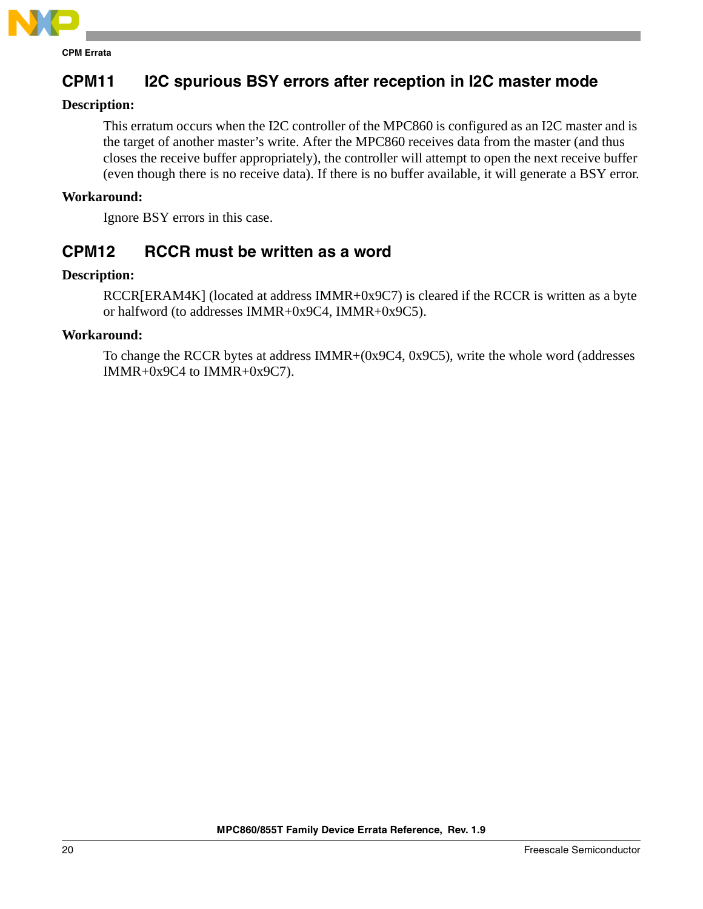## CPM11 I2C spurious BSY errors after reception in I2C master mode

**Description:**

This erratum occurs when the I2C controller of the MPC860 is configured as an I2C master and is the target of another master's write. After the MPC860 receives data from the master (and thus closes the receive buffer appropriately), the controller will attempt to open the next receive buffer (even though there is no receive data). If there is no buffer available, it will generate a BSY error.

**Workaround:**

Ignore BSY errors in this case.

## CPM12 RCCR must be written as a word

**Description:**

RCCR[ERAM4K] (located at address IMMR+0x9C7) is cleared if the RCCR is written as a byte or halfword (to addresses IMMR+0x9C4, IMMR+0x9C5).

**Workaround:**

To change the RCCR bytes at address IMMR+(0x9C4, 0x9C5), write the whole word (addresses IMMR+0x9C4 to IMMR+0x9C7).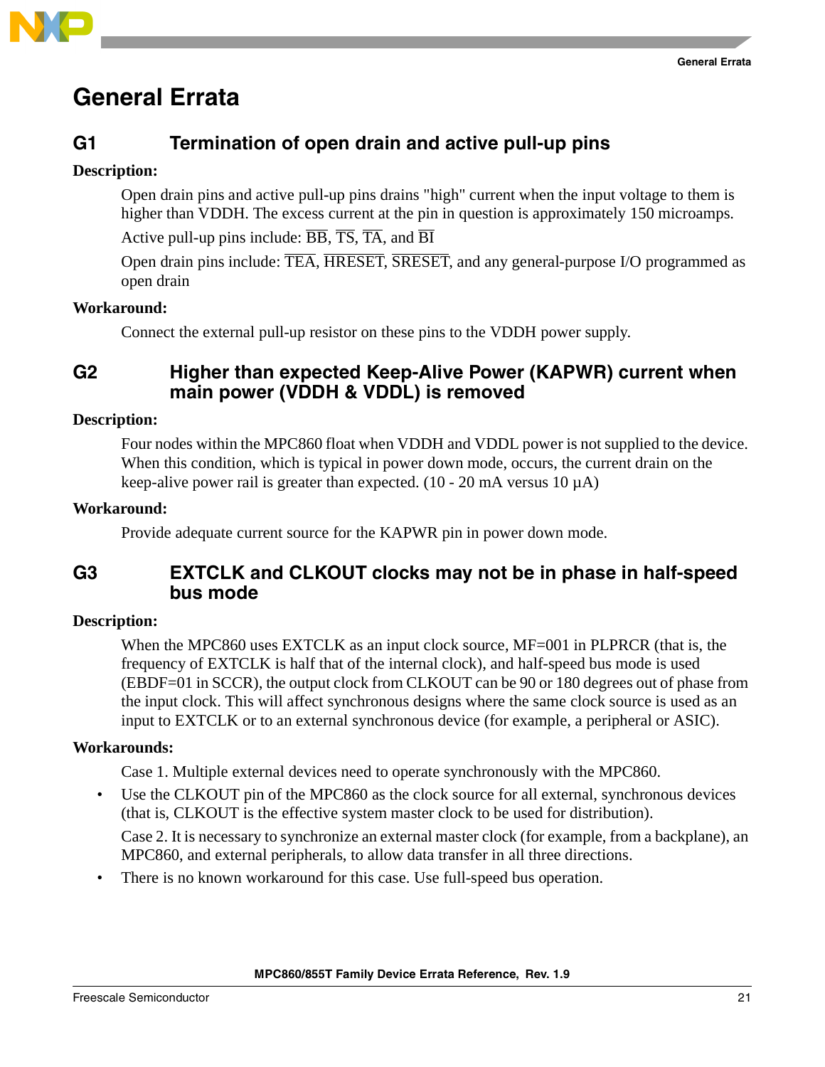# General Errata

## G1 Termination of open drain and active pull-up pins

**Description:**

Open drain pins and active pull-up pins drains "high" current when the input voltage to them is higher than VDDH. The excess current at the pin in question is approximately 150 microamps.

Active pull-up pins include: $\overline{\text{BB}}$, $\overline{\text{TS}}$, $\overline{\text{TA}}$, and $\overline{\text{BI}}$

Open drain pins include: $\overline{\text{TEA}}$, $\overline{\text{HRESET}}$, $\overline{\text{SRESET}}$, and any general-purpose I/O programmed as open drain

**Workaround:**

Connect the external pull-up resistor on these pins to the VDDH power supply.

## G2 Higher than expected Keep-Alive Power (KAPWR) current when main power (VDDH & VDDL) is removed

**Description:**

Four nodes within the MPC860 float when VDDH and VDDL power is not supplied to the device. When this condition, which is typical in power down mode, occurs, the current drain on the keep-alive power rail is greater than expected. (10 - 20 mA versus 10 µA)

**Workaround:**

Provide adequate current source for the KAPWR pin in power down mode.

## G3 EXTCLK and CLKOUT clocks may not be in phase in half-speed bus mode

**Description:**

When the MPC860 uses EXTCLK as an input clock source, MF=001 in PLPRCR (that is, the frequency of EXTCLK is half that of the internal clock), and half-speed bus mode is used (EBDF=01 in SCCR), the output clock from CLKOUT can be 90 or 180 degrees out of phase from the input clock. This will affect synchronous designs where the same clock source is used as an input to EXTCLK or to an external synchronous device (for example, a peripheral or ASIC).

**Workarounds:**

Case 1. Multiple external devices need to operate synchronously with the MPC860.

- Use the CLKOUT pin of the MPC860 as the clock source for all external, synchronous devices (that is, CLKOUT is the effective system master clock to be used for distribution).

Case 2. It is necessary to synchronize an external master clock (for example, from a backplane), an MPC860, and external peripherals, to allow data transfer in all three directions.

- There is no known workaround for this case. Use full-speed bus operation.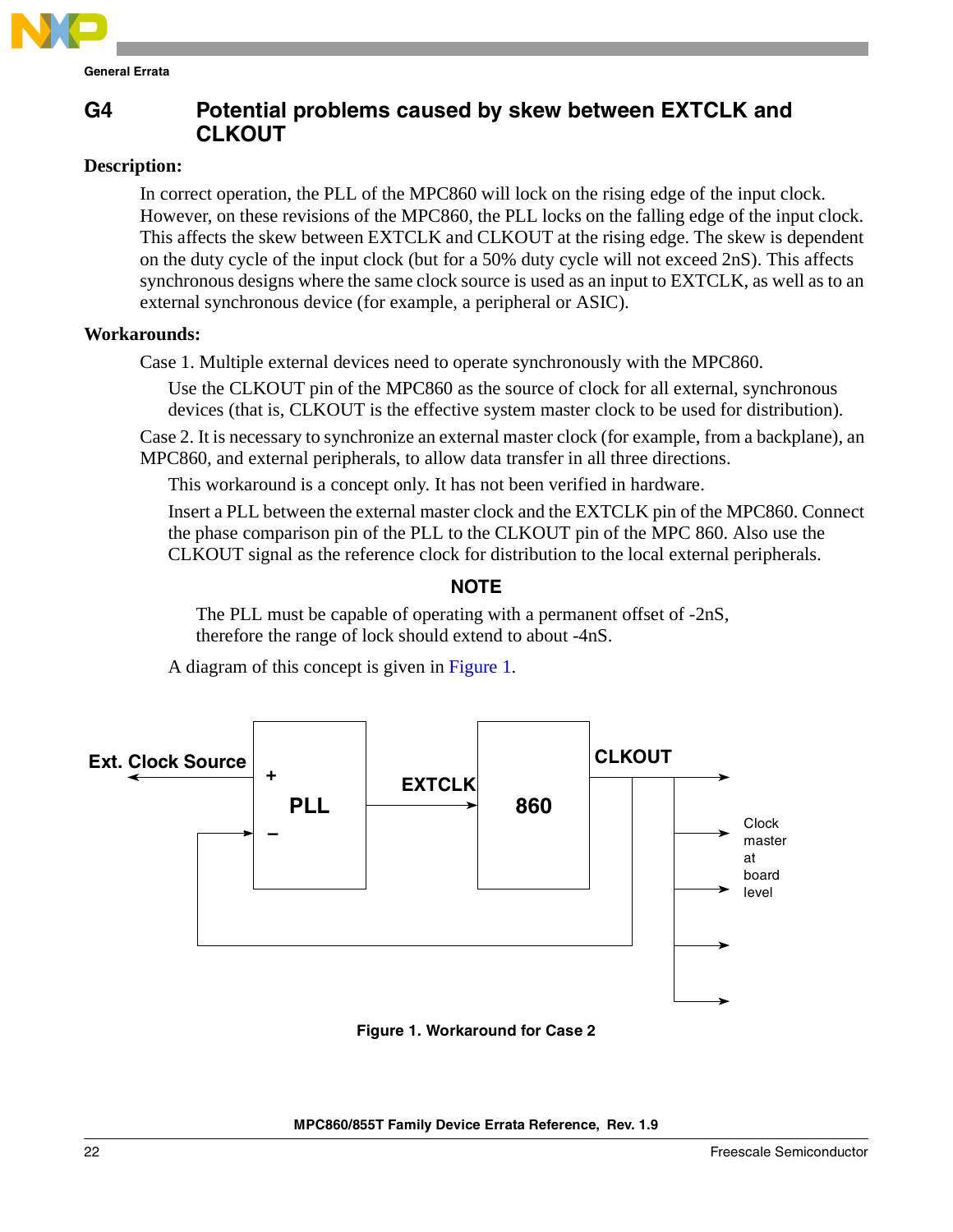## G4 Potential problems caused by skew between EXTCLK and CLKOUT

**Description:**

In correct operation, the PLL of the MPC860 will lock on the rising edge of the input clock. However, on these revisions of the MPC860, the PLL locks on the falling edge of the input clock. This affects the skew between EXTCLK and CLKOUT at the rising edge. The skew is dependent on the duty cycle of the input clock (but for a 50% duty cycle will not exceed 2nS). This affects synchronous designs where the same clock source is used as an input to EXTCLK, as well as to an external synchronous device (for example, a peripheral or ASIC).

**Workarounds:**

Case 1. Multiple external devices need to operate synchronously with the MPC860.

Use the CLKOUT pin of the MPC860 as the source of clock for all external, synchronous devices (that is, CLKOUT is the effective system master clock to be used for distribution).

Case 2. It is necessary to synchronize an external master clock (for example, from a backplane), an MPC860, and external peripherals, to allow data transfer in all three directions.

This workaround is a concept only. It has not been verified in hardware.

Insert a PLL between the external master clock and the EXTCLK pin of the MPC860. Connect the phase comparison pin of the PLL to the CLKOUT pin of the MPC 860. Also use the CLKOUT signal as the reference clock for distribution to the local external peripherals.

**NOTE**

The PLL must be capable of operating with a permanent offset of -2nS, therefore the range of lock should extend to about -4nS.

A diagram of this concept is given in Figure 1.

Ext. Clock Source + PLL − EXTCLK 860 CLKOUT Clock master at board level

Figure 1. Workaround for Case 2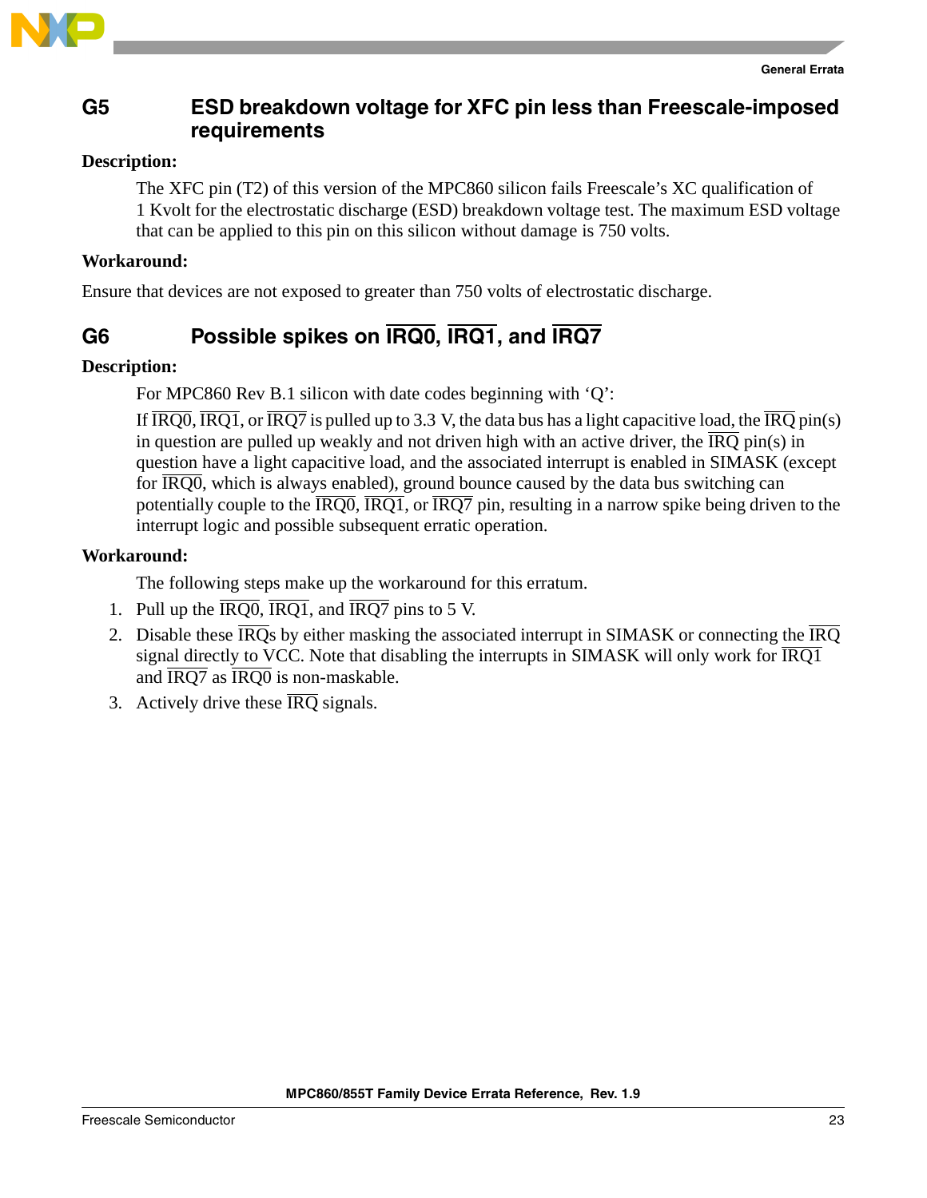## G5 ESD breakdown voltage for XFC pin less than Freescale-imposed requirements

**Description:**

The XFC pin (T2) of this version of the MPC860 silicon fails Freescale's XC qualification of 1 Kvolt for the electrostatic discharge (ESD) breakdown voltage test. The maximum ESD voltage that can be applied to this pin on this silicon without damage is 750 volts.

**Workaround:**

Ensure that devices are not exposed to greater than 750 volts of electrostatic discharge.

## G6 Possible spikes on $\overline{\text{IRQ0}}$, $\overline{\text{IRQ1}}$, and $\overline{\text{IRQ7}}$

**Description:**

For MPC860 Rev B.1 silicon with date codes beginning with 'Q':

If $\overline{\text{IRQ0}}$, $\overline{\text{IRQ1}}$, or $\overline{\text{IRQ7}}$ is pulled up to 3.3 V, the data bus has a light capacitive load, the $\overline{\text{IRQ}}$ pin(s) in question are pulled up weakly and not driven high with an active driver, the $\overline{\text{IRQ}}$ pin(s) in question have a light capacitive load, and the associated interrupt is enabled in SIMASK (except for $\overline{\text{IRQ0}}$, which is always enabled), ground bounce caused by the data bus switching can potentially couple to the $\overline{\text{IRQ0}}$, $\overline{\text{IRQ1}}$, or $\overline{\text{IRQ7}}$ pin, resulting in a narrow spike being driven to the interrupt logic and possible subsequent erratic operation.

**Workaround:**

The following steps make up the workaround for this erratum.

1. Pull up the $\overline{\text{IRQ0}}$, $\overline{\text{IRQ1}}$, and $\overline{\text{IRQ7}}$ pins to 5 V.
2. Disable these $\overline{\text{IRQ}}$s by either masking the associated interrupt in SIMASK or connecting the $\overline{\text{IRQ}}$ signal directly to VCC. Note that disabling the interrupts in SIMASK will only work for $\overline{\text{IRQ1}}$ and $\overline{\text{IRQ7}}$ as $\overline{\text{IRQ0}}$ is non-maskable.
3. Actively drive these $\overline{\text{IRQ}}$ signals.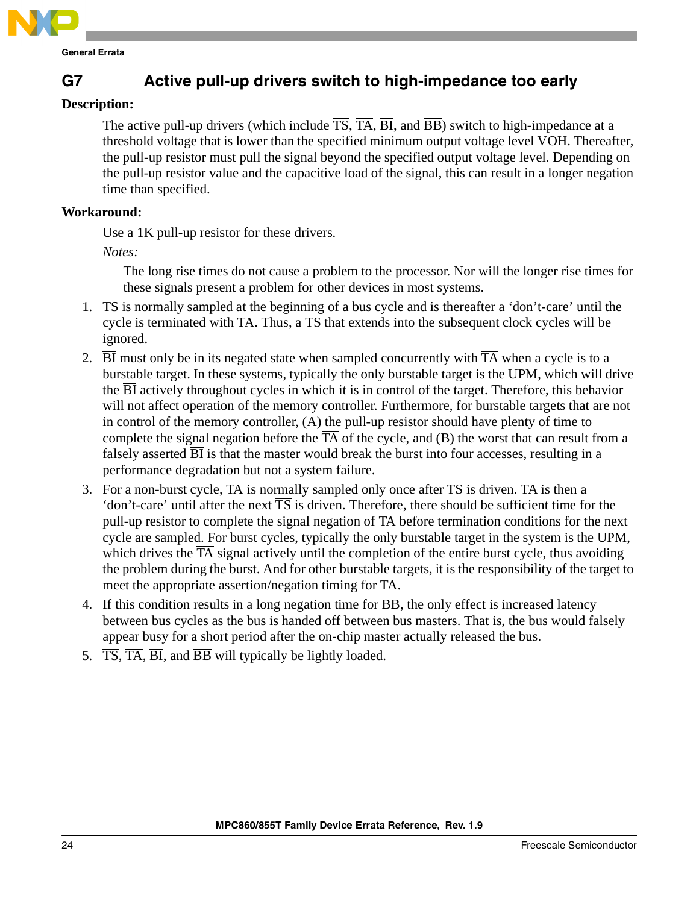## G7 Active pull-up drivers switch to high-impedance too early

**Description:**

The active pull-up drivers (which include $\overline{TS}$, $\overline{TA}$, $\overline{BI}$, and $\overline{BB}$) switch to high-impedance at a threshold voltage that is lower than the specified minimum output voltage level VOH. Thereafter, the pull-up resistor must pull the signal beyond the specified output voltage level. Depending on the pull-up resistor value and the capacitive load of the signal, this can result in a longer negation time than specified.

**Workaround:**

Use a 1K pull-up resistor for these drivers.

*Notes:*

The long rise times do not cause a problem to the processor. Nor will the longer rise times for these signals present a problem for other devices in most systems.

1. $\overline{TS}$ is normally sampled at the beginning of a bus cycle and is thereafter a 'don't-care' until the cycle is terminated with $\overline{TA}$. Thus, a $\overline{TS}$ that extends into the subsequent clock cycles will be ignored.
2. $\overline{BI}$ must only be in its negated state when sampled concurrently with $\overline{TA}$ when a cycle is to a burstable target. In these systems, typically the only burstable target is the UPM, which will drive the $\overline{BI}$ actively throughout cycles in which it is in control of the target. Therefore, this behavior will not affect operation of the memory controller. Furthermore, for burstable targets that are not in control of the memory controller, (A) the pull-up resistor should have plenty of time to complete the signal negation before the $\overline{TA}$ of the cycle, and (B) the worst that can result from a falsely asserted $\overline{BI}$ is that the master would break the burst into four accesses, resulting in a performance degradation but not a system failure.
3. For a non-burst cycle, $\overline{TA}$ is normally sampled only once after $\overline{TS}$ is driven. $\overline{TA}$ is then a 'don't-care' until after the next $\overline{TS}$ is driven. Therefore, there should be sufficient time for the pull-up resistor to complete the signal negation of $\overline{TA}$ before termination conditions for the next cycle are sampled. For burst cycles, typically the only burstable target in the system is the UPM, which drives the $\overline{TA}$ signal actively until the completion of the entire burst cycle, thus avoiding the problem during the burst. And for other burstable targets, it is the responsibility of the target to meet the appropriate assertion/negation timing for $\overline{TA}$.
4. If this condition results in a long negation time for $\overline{BB}$, the only effect is increased latency between bus cycles as the bus is handed off between bus masters. That is, the bus would falsely appear busy for a short period after the on-chip master actually released the bus.
5. $\overline{TS}$, $\overline{TA}$, $\overline{BI}$, and $\overline{BB}$ will typically be lightly loaded.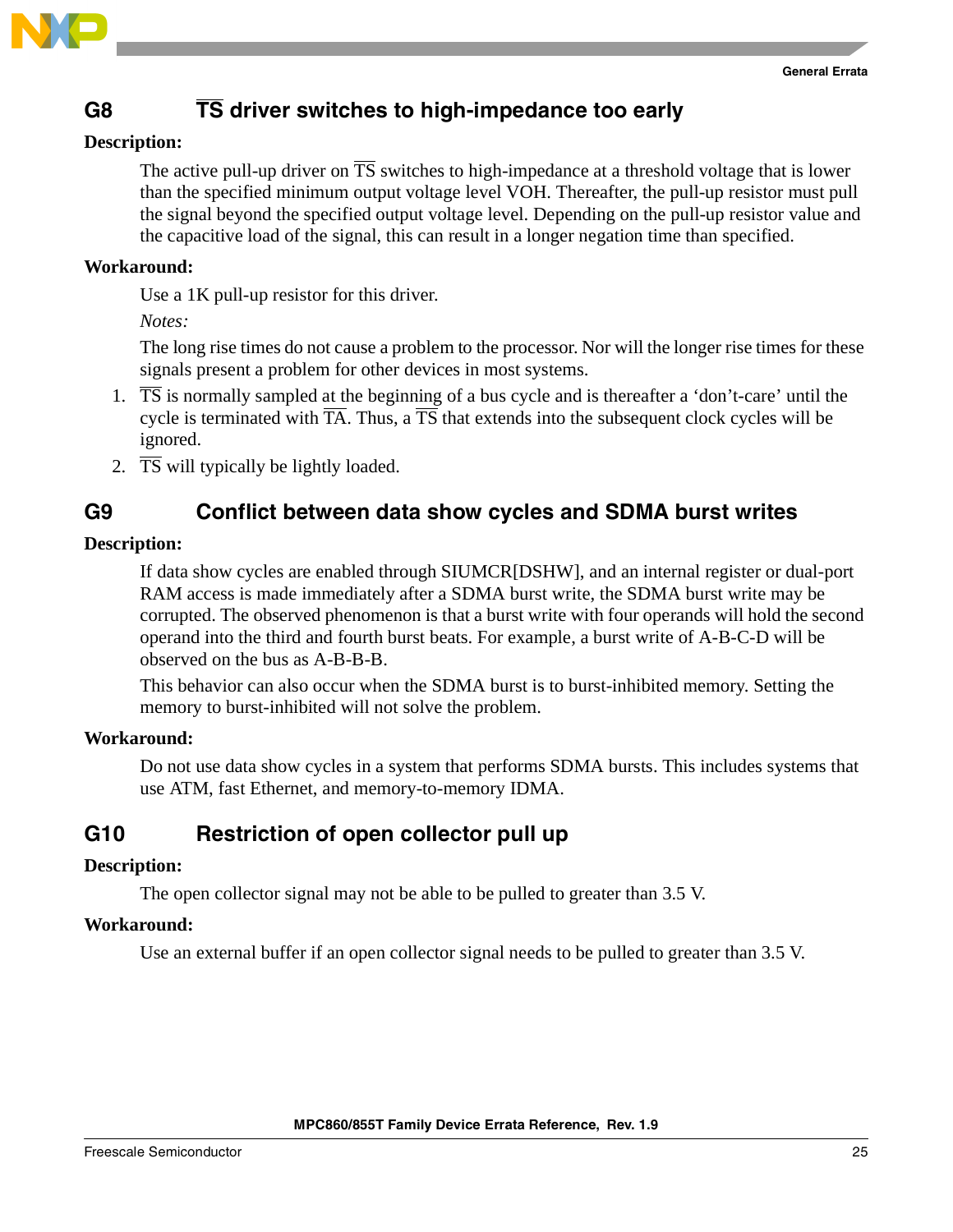## G8 TS driver switches to high-impedance too early

**Description:**

The active pull-up driver on TS switches to high-impedance at a threshold voltage that is lower than the specified minimum output voltage level VOH. Thereafter, the pull-up resistor must pull the signal beyond the specified output voltage level. Depending on the pull-up resistor value and the capacitive load of the signal, this can result in a longer negation time than specified.

**Workaround:**

Use a 1K pull-up resistor for this driver.

*Notes:*

The long rise times do not cause a problem to the processor. Nor will the longer rise times for these signals present a problem for other devices in most systems.

1. TS is normally sampled at the beginning of a bus cycle and is thereafter a 'don't-care' until the cycle is terminated with TA. Thus, a TS that extends into the subsequent clock cycles will be ignored.
2. TS will typically be lightly loaded.

## G9 Conflict between data show cycles and SDMA burst writes

**Description:**

If data show cycles are enabled through SIUMCR[DSHW], and an internal register or dual-port RAM access is made immediately after a SDMA burst write, the SDMA burst write may be corrupted. The observed phenomenon is that a burst write with four operands will hold the second operand into the third and fourth burst beats. For example, a burst write of A-B-C-D will be observed on the bus as A-B-B-B.

This behavior can also occur when the SDMA burst is to burst-inhibited memory. Setting the memory to burst-inhibited will not solve the problem.

**Workaround:**

Do not use data show cycles in a system that performs SDMA bursts. This includes systems that use ATM, fast Ethernet, and memory-to-memory IDMA.

## G10 Restriction of open collector pull up

**Description:**

The open collector signal may not be able to be pulled to greater than 3.5 V.

**Workaround:**

Use an external buffer if an open collector signal needs to be pulled to greater than 3.5 V.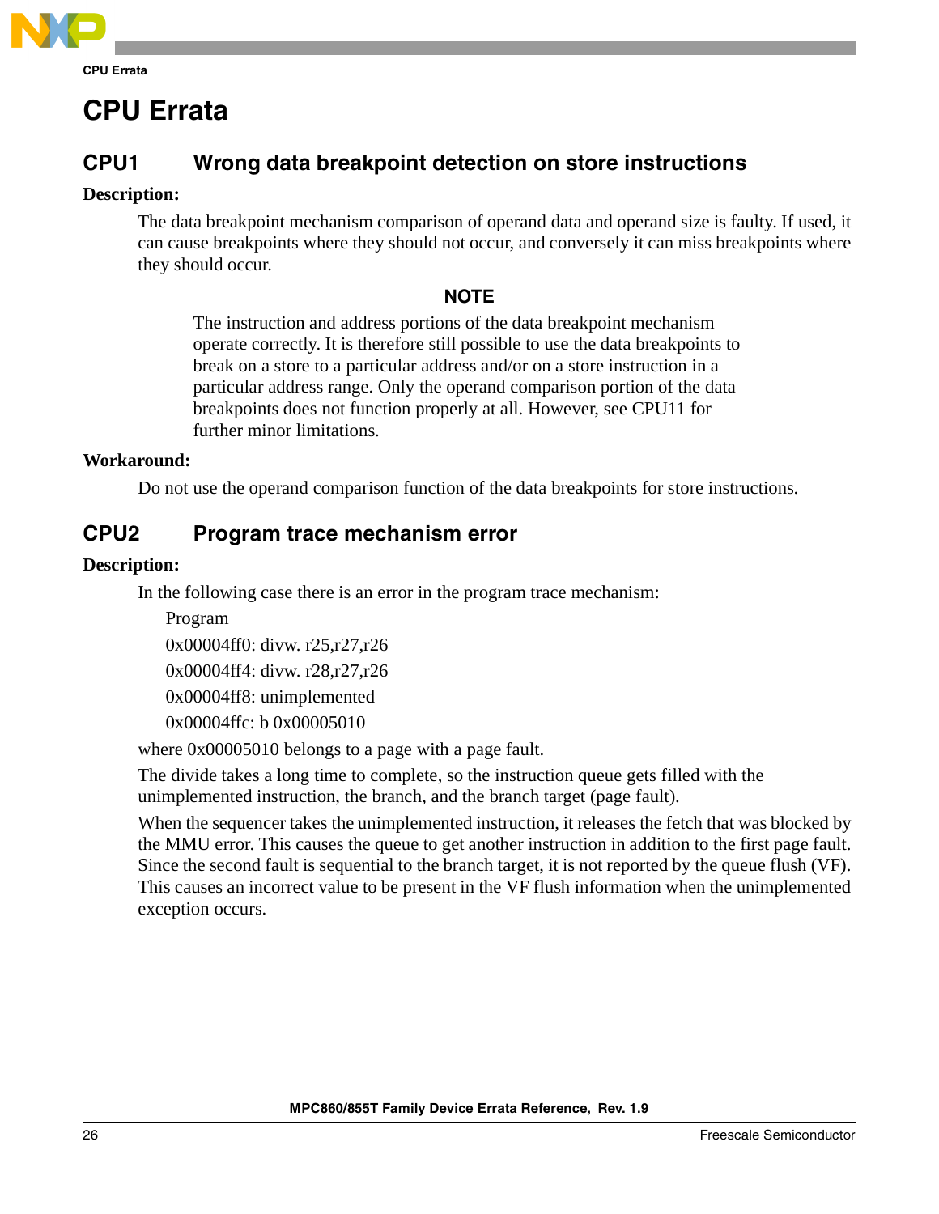# CPU Errata

## CPU1 Wrong data breakpoint detection on store instructions

**Description:**

The data breakpoint mechanism comparison of operand data and operand size is faulty. If used, it can cause breakpoints where they should not occur, and conversely it can miss breakpoints where they should occur.

**NOTE**

The instruction and address portions of the data breakpoint mechanism operate correctly. It is therefore still possible to use the data breakpoints to break on a store to a particular address and/or on a store instruction in a particular address range. Only the operand comparison portion of the data breakpoints does not function properly at all. However, see CPU11 for further minor limitations.

**Workaround:**

Do not use the operand comparison function of the data breakpoints for store instructions.

## CPU2 Program trace mechanism error

**Description:**

In the following case there is an error in the program trace mechanism:

```
Program
0x00004ff0: divw. r25,r27,r26
0x00004ff4: divw. r28,r27,r26
0x00004ff8: unimplemented
0x00004ffc: b 0x00005010
```

where 0x00005010 belongs to a page with a page fault.

The divide takes a long time to complete, so the instruction queue gets filled with the unimplemented instruction, the branch, and the branch target (page fault).

When the sequencer takes the unimplemented instruction, it releases the fetch that was blocked by the MMU error. This causes the queue to get another instruction in addition to the first page fault. Since the second fault is sequential to the branch target, it is not reported by the queue flush (VF). This causes an incorrect value to be present in the VF flush information when the unimplemented exception occurs.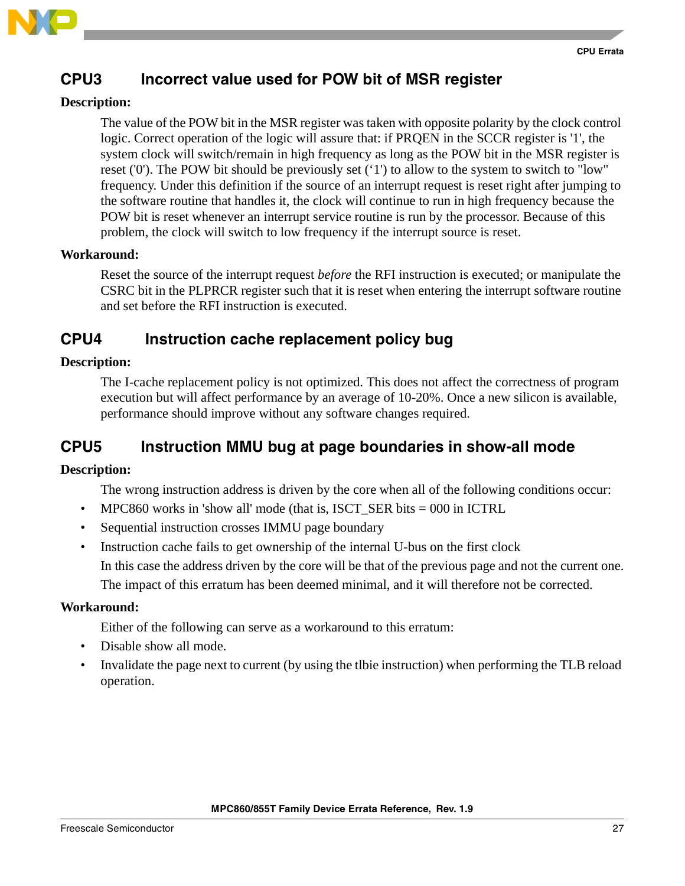## CPU3 Incorrect value used for POW bit of MSR register

**Description:**

The value of the POW bit in the MSR register was taken with opposite polarity by the clock control logic. Correct operation of the logic will assure that: if PRQEN in the SCCR register is '1', the system clock will switch/remain in high frequency as long as the POW bit in the MSR register is reset ('0'). The POW bit should be previously set ('1') to allow to the system to switch to "low" frequency. Under this definition if the source of an interrupt request is reset right after jumping to the software routine that handles it, the clock will continue to run in high frequency because the POW bit is reset whenever an interrupt service routine is run by the processor. Because of this problem, the clock will switch to low frequency if the interrupt source is reset.

**Workaround:**

Reset the source of the interrupt request *before* the RFI instruction is executed; or manipulate the CSRC bit in the PLPRCR register such that it is reset when entering the interrupt software routine and set before the RFI instruction is executed.

## CPU4 Instruction cache replacement policy bug

**Description:**

The I-cache replacement policy is not optimized. This does not affect the correctness of program execution but will affect performance by an average of 10-20%. Once a new silicon is available, performance should improve without any software changes required.

## CPU5 Instruction MMU bug at page boundaries in show-all mode

**Description:**

The wrong instruction address is driven by the core when all of the following conditions occur:

- MPC860 works in 'show all' mode (that is, ISCT_SER bits = 000 in ICTRL
- Sequential instruction crosses IMMU page boundary
- Instruction cache fails to get ownership of the internal U-bus on the first clock

  In this case the address driven by the core will be that of the previous page and not the current one.

  The impact of this erratum has been deemed minimal, and it will therefore not be corrected.

**Workaround:**

Either of the following can serve as a workaround to this erratum:

- Disable show all mode.
- Invalidate the page next to current (by using the tlbie instruction) when performing the TLB reload operation.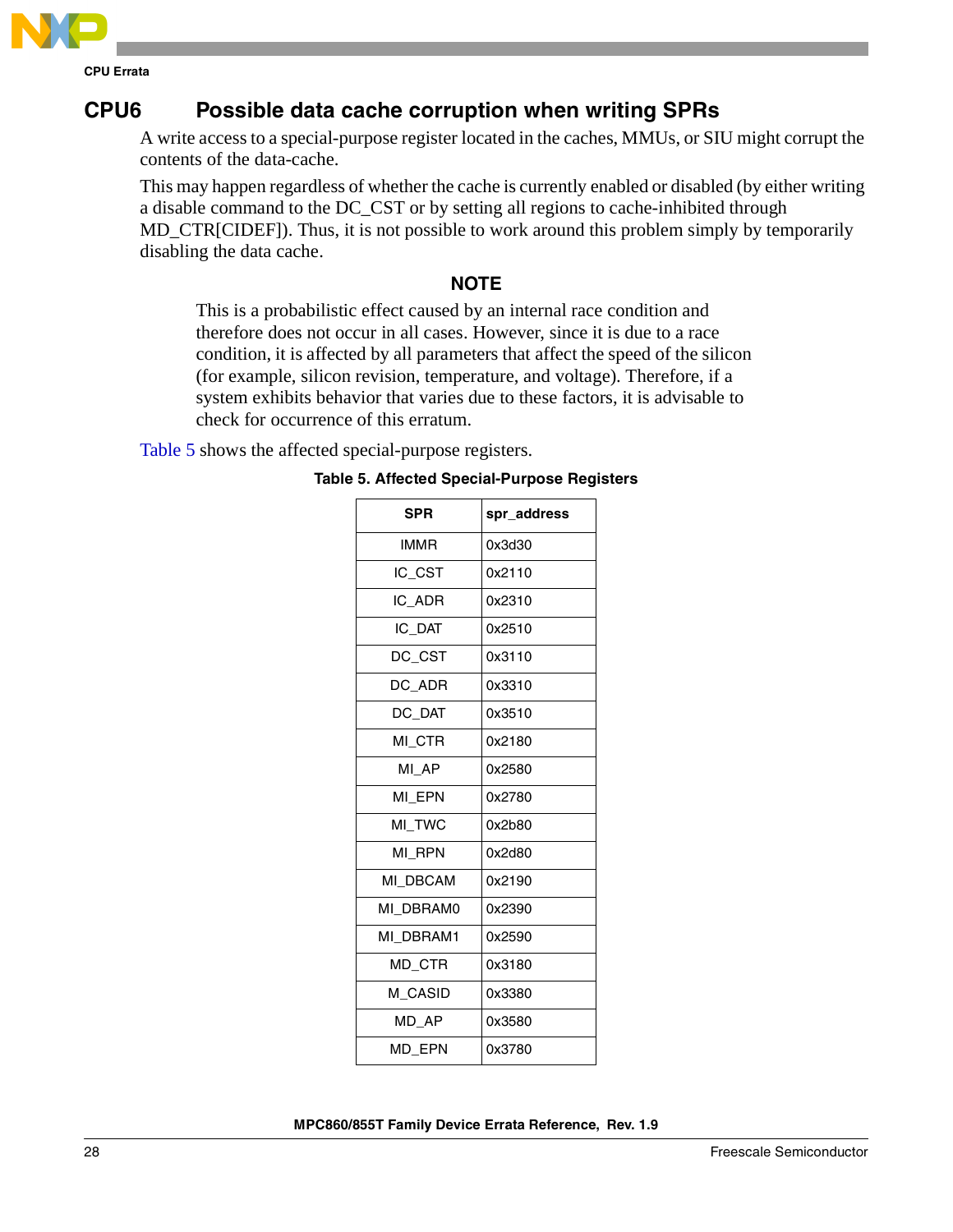## CPU6 Possible data cache corruption when writing SPRs

A write access to a special-purpose register located in the caches, MMUs, or SIU might corrupt the contents of the data-cache.

This may happen regardless of whether the cache is currently enabled or disabled (by either writing a disable command to the DC_CST or by setting all regions to cache-inhibited through MD_CTR[CIDEF]). Thus, it is not possible to work around this problem simply by temporarily disabling the data cache.

**NOTE**

This is a probabilistic effect caused by an internal race condition and therefore does not occur in all cases. However, since it is due to a race condition, it is affected by all parameters that affect the speed of the silicon (for example, silicon revision, temperature, and voltage). Therefore, if a system exhibits behavior that varies due to these factors, it is advisable to check for occurrence of this erratum.

Table 5 shows the affected special-purpose registers.

**Table 5. Affected Special-Purpose Registers**

| SPR | spr_address |
|---|---|
| IMMR | 0x3d30 |
| IC_CST | 0x2110 |
| IC_ADR | 0x2310 |
| IC_DAT | 0x2510 |
| DC_CST | 0x3110 |
| DC_ADR | 0x3310 |
| DC_DAT | 0x3510 |
| MI_CTR | 0x2180 |
| MI_AP | 0x2580 |
| MI_EPN | 0x2780 |
| MI_TWC | 0x2b80 |
| MI_RPN | 0x2d80 |
| MI_DBCAM | 0x2190 |
| MI_DBRAM0 | 0x2390 |
| MI_DBRAM1 | 0x2590 |
| MD_CTR | 0x3180 |
| M_CASID | 0x3380 |
| MD_AP | 0x3580 |
| MD_EPN | 0x3780 |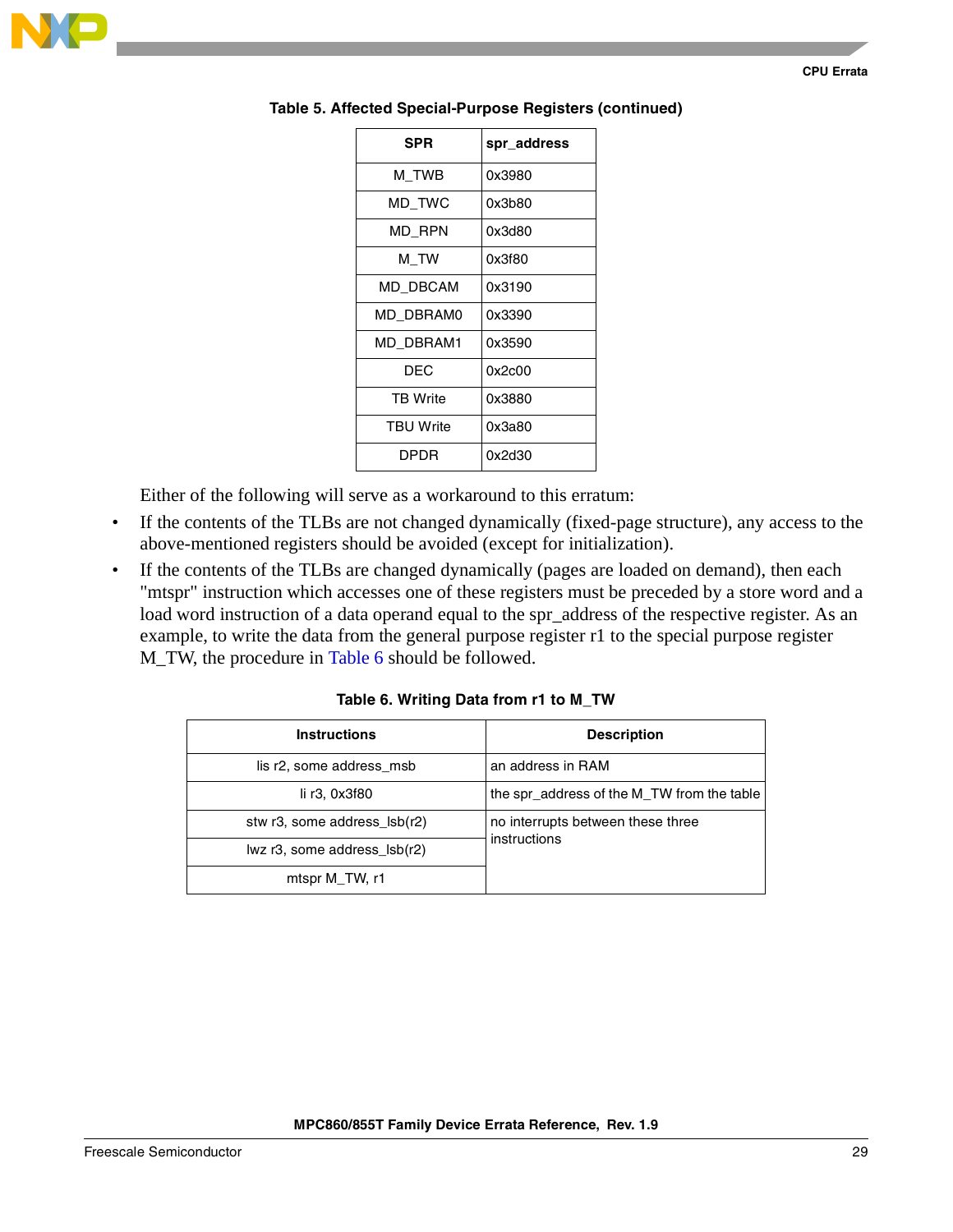**Table 5. Affected Special-Purpose Registers (continued)**

| SPR | spr_address |
|---|---|
| M_TWB | 0x3980 |
| MD_TWC | 0x3b80 |
| MD_RPN | 0x3d80 |
| M_TW | 0x3f80 |
| MD_DBCAM | 0x3190 |
| MD_DBRAM0 | 0x3390 |
| MD_DBRAM1 | 0x3590 |
| DEC | 0x2c00 |
| TB Write | 0x3880 |
| TBU Write | 0x3a80 |
| DPDR | 0x2d30 |

Either of the following will serve as a workaround to this erratum:

- If the contents of the TLBs are not changed dynamically (fixed-page structure), any access to the above-mentioned registers should be avoided (except for initialization).
- If the contents of the TLBs are changed dynamically (pages are loaded on demand), then each "mtspr" instruction which accesses one of these registers must be preceded by a store word and a load word instruction of a data operand equal to the spr_address of the respective register. As an example, to write the data from the general purpose register r1 to the special purpose register M_TW, the procedure in Table 6 should be followed.

**Table 6. Writing Data from r1 to M_TW**

| Instructions | Description |
|---|---|
| lis r2, some address_msb | an address in RAM |
| li r3, 0x3f80 | the spr_address of the M_TW from the table |
| stw r3, some address_lsb(r2) | no interrupts between these three instructions |
| lwz r3, some address_lsb(r2) | |
| mtspr M_TW, r1 | |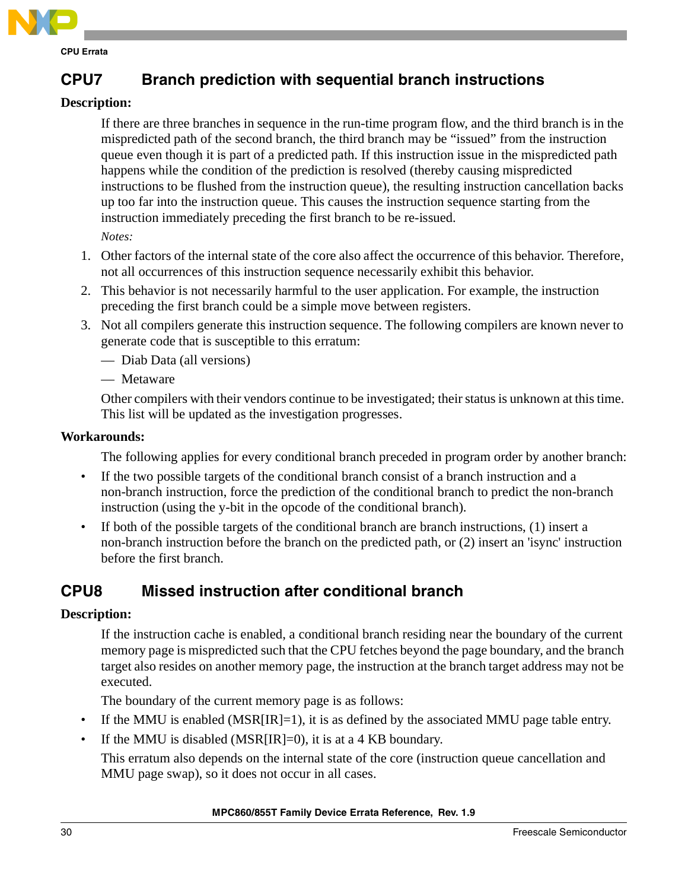## CPU7 Branch prediction with sequential branch instructions

**Description:**

If there are three branches in sequence in the run-time program flow, and the third branch is in the mispredicted path of the second branch, the third branch may be "issued" from the instruction queue even though it is part of a predicted path. If this instruction issue in the mispredicted path happens while the condition of the prediction is resolved (thereby causing mispredicted instructions to be flushed from the instruction queue), the resulting instruction cancellation backs up too far into the instruction queue. This causes the instruction sequence starting from the instruction immediately preceding the first branch to be re-issued.

*Notes:*

1. Other factors of the internal state of the core also affect the occurrence of this behavior. Therefore, not all occurrences of this instruction sequence necessarily exhibit this behavior.
2. This behavior is not necessarily harmful to the user application. For example, the instruction preceding the first branch could be a simple move between registers.
3. Not all compilers generate this instruction sequence. The following compilers are known never to generate code that is susceptible to this erratum:
   - Diab Data (all versions)
   - Metaware

   Other compilers with their vendors continue to be investigated; their status is unknown at this time. This list will be updated as the investigation progresses.

**Workarounds:**

The following applies for every conditional branch preceded in program order by another branch:

- If the two possible targets of the conditional branch consist of a branch instruction and a non-branch instruction, force the prediction of the conditional branch to predict the non-branch instruction (using the y-bit in the opcode of the conditional branch).
- If both of the possible targets of the conditional branch are branch instructions, (1) insert a non-branch instruction before the branch on the predicted path, or (2) insert an 'isync' instruction before the first branch.

## CPU8 Missed instruction after conditional branch

**Description:**

If the instruction cache is enabled, a conditional branch residing near the boundary of the current memory page is mispredicted such that the CPU fetches beyond the page boundary, and the branch target also resides on another memory page, the instruction at the branch target address may not be executed.

The boundary of the current memory page is as follows:

- If the MMU is enabled (MSR[IR]=1), it is as defined by the associated MMU page table entry.
- If the MMU is disabled (MSR[IR]=0), it is at a 4 KB boundary.

This erratum also depends on the internal state of the core (instruction queue cancellation and MMU page swap), so it does not occur in all cases.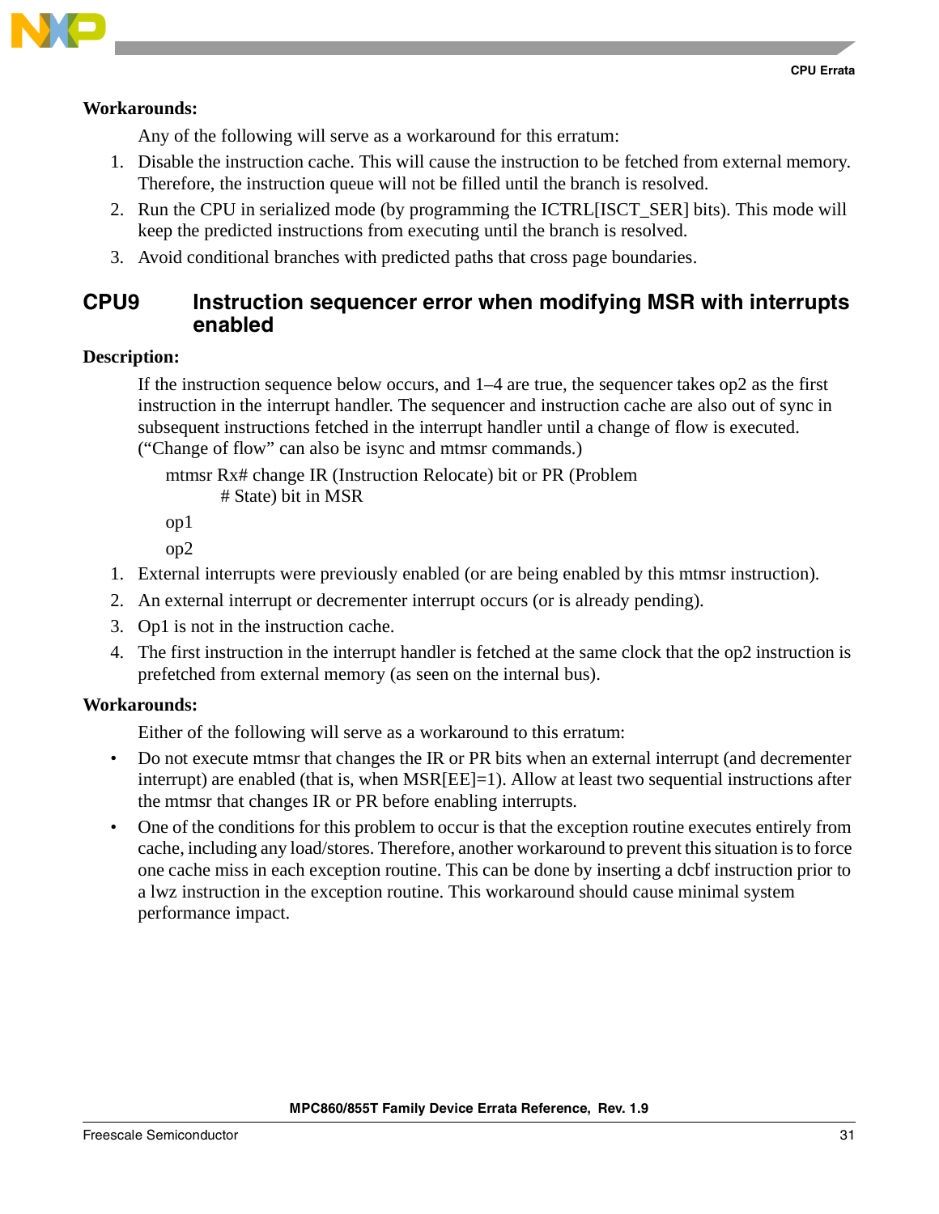**Workarounds:**

Any of the following will serve as a workaround for this erratum:

1. Disable the instruction cache. This will cause the instruction to be fetched from external memory. Therefore, the instruction queue will not be filled until the branch is resolved.
2. Run the CPU in serialized mode (by programming the ICTRL[ISCT_SER] bits). This mode will keep the predicted instructions from executing until the branch is resolved.
3. Avoid conditional branches with predicted paths that cross page boundaries.

## CPU9 Instruction sequencer error when modifying MSR with interrupts enabled

**Description:**

If the instruction sequence below occurs, and 1–4 are true, the sequencer takes op2 as the first instruction in the interrupt handler. The sequencer and instruction cache are also out of sync in subsequent instructions fetched in the interrupt handler until a change of flow is executed. (“Change of flow” can also be isync and mtmsr commands.)

```
mtmsr Rx# change IR (Instruction Relocate) bit or PR (Problem
        # State) bit in MSR
op1
op2
```

1. External interrupts were previously enabled (or are being enabled by this mtmsr instruction).
2. An external interrupt or decrementer interrupt occurs (or is already pending).
3. Op1 is not in the instruction cache.
4. The first instruction in the interrupt handler is fetched at the same clock that the op2 instruction is prefetched from external memory (as seen on the internal bus).

**Workarounds:**

Either of the following will serve as a workaround to this erratum:

- Do not execute mtmsr that changes the IR or PR bits when an external interrupt (and decrementer interrupt) are enabled (that is, when MSR[EE]=1). Allow at least two sequential instructions after the mtmsr that changes IR or PR before enabling interrupts.
- One of the conditions for this problem to occur is that the exception routine executes entirely from cache, including any load/stores. Therefore, another workaround to prevent this situation is to force one cache miss in each exception routine. This can be done by inserting a dcbf instruction prior to a lwz instruction in the exception routine. This workaround should cause minimal system performance impact.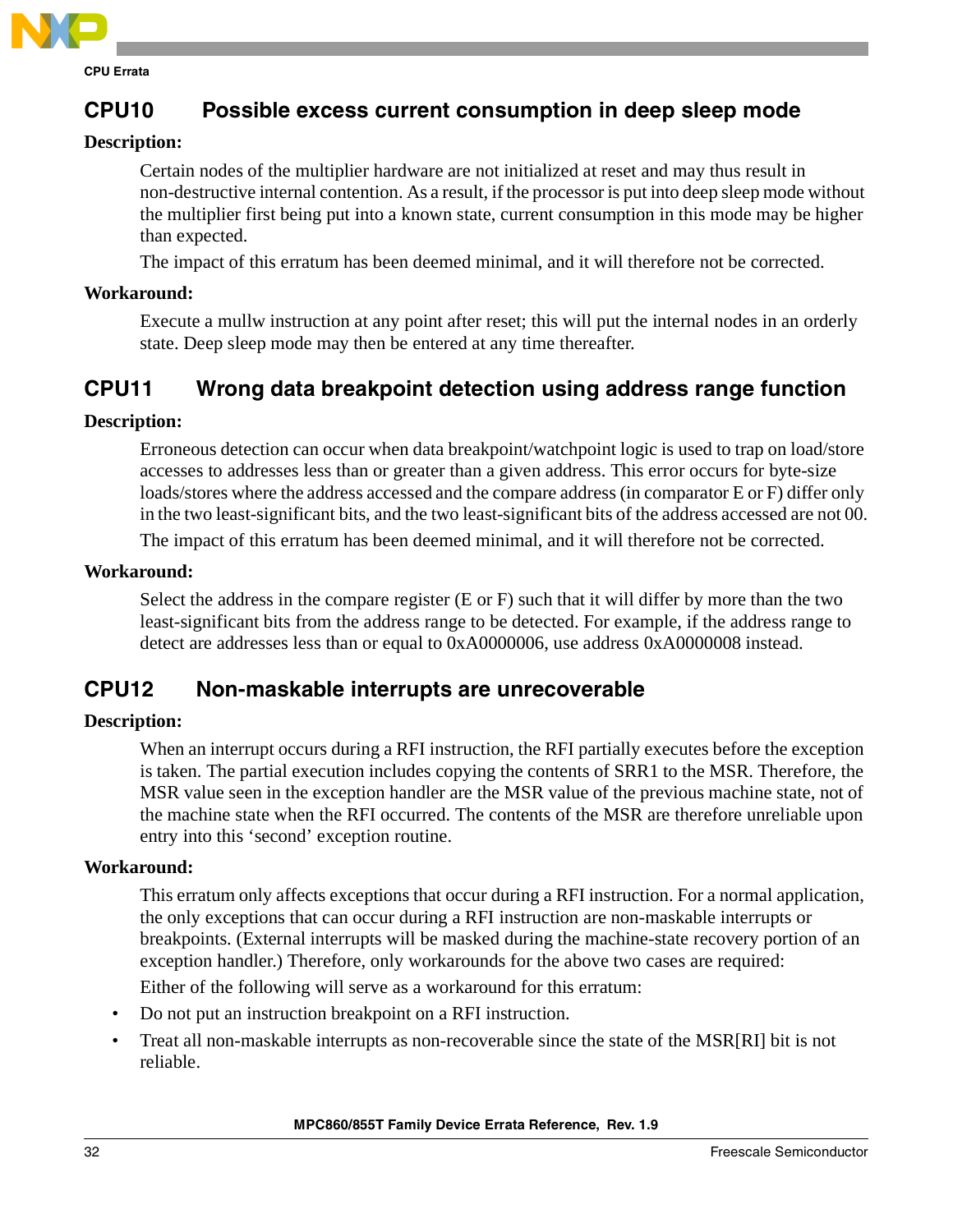## CPU10 Possible excess current consumption in deep sleep mode

**Description:**

Certain nodes of the multiplier hardware are not initialized at reset and may thus result in non-destructive internal contention. As a result, if the processor is put into deep sleep mode without the multiplier first being put into a known state, current consumption in this mode may be higher than expected.

The impact of this erratum has been deemed minimal, and it will therefore not be corrected.

**Workaround:**

Execute a mullw instruction at any point after reset; this will put the internal nodes in an orderly state. Deep sleep mode may then be entered at any time thereafter.

## CPU11 Wrong data breakpoint detection using address range function

**Description:**

Erroneous detection can occur when data breakpoint/watchpoint logic is used to trap on load/store accesses to addresses less than or greater than a given address. This error occurs for byte-size loads/stores where the address accessed and the compare address (in comparator E or F) differ only in the two least-significant bits, and the two least-significant bits of the address accessed are not 00.

The impact of this erratum has been deemed minimal, and it will therefore not be corrected.

**Workaround:**

Select the address in the compare register (E or F) such that it will differ by more than the two least-significant bits from the address range to be detected. For example, if the address range to detect are addresses less than or equal to 0xA0000006, use address 0xA0000008 instead.

## CPU12 Non-maskable interrupts are unrecoverable

**Description:**

When an interrupt occurs during a RFI instruction, the RFI partially executes before the exception is taken. The partial execution includes copying the contents of SRR1 to the MSR. Therefore, the MSR value seen in the exception handler are the MSR value of the previous machine state, not of the machine state when the RFI occurred. The contents of the MSR are therefore unreliable upon entry into this 'second' exception routine.

**Workaround:**

This erratum only affects exceptions that occur during a RFI instruction. For a normal application, the only exceptions that can occur during a RFI instruction are non-maskable interrupts or breakpoints. (External interrupts will be masked during the machine-state recovery portion of an exception handler.) Therefore, only workarounds for the above two cases are required:

Either of the following will serve as a workaround for this erratum:

- Do not put an instruction breakpoint on a RFI instruction.
- Treat all non-maskable interrupts as non-recoverable since the state of the MSR[RI] bit is not reliable.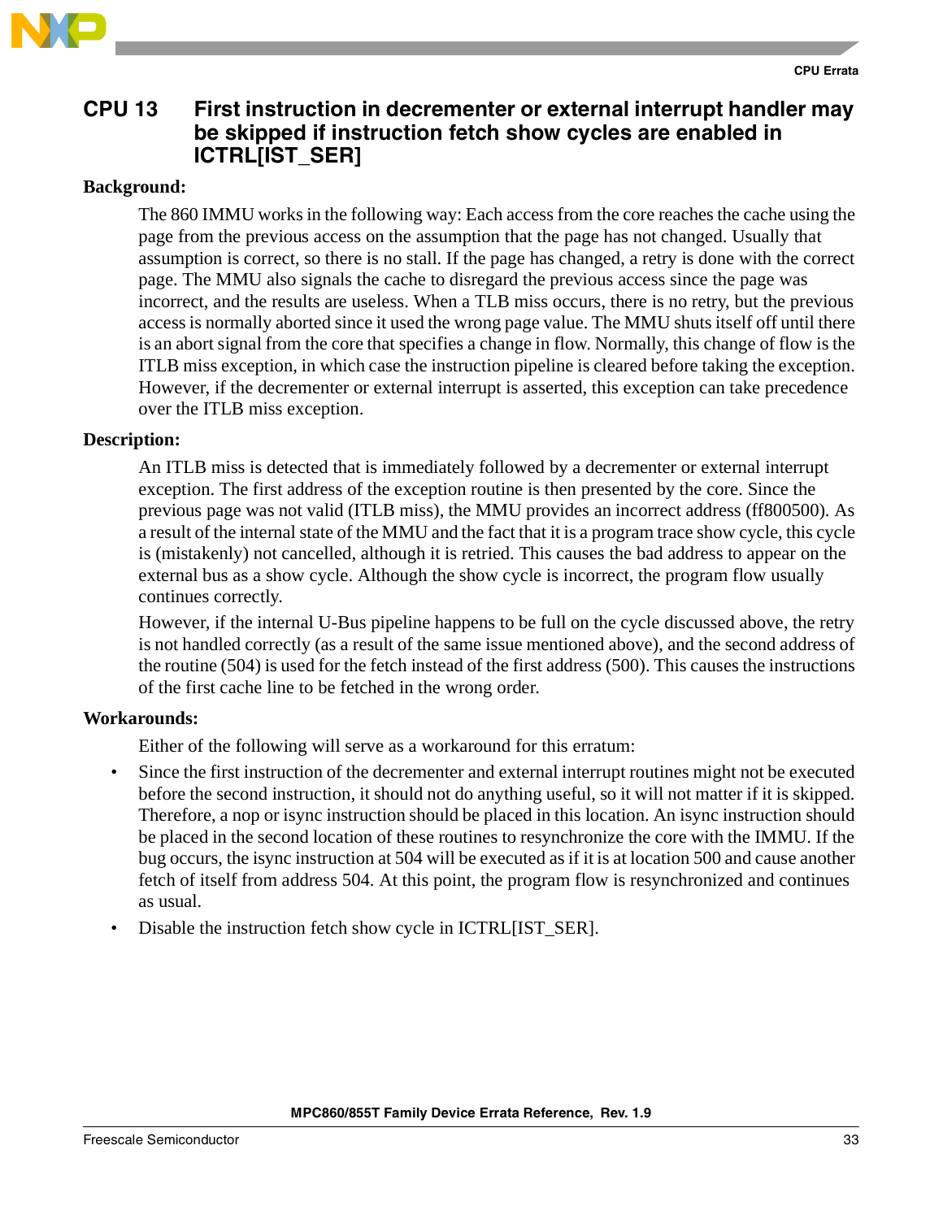## CPU 13 First instruction in decrementer or external interrupt handler may be skipped if instruction fetch show cycles are enabled in ICTRL[IST_SER]

**Background:**

The 860 IMMU works in the following way: Each access from the core reaches the cache using the page from the previous access on the assumption that the page has not changed. Usually that assumption is correct, so there is no stall. If the page has changed, a retry is done with the correct page. The MMU also signals the cache to disregard the previous access since the page was incorrect, and the results are useless. When a TLB miss occurs, there is no retry, but the previous access is normally aborted since it used the wrong page value. The MMU shuts itself off until there is an abort signal from the core that specifies a change in flow. Normally, this change of flow is the ITLB miss exception, in which case the instruction pipeline is cleared before taking the exception. However, if the decrementer or external interrupt is asserted, this exception can take precedence over the ITLB miss exception.

**Description:**

An ITLB miss is detected that is immediately followed by a decrementer or external interrupt exception. The first address of the exception routine is then presented by the core. Since the previous page was not valid (ITLB miss), the MMU provides an incorrect address (ff800500). As a result of the internal state of the MMU and the fact that it is a program trace show cycle, this cycle is (mistakenly) not cancelled, although it is retried. This causes the bad address to appear on the external bus as a show cycle. Although the show cycle is incorrect, the program flow usually continues correctly.

However, if the internal U-Bus pipeline happens to be full on the cycle discussed above, the retry is not handled correctly (as a result of the same issue mentioned above), and the second address of the routine (504) is used for the fetch instead of the first address (500). This causes the instructions of the first cache line to be fetched in the wrong order.

**Workarounds:**

Either of the following will serve as a workaround for this erratum:

- Since the first instruction of the decrementer and external interrupt routines might not be executed before the second instruction, it should not do anything useful, so it will not matter if it is skipped. Therefore, a nop or isync instruction should be placed in this location. An isync instruction should be placed in the second location of these routines to resynchronize the core with the IMMU. If the bug occurs, the isync instruction at 504 will be executed as if it is at location 500 and cause another fetch of itself from address 504. At this point, the program flow is resynchronized and continues as usual.
- Disable the instruction fetch show cycle in ICTRL[IST_SER].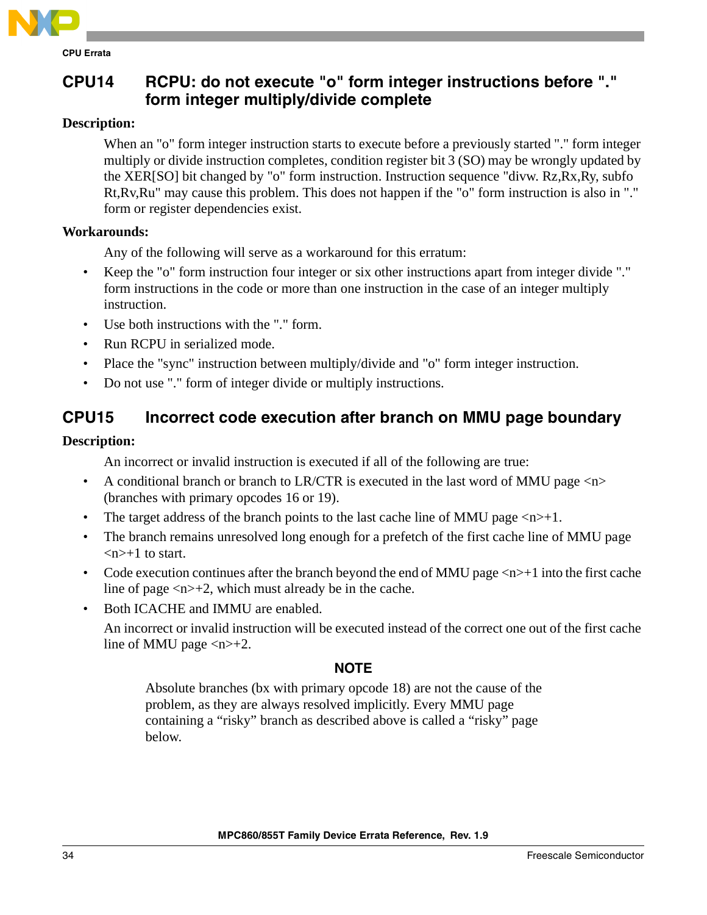## CPU14 RCPU: do not execute "o" form integer instructions before "." form integer multiply/divide complete

**Description:**

When an "o" form integer instruction starts to execute before a previously started "." form integer multiply or divide instruction completes, condition register bit 3 (SO) may be wrongly updated by the XER[SO] bit changed by "o" form instruction. Instruction sequence "divw. Rz,Rx,Ry, subfo Rt,Rv,Ru" may cause this problem. This does not happen if the "o" form instruction is also in "." form or register dependencies exist.

**Workarounds:**

Any of the following will serve as a workaround for this erratum:

- Keep the "o" form instruction four integer or six other instructions apart from integer divide "." form instructions in the code or more than one instruction in the case of an integer multiply instruction.
- Use both instructions with the "." form.
- Run RCPU in serialized mode.
- Place the "sync" instruction between multiply/divide and "o" form integer instruction.
- Do not use "." form of integer divide or multiply instructions.

## CPU15 Incorrect code execution after branch on MMU page boundary

**Description:**

An incorrect or invalid instruction is executed if all of the following are true:

- A conditional branch or branch to LR/CTR is executed in the last word of MMU page <n> (branches with primary opcodes 16 or 19).
- The target address of the branch points to the last cache line of MMU page <n>+1.
- The branch remains unresolved long enough for a prefetch of the first cache line of MMU page <n>+1 to start.
- Code execution continues after the branch beyond the end of MMU page <n>+1 into the first cache line of page <n>+2, which must already be in the cache.
- Both ICACHE and IMMU are enabled.

  An incorrect or invalid instruction will be executed instead of the correct one out of the first cache line of MMU page <n>+2.

**NOTE**

Absolute branches (bx with primary opcode 18) are not the cause of the problem, as they are always resolved implicitly. Every MMU page containing a “risky” branch as described above is called a “risky” page below.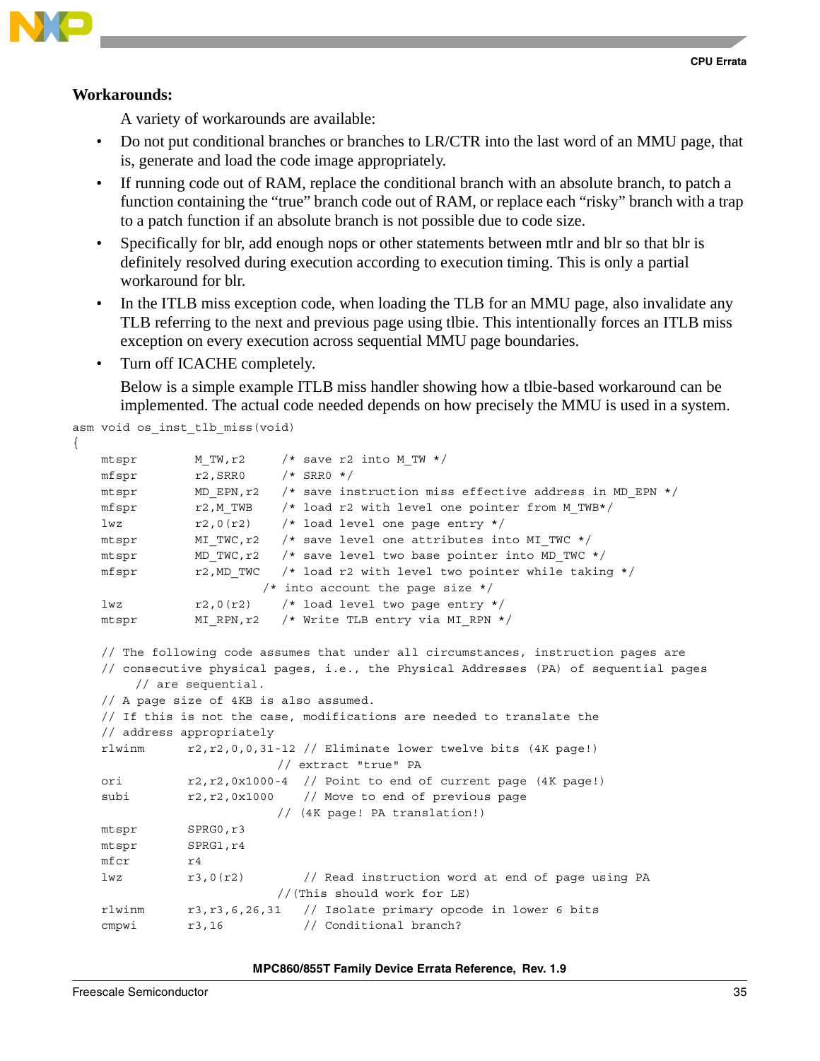**Workarounds:**

A variety of workarounds are available:

- Do not put conditional branches or branches to LR/CTR into the last word of an MMU page, that is, generate and load the code image appropriately.
- If running code out of RAM, replace the conditional branch with an absolute branch, to patch a function containing the “true” branch code out of RAM, or replace each “risky” branch with a trap to a patch function if an absolute branch is not possible due to code size.
- Specifically for blr, add enough nops or other statements between mtlr and blr so that blr is definitely resolved during execution according to execution timing. This is only a partial workaround for blr.
- In the ITLB miss exception code, when loading the TLB for an MMU page, also invalidate any TLB referring to the next and previous page using tlbie. This intentionally forces an ITLB miss exception on every execution across sequential MMU page boundaries.
- Turn off ICACHE completely.

  Below is a simple example ITLB miss handler showing how a tlbie-based workaround can be implemented. The actual code needed depends on how precisely the MMU is used in a system.

```
asm void os_inst_tlb_miss(void)
{
    mtspr       M_TW,r2     /* save r2 into M_TW */
    mfspr       r2,SRR0     /* SRR0 */
    mtspr       MD_EPN,r2   /* save instruction miss effective address in MD_EPN */
    mfspr       r2,M_TWB    /* load r2 with level one pointer from M_TWB*/
    lwz         r2,0(r2)    /* load level one page entry */
    mtspr       MI_TWC,r2   /* save level one attributes into MI_TWC */
    mtspr       MD_TWC,r2   /* save level two base pointer into MD_TWC */
    mfspr       r2,MD_TWC   /* load r2 with level two pointer while taking */
                           /* into account the page size */
    lwz         r2,0(r2)    /* load level two page entry */
    mtspr       MI_RPN,r2   /* Write TLB entry via MI_RPN */

    // The following code assumes that under all circumstances, instruction pages are
    // consecutive physical pages, i.e., the Physical Addresses (PA) of sequential pages
       // are sequential.
    // A page size of 4KB is also assumed.
    // If this is not the case, modifications are needed to translate the
    // address appropriately
    rlwinm      r2,r2,0,0,31-12 // Eliminate lower twelve bits (4K page!)
                               // extract "true" PA
    ori         r2,r2,0x1000-4  // Point to end of current page (4K page!)
    subi        r2,r2,0x1000    // Move to end of previous page
                               // (4K page! PA translation!)
    mtspr       SPRG0,r3
    mtspr       SPRG1,r4
    mfcr        r4
    lwz         r3,0(r2)        // Read instruction word at end of page using PA
                               //(This should work for LE)
    rlwinm      r3,r3,6,26,31   // Isolate primary opcode in lower 6 bits
    cmpwi       r3,16           // Conditional branch?
```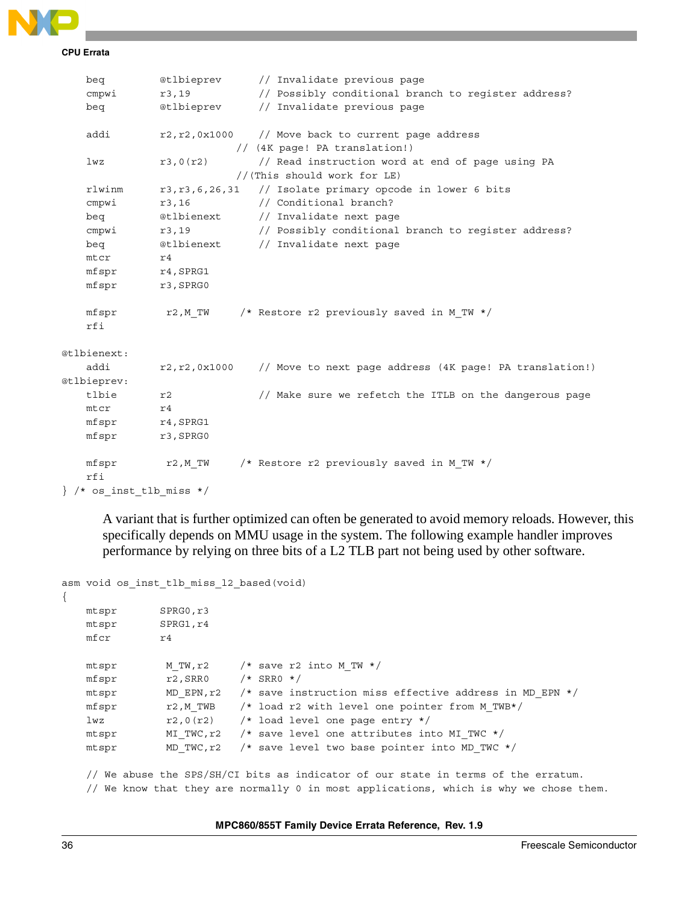```
    beq         @tlbieprev      // Invalidate previous page
    cmpwi       r3,19           // Possibly conditional branch to register address?
    beq         @tlbieprev      // Invalidate previous page

    addi        r2,r2,0x1000    // Move back to current page address
                            // (4K page! PA translation!)
    lwz         r3,0(r2)        // Read instruction word at end of page using PA
                            //(This should work for LE)
    rlwinm      r3,r3,6,26,31   // Isolate primary opcode in lower 6 bits
    cmpwi       r3,16           // Conditional branch?
    beq         @tlbienext      // Invalidate next page
    cmpwi       r3,19           // Possibly conditional branch to register address?
    beq         @tlbienext      // Invalidate next page
    mtcr        r4
    mfspr       r4,SPRG1
    mfspr       r3,SPRG0

    mfspr        r2,M_TW     /* Restore r2 previously saved in M_TW */
    rfi

@tlbienext:
    addi        r2,r2,0x1000    // Move to next page address (4K page! PA translation!)
@tlbieprev:
    tlbie       r2              // Make sure we refetch the ITLB on the dangerous page
    mtcr        r4
    mfspr       r4,SPRG1
    mfspr       r3,SPRG0

    mfspr        r2,M_TW     /* Restore r2 previously saved in M_TW */
    rfi
} /* os_inst_tlb_miss */
```

A variant that is further optimized can often be generated to avoid memory reloads. However, this specifically depends on MMU usage in the system. The following example handler improves performance by relying on three bits of a L2 TLB part not being used by other software.

```
asm void os_inst_tlb_miss_l2_based(void)
{
    mtspr       SPRG0,r3
    mtspr       SPRG1,r4
    mfcr        r4

    mtspr        M_TW,r2     /* save r2 into M_TW */
    mfspr        r2,SRR0     /* SRR0 */
    mtspr        MD_EPN,r2   /* save instruction miss effective address in MD_EPN */
    mfspr        r2,M_TWB    /* load r2 with level one pointer from M_TWB*/
    lwz          r2,0(r2)    /* load level one page entry */
    mtspr        MI_TWC,r2   /* save level one attributes into MI_TWC */
    mtspr        MD_TWC,r2   /* save level two base pointer into MD_TWC */

    // We abuse the SPS/SH/CI bits as indicator of our state in terms of the erratum.
    // We know that they are normally 0 in most applications, which is why we chose them.
```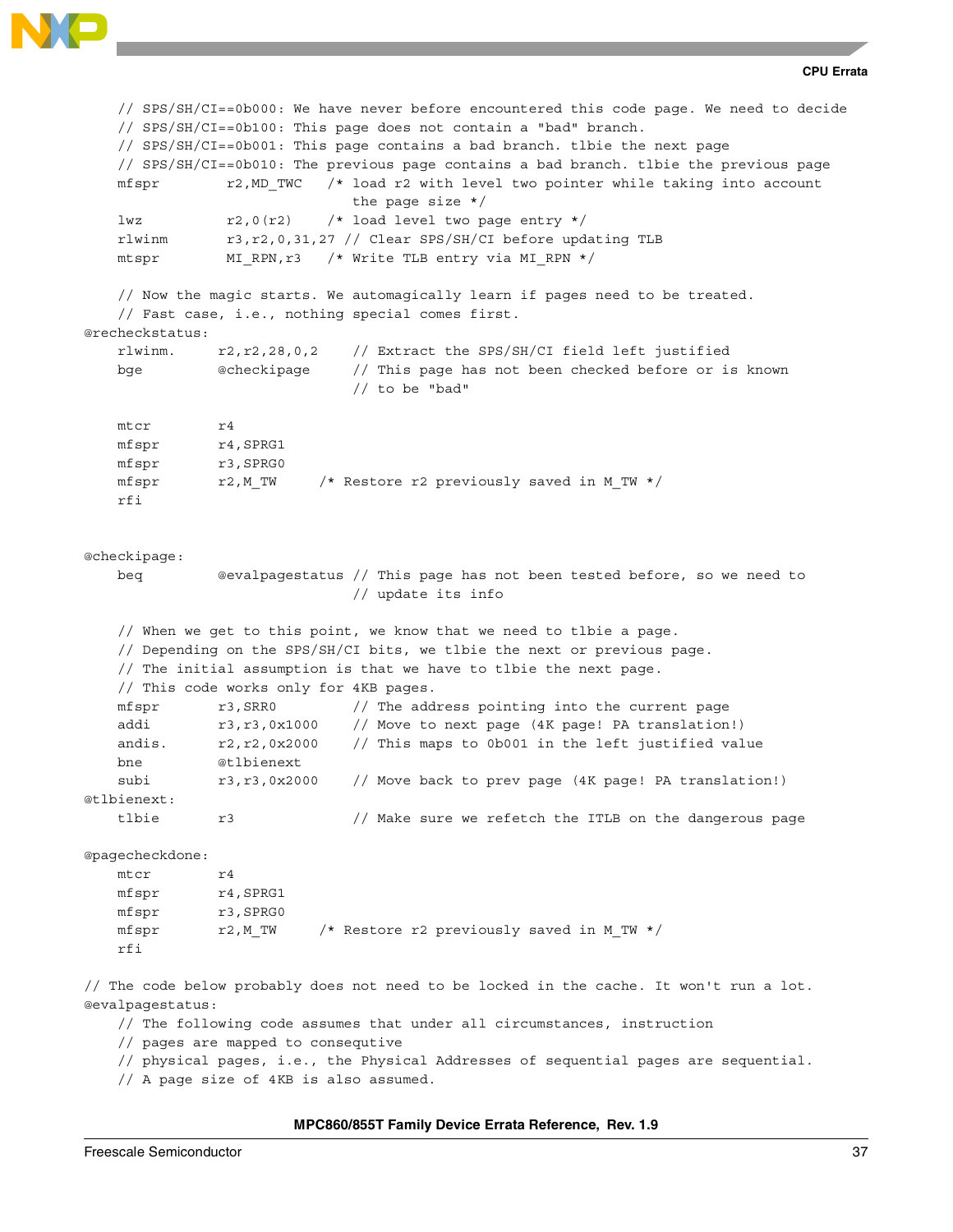```
    // SPS/SH/CI==0b000: We have never before encountered this code page. We need to decide
    // SPS/SH/CI==0b100: This page does not contain a "bad" branch.
    // SPS/SH/CI==0b001: This page contains a bad branch. tlbie the next page
    // SPS/SH/CI==0b010: The previous page contains a bad branch. tlbie the previous page
    mfspr       r2,MD_TWC   /* load r2 with level two pointer while taking into account
                               the page size */
    lwz         r2,0(r2)    /* load level two page entry */
    rlwinm      r3,r2,0,31,27 // Clear SPS/SH/CI before updating TLB
    mtspr       MI_RPN,r3   /* Write TLB entry via MI_RPN */

    // Now the magic starts. We automagically learn if pages need to be treated.
    // Fast case, i.e., nothing special comes first.
@recheckstatus:
    rlwinm.    r2,r2,28,0,2     // Extract the SPS/SH/CI field left justified
    bge        @checkipage      // This page has not been checked before or is known
                                // to be "bad"

    mtcr       r4
    mfspr      r4,SPRG1
    mfspr      r3,SPRG0
    mfspr      r2,M_TW     /* Restore r2 previously saved in M_TW */
    rfi


@checkipage:
    beq        @evalpagestatus // This page has not been tested before, so we need to
                                // update its info

    // When we get to this point, we know that we need to tlbie a page.
    // Depending on the SPS/SH/CI bits, we tlbie the next or previous page.
    // The initial assumption is that we have to tlbie the next page.
    // This code works only for 4KB pages.
    mfspr      r3,SRR0          // The address pointing into the current page
    addi       r3,r3,0x1000     // Move to next page (4K page! PA translation!)
    andis.     r2,r2,0x2000     // This maps to 0b001 in the left justified value
    bne        @tlbienext
    subi       r3,r3,0x2000     // Move back to prev page (4K page! PA translation!)
@tlbienext:
    tlbie      r3               // Make sure we refetch the ITLB on the dangerous page

@pagecheckdone:
    mtcr       r4
    mfspr      r4,SPRG1
    mfspr      r3,SPRG0
    mfspr      r2,M_TW     /* Restore r2 previously saved in M_TW */
    rfi

// The code below probably does not need to be locked in the cache. It won't run a lot.
@evalpagestatus:
    // The following code assumes that under all circumstances, instruction
    // pages are mapped to consequtive
    // physical pages, i.e., the Physical Addresses of sequential pages are sequential.
    // A page size of 4KB is also assumed.
```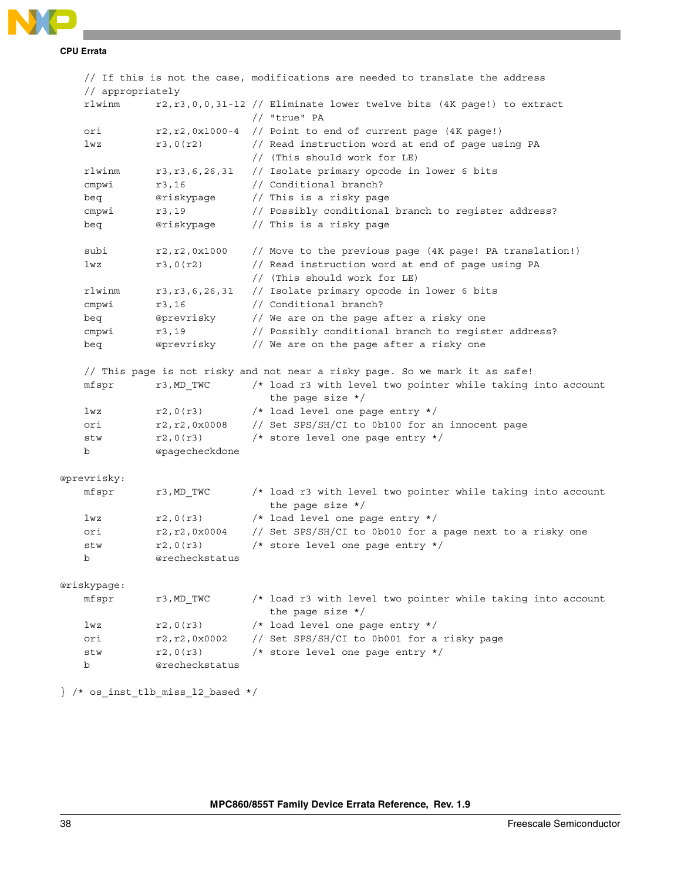```
    // If this is not the case, modifications are needed to translate the address
    // appropriately
    rlwinm      r2,r3,0,0,31-12 // Eliminate lower twelve bits (4K page!) to extract
                                // "true" PA
    ori         r2,r2,0x1000-4  // Point to end of current page (4K page!)
    lwz         r3,0(r2)        // Read instruction word at end of page using PA
                                // (This should work for LE)
    rlwinm      r3,r3,6,26,31   // Isolate primary opcode in lower 6 bits
    cmpwi       r3,16           // Conditional branch?
    beq         @riskypage      // This is a risky page
    cmpwi       r3,19           // Possibly conditional branch to register address?
    beq         @riskypage      // This is a risky page

    subi        r2,r2,0x1000    // Move to the previous page (4K page! PA translation!)
    lwz         r3,0(r2)        // Read instruction word at end of page using PA
                                // (This should work for LE)
    rlwinm      r3,r3,6,26,31   // Isolate primary opcode in lower 6 bits
    cmpwi       r3,16           // Conditional branch?
    beq         @prevrisky      // We are on the page after a risky one
    cmpwi       r3,19           // Possibly conditional branch to register address?
    beq         @prevrisky      // We are on the page after a risky one

    // This page is not risky and not near a risky page. So we mark it as safe!
    mfspr       r3,MD_TWC       /* load r3 with level two pointer while taking into account
                                   the page size */
    lwz         r2,0(r3)        /* load level one page entry */
    ori         r2,r2,0x0008    // Set SPS/SH/CI to 0b100 for an innocent page
    stw         r2,0(r3)        /* store level one page entry */
    b           @pagecheckdone

@prevrisky:
    mfspr       r3,MD_TWC       /* load r3 with level two pointer while taking into account
                                   the page size */
    lwz         r2,0(r3)        /* load level one page entry */
    ori         r2,r2,0x0004    // Set SPS/SH/CI to 0b010 for a page next to a risky one
    stw         r2,0(r3)        /* store level one page entry */
    b           @recheckstatus

@riskypage:
    mfspr       r3,MD_TWC       /* load r3 with level two pointer while taking into account
                                   the page size */
    lwz         r2,0(r3)        /* load level one page entry */
    ori         r2,r2,0x0002    // Set SPS/SH/CI to 0b001 for a risky page
    stw         r2,0(r3)        /* store level one page entry */
    b           @recheckstatus

} /* os_inst_tlb_miss_l2_based */
```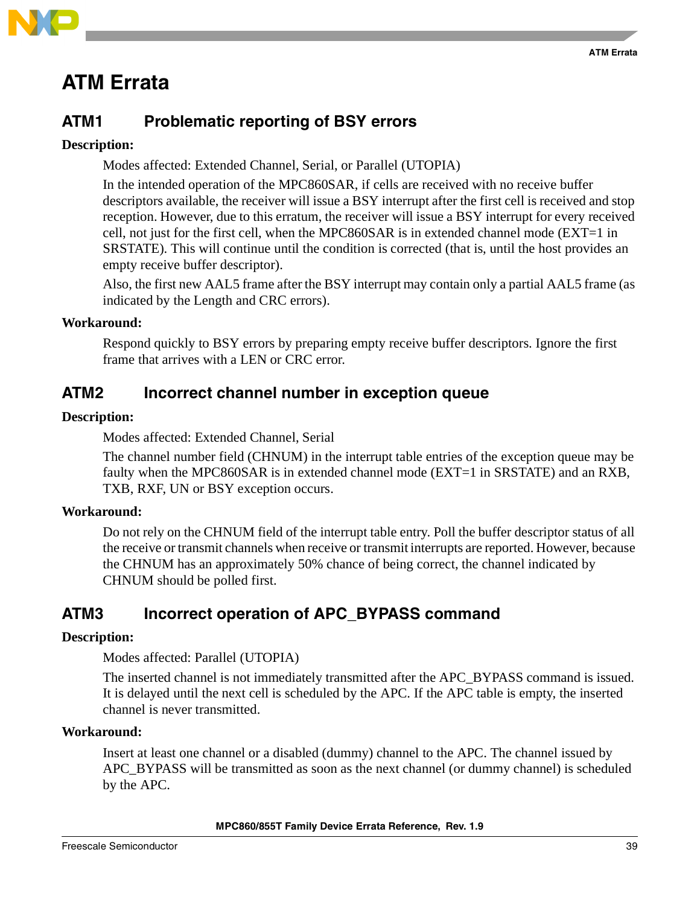# ATM Errata

## ATM1 Problematic reporting of BSY errors

**Description:**

Modes affected: Extended Channel, Serial, or Parallel (UTOPIA)

In the intended operation of the MPC860SAR, if cells are received with no receive buffer descriptors available, the receiver will issue a BSY interrupt after the first cell is received and stop reception. However, due to this erratum, the receiver will issue a BSY interrupt for every received cell, not just for the first cell, when the MPC860SAR is in extended channel mode (EXT=1 in SRSTATE). This will continue until the condition is corrected (that is, until the host provides an empty receive buffer descriptor).

Also, the first new AAL5 frame after the BSY interrupt may contain only a partial AAL5 frame (as indicated by the Length and CRC errors).

**Workaround:**

Respond quickly to BSY errors by preparing empty receive buffer descriptors. Ignore the first frame that arrives with a LEN or CRC error.

## ATM2 Incorrect channel number in exception queue

**Description:**

Modes affected: Extended Channel, Serial

The channel number field (CHNUM) in the interrupt table entries of the exception queue may be faulty when the MPC860SAR is in extended channel mode (EXT=1 in SRSTATE) and an RXB, TXB, RXF, UN or BSY exception occurs.

**Workaround:**

Do not rely on the CHNUM field of the interrupt table entry. Poll the buffer descriptor status of all the receive or transmit channels when receive or transmit interrupts are reported. However, because the CHNUM has an approximately 50% chance of being correct, the channel indicated by CHNUM should be polled first.

## ATM3 Incorrect operation of APC_BYPASS command

**Description:**

Modes affected: Parallel (UTOPIA)

The inserted channel is not immediately transmitted after the APC_BYPASS command is issued. It is delayed until the next cell is scheduled by the APC. If the APC table is empty, the inserted channel is never transmitted.

**Workaround:**

Insert at least one channel or a disabled (dummy) channel to the APC. The channel issued by APC_BYPASS will be transmitted as soon as the next channel (or dummy channel) is scheduled by the APC.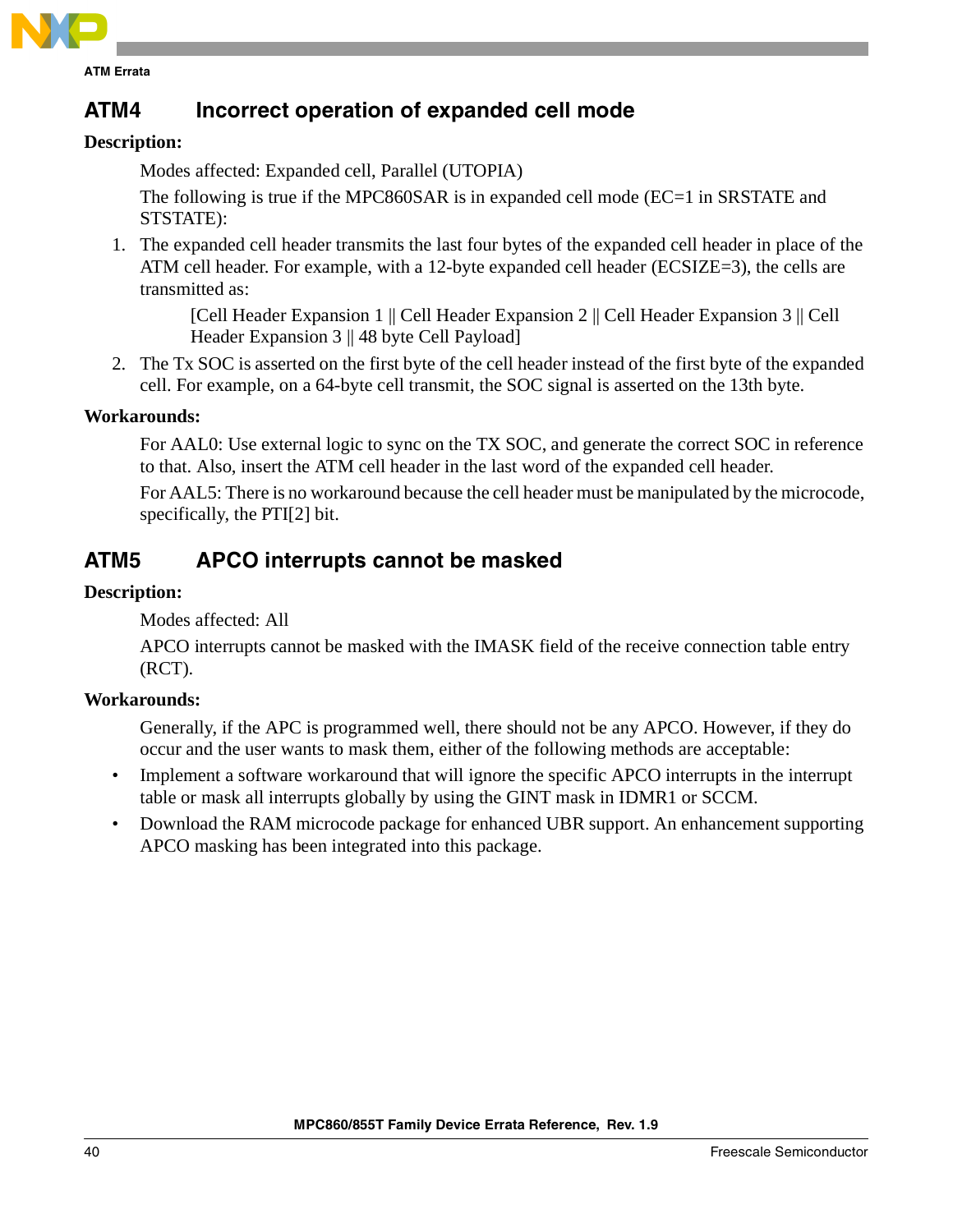## ATM4 Incorrect operation of expanded cell mode

**Description:**

Modes affected: Expanded cell, Parallel (UTOPIA)

The following is true if the MPC860SAR is in expanded cell mode (EC=1 in SRSTATE and STSTATE):

1. The expanded cell header transmits the last four bytes of the expanded cell header in place of the ATM cell header. For example, with a 12-byte expanded cell header (ECSIZE=3), the cells are transmitted as:

   [Cell Header Expansion 1 || Cell Header Expansion 2 || Cell Header Expansion 3 || Cell Header Expansion 3 || 48 byte Cell Payload]

2. The Tx SOC is asserted on the first byte of the cell header instead of the first byte of the expanded cell. For example, on a 64-byte cell transmit, the SOC signal is asserted on the 13th byte.

**Workarounds:**

For AAL0: Use external logic to sync on the TX SOC, and generate the correct SOC in reference to that. Also, insert the ATM cell header in the last word of the expanded cell header.

For AAL5: There is no workaround because the cell header must be manipulated by the microcode, specifically, the PTI[2] bit.

## ATM5 APCO interrupts cannot be masked

**Description:**

Modes affected: All

APCO interrupts cannot be masked with the IMASK field of the receive connection table entry (RCT).

**Workarounds:**

Generally, if the APC is programmed well, there should not be any APCO. However, if they do occur and the user wants to mask them, either of the following methods are acceptable:

- Implement a software workaround that will ignore the specific APCO interrupts in the interrupt table or mask all interrupts globally by using the GINT mask in IDMR1 or SCCM.
- Download the RAM microcode package for enhanced UBR support. An enhancement supporting APCO masking has been integrated into this package.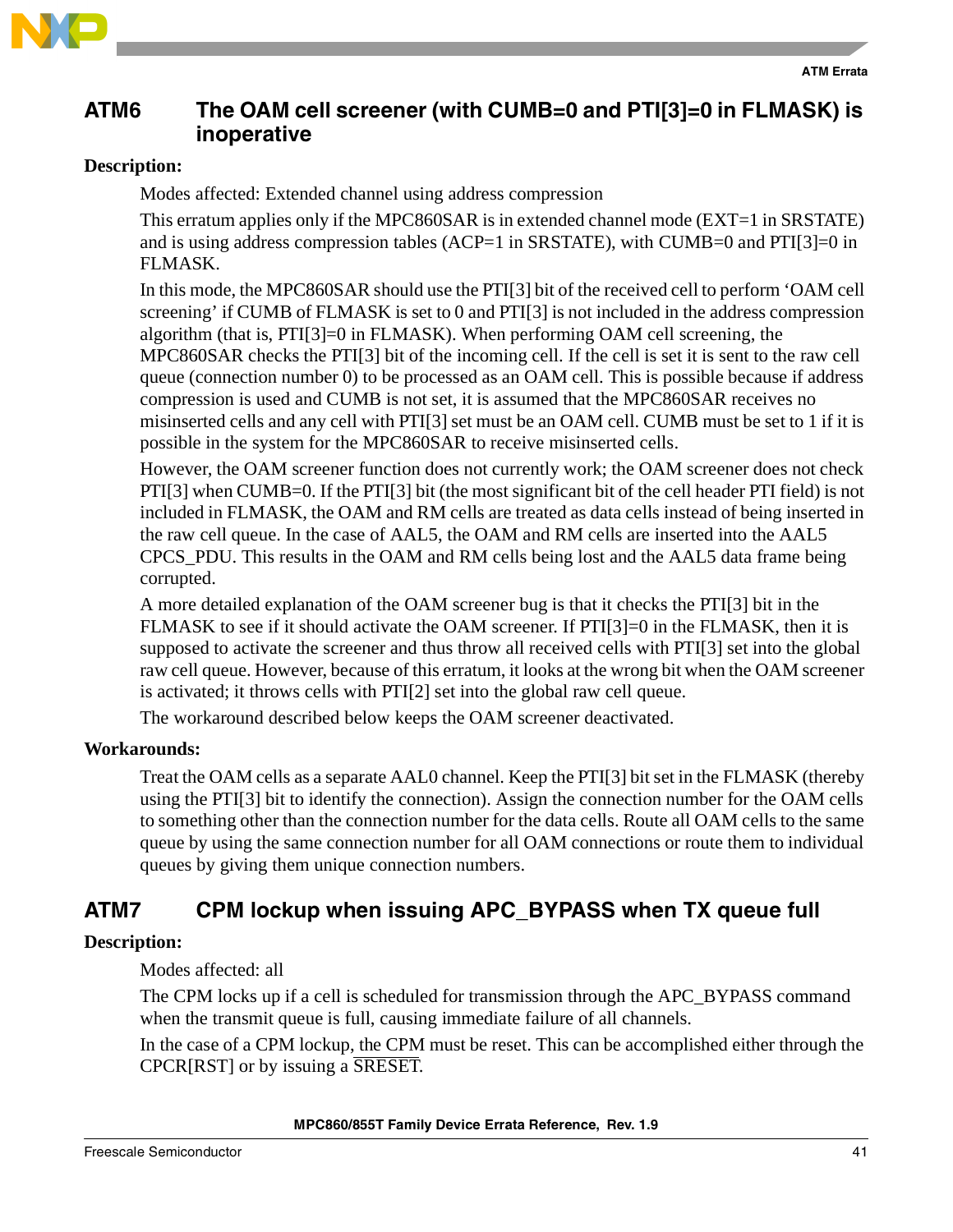## ATM6 The OAM cell screener (with CUMB=0 and PTI[3]=0 in FLMASK) is inoperative

**Description:**

Modes affected: Extended channel using address compression

This erratum applies only if the MPC860SAR is in extended channel mode (EXT=1 in SRSTATE) and is using address compression tables (ACP=1 in SRSTATE), with CUMB=0 and PTI[3]=0 in FLMASK.

In this mode, the MPC860SAR should use the PTI[3] bit of the received cell to perform 'OAM cell screening' if CUMB of FLMASK is set to 0 and PTI[3] is not included in the address compression algorithm (that is, PTI[3]=0 in FLMASK). When performing OAM cell screening, the MPC860SAR checks the PTI[3] bit of the incoming cell. If the cell is set it is sent to the raw cell queue (connection number 0) to be processed as an OAM cell. This is possible because if address compression is used and CUMB is not set, it is assumed that the MPC860SAR receives no misinserted cells and any cell with PTI[3] set must be an OAM cell. CUMB must be set to 1 if it is possible in the system for the MPC860SAR to receive misinserted cells.

However, the OAM screener function does not currently work; the OAM screener does not check PTI[3] when CUMB=0. If the PTI[3] bit (the most significant bit of the cell header PTI field) is not included in FLMASK, the OAM and RM cells are treated as data cells instead of being inserted in the raw cell queue. In the case of AAL5, the OAM and RM cells are inserted into the AAL5 CPCS_PDU. This results in the OAM and RM cells being lost and the AAL5 data frame being corrupted.

A more detailed explanation of the OAM screener bug is that it checks the PTI[3] bit in the FLMASK to see if it should activate the OAM screener. If PTI[3]=0 in the FLMASK, then it is supposed to activate the screener and thus throw all received cells with PTI[3] set into the global raw cell queue. However, because of this erratum, it looks at the wrong bit when the OAM screener is activated; it throws cells with PTI[2] set into the global raw cell queue.

The workaround described below keeps the OAM screener deactivated.

**Workarounds:**

Treat the OAM cells as a separate AAL0 channel. Keep the PTI[3] bit set in the FLMASK (thereby using the PTI[3] bit to identify the connection). Assign the connection number for the OAM cells to something other than the connection number for the data cells. Route all OAM cells to the same queue by using the same connection number for all OAM connections or route them to individual queues by giving them unique connection numbers.

## ATM7 CPM lockup when issuing APC_BYPASS when TX queue full

**Description:**

Modes affected: all

The CPM locks up if a cell is scheduled for transmission through the APC_BYPASS command when the transmit queue is full, causing immediate failure of all channels.

In the case of a CPM lockup, the CPM must be reset. This can be accomplished either through the CPCR[RST] or by issuing a $\overline{\text{SRESET}}$.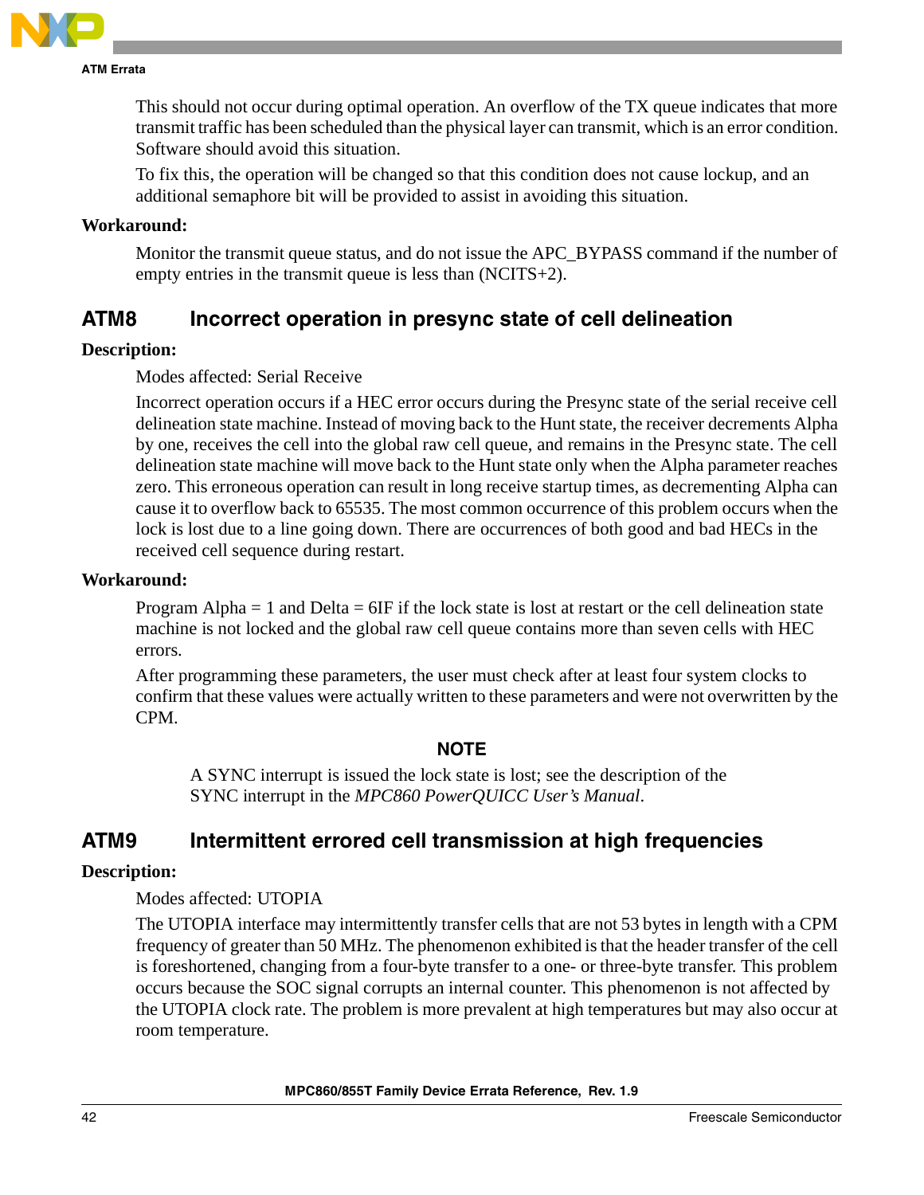This should not occur during optimal operation. An overflow of the TX queue indicates that more transmit traffic has been scheduled than the physical layer can transmit, which is an error condition. Software should avoid this situation.

To fix this, the operation will be changed so that this condition does not cause lockup, and an additional semaphore bit will be provided to assist in avoiding this situation.

**Workaround:**

Monitor the transmit queue status, and do not issue the APC_BYPASS command if the number of empty entries in the transmit queue is less than (NCITS+2).

## ATM8 Incorrect operation in presync state of cell delineation

**Description:**

Modes affected: Serial Receive

Incorrect operation occurs if a HEC error occurs during the Presync state of the serial receive cell delineation state machine. Instead of moving back to the Hunt state, the receiver decrements Alpha by one, receives the cell into the global raw cell queue, and remains in the Presync state. The cell delineation state machine will move back to the Hunt state only when the Alpha parameter reaches zero. This erroneous operation can result in long receive startup times, as decrementing Alpha can cause it to overflow back to 65535. The most common occurrence of this problem occurs when the lock is lost due to a line going down. There are occurrences of both good and bad HECs in the received cell sequence during restart.

**Workaround:**

Program Alpha = 1 and Delta = 6IF if the lock state is lost at restart or the cell delineation state machine is not locked and the global raw cell queue contains more than seven cells with HEC errors.

After programming these parameters, the user must check after at least four system clocks to confirm that these values were actually written to these parameters and were not overwritten by the CPM.

**NOTE**

A SYNC interrupt is issued the lock state is lost; see the description of the SYNC interrupt in the *MPC860 PowerQUICC User's Manual*.

## ATM9 Intermittent errored cell transmission at high frequencies

**Description:**

Modes affected: UTOPIA

The UTOPIA interface may intermittently transfer cells that are not 53 bytes in length with a CPM frequency of greater than 50 MHz. The phenomenon exhibited is that the header transfer of the cell is foreshortened, changing from a four-byte transfer to a one- or three-byte transfer. This problem occurs because the SOC signal corrupts an internal counter. This phenomenon is not affected by the UTOPIA clock rate. The problem is more prevalent at high temperatures but may also occur at room temperature.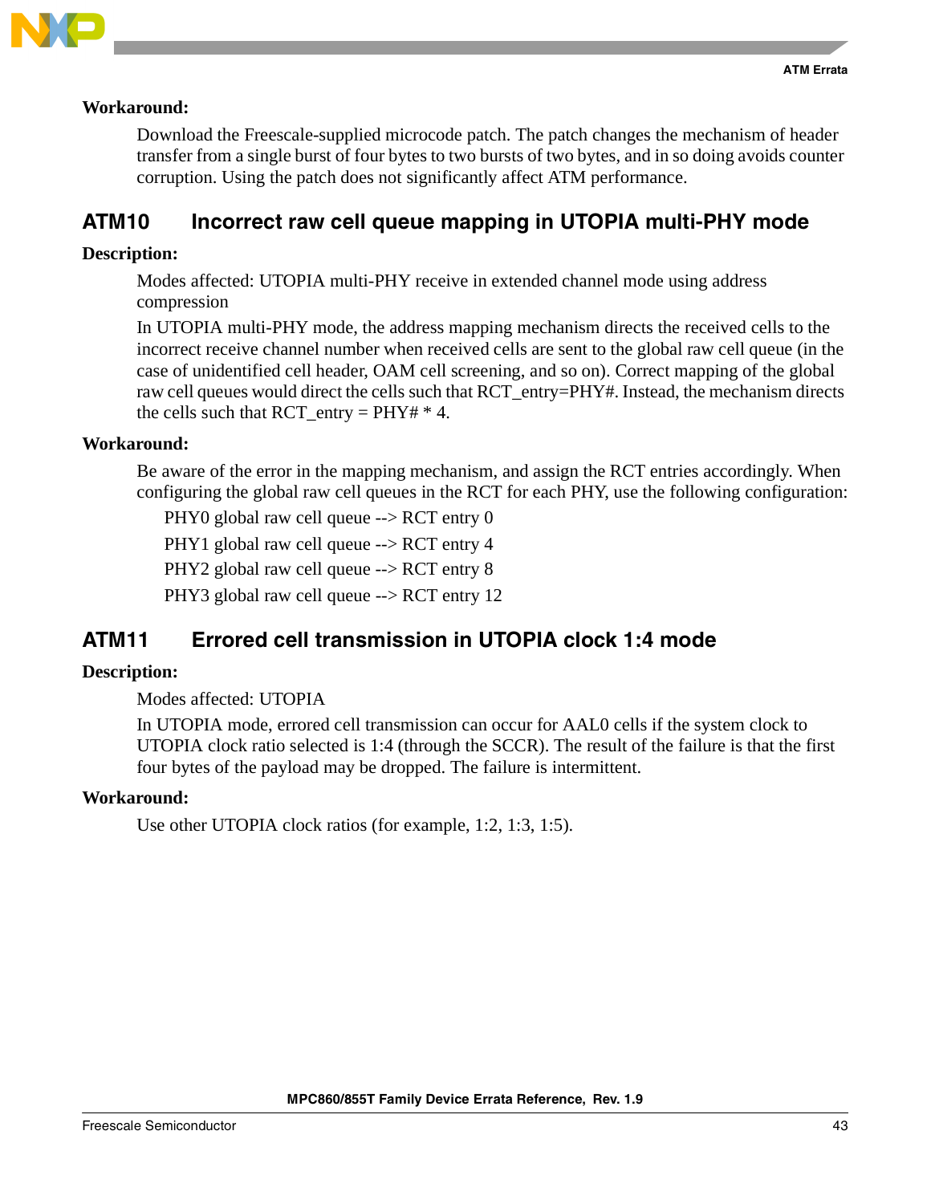**Workaround:**

Download the Freescale-supplied microcode patch. The patch changes the mechanism of header transfer from a single burst of four bytes to two bursts of two bytes, and in so doing avoids counter corruption. Using the patch does not significantly affect ATM performance.

## ATM10 Incorrect raw cell queue mapping in UTOPIA multi-PHY mode

**Description:**

Modes affected: UTOPIA multi-PHY receive in extended channel mode using address compression

In UTOPIA multi-PHY mode, the address mapping mechanism directs the received cells to the incorrect receive channel number when received cells are sent to the global raw cell queue (in the case of unidentified cell header, OAM cell screening, and so on). Correct mapping of the global raw cell queues would direct the cells such that RCT_entry=PHY#. Instead, the mechanism directs the cells such that RCT_entry = PHY# * 4.

**Workaround:**

Be aware of the error in the mapping mechanism, and assign the RCT entries accordingly. When configuring the global raw cell queues in the RCT for each PHY, use the following configuration:

PHY0 global raw cell queue --> RCT entry 0

PHY1 global raw cell queue --> RCT entry 4

PHY2 global raw cell queue --> RCT entry 8

PHY3 global raw cell queue --> RCT entry 12

## ATM11 Errored cell transmission in UTOPIA clock 1:4 mode

**Description:**

Modes affected: UTOPIA

In UTOPIA mode, errored cell transmission can occur for AAL0 cells if the system clock to UTOPIA clock ratio selected is 1:4 (through the SCCR). The result of the failure is that the first four bytes of the payload may be dropped. The failure is intermittent.

**Workaround:**

Use other UTOPIA clock ratios (for example, 1:2, 1:3, 1:5).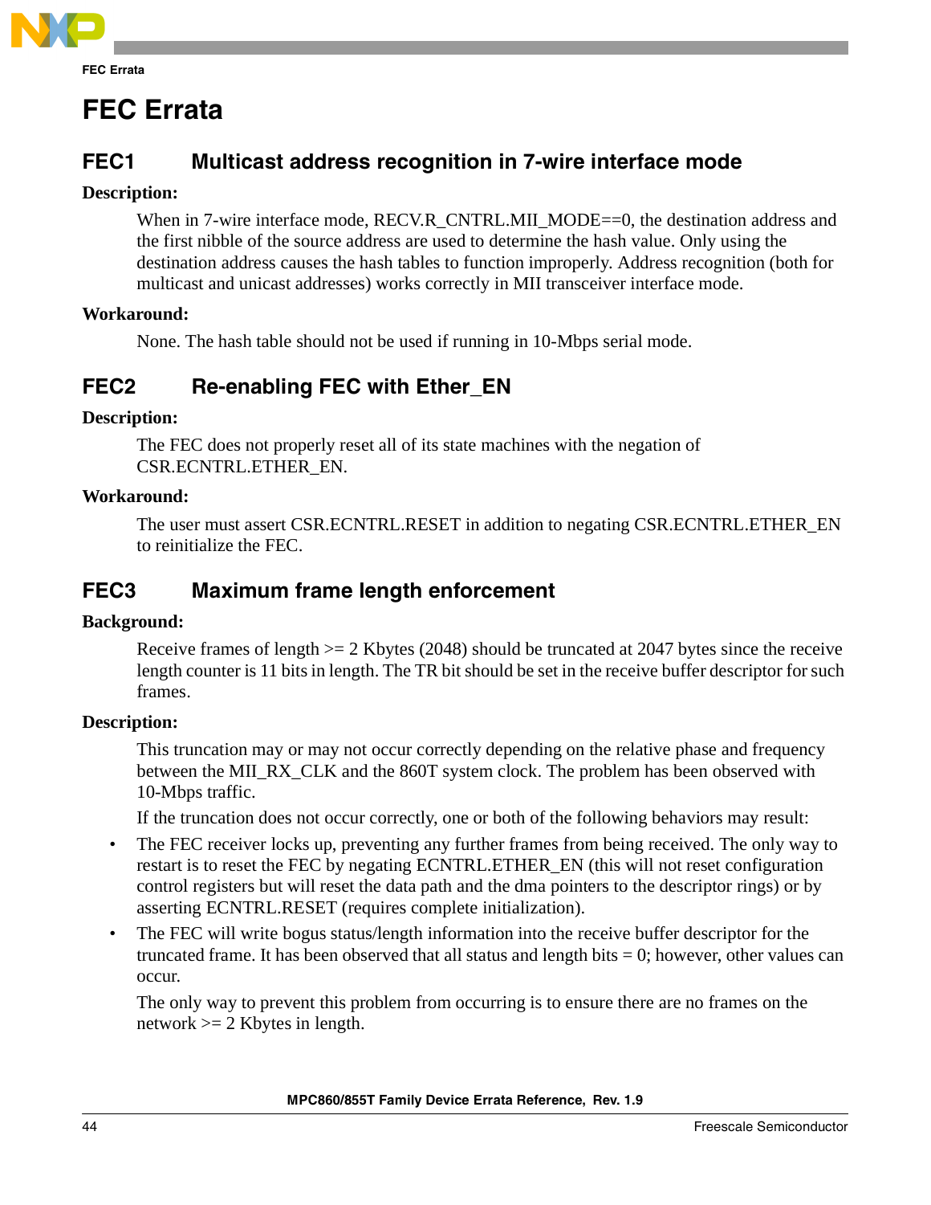# FEC Errata

## FEC1 Multicast address recognition in 7-wire interface mode

**Description:**

When in 7-wire interface mode, RECV.R_CNTRL.MII_MODE==0, the destination address and the first nibble of the source address are used to determine the hash value. Only using the destination address causes the hash tables to function improperly. Address recognition (both for multicast and unicast addresses) works correctly in MII transceiver interface mode.

**Workaround:**

None. The hash table should not be used if running in 10-Mbps serial mode.

## FEC2 Re-enabling FEC with Ether_EN

**Description:**

The FEC does not properly reset all of its state machines with the negation of CSR.ECNTRL.ETHER_EN.

**Workaround:**

The user must assert CSR.ECNTRL.RESET in addition to negating CSR.ECNTRL.ETHER_EN to reinitialize the FEC.

## FEC3 Maximum frame length enforcement

**Background:**

Receive frames of length >= 2 Kbytes (2048) should be truncated at 2047 bytes since the receive length counter is 11 bits in length. The TR bit should be set in the receive buffer descriptor for such frames.

**Description:**

This truncation may or may not occur correctly depending on the relative phase and frequency between the MII_RX_CLK and the 860T system clock. The problem has been observed with 10-Mbps traffic.

If the truncation does not occur correctly, one or both of the following behaviors may result:

- The FEC receiver locks up, preventing any further frames from being received. The only way to restart is to reset the FEC by negating ECNTRL.ETHER_EN (this will not reset configuration control registers but will reset the data path and the dma pointers to the descriptor rings) or by asserting ECNTRL.RESET (requires complete initialization).
- The FEC will write bogus status/length information into the receive buffer descriptor for the truncated frame. It has been observed that all status and length bits = 0; however, other values can occur.

The only way to prevent this problem from occurring is to ensure there are no frames on the network >= 2 Kbytes in length.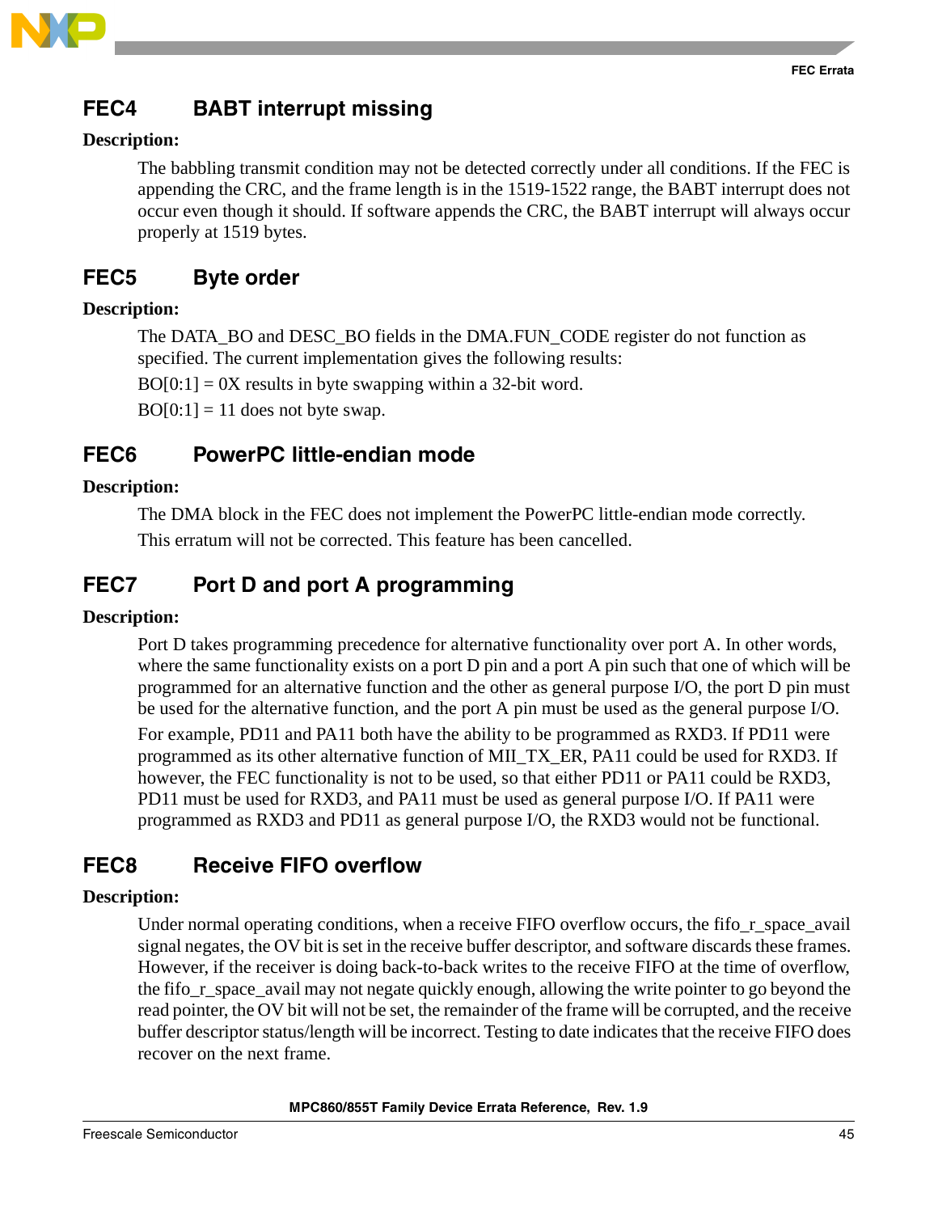## FEC4 BABT interrupt missing

**Description:**

The babbling transmit condition may not be detected correctly under all conditions. If the FEC is appending the CRC, and the frame length is in the 1519-1522 range, the BABT interrupt does not occur even though it should. If software appends the CRC, the BABT interrupt will always occur properly at 1519 bytes.

## FEC5 Byte order

**Description:**

The DATA_BO and DESC_BO fields in the DMA.FUN_CODE register do not function as specified. The current implementation gives the following results:

BO[0:1] = 0X results in byte swapping within a 32-bit word.

BO[0:1] = 11 does not byte swap.

## FEC6 PowerPC little-endian mode

**Description:**

The DMA block in the FEC does not implement the PowerPC little-endian mode correctly.

This erratum will not be corrected. This feature has been cancelled.

## FEC7 Port D and port A programming

**Description:**

Port D takes programming precedence for alternative functionality over port A. In other words, where the same functionality exists on a port D pin and a port A pin such that one of which will be programmed for an alternative function and the other as general purpose I/O, the port D pin must be used for the alternative function, and the port A pin must be used as the general purpose I/O.

For example, PD11 and PA11 both have the ability to be programmed as RXD3. If PD11 were programmed as its other alternative function of MII_TX_ER, PA11 could be used for RXD3. If however, the FEC functionality is not to be used, so that either PD11 or PA11 could be RXD3, PD11 must be used for RXD3, and PA11 must be used as general purpose I/O. If PA11 were programmed as RXD3 and PD11 as general purpose I/O, the RXD3 would not be functional.

## FEC8 Receive FIFO overflow

**Description:**

Under normal operating conditions, when a receive FIFO overflow occurs, the fifo_r_space_avail signal negates, the OV bit is set in the receive buffer descriptor, and software discards these frames. However, if the receiver is doing back-to-back writes to the receive FIFO at the time of overflow, the fifo_r_space_avail may not negate quickly enough, allowing the write pointer to go beyond the read pointer, the OV bit will not be set, the remainder of the frame will be corrupted, and the receive buffer descriptor status/length will be incorrect. Testing to date indicates that the receive FIFO does recover on the next frame.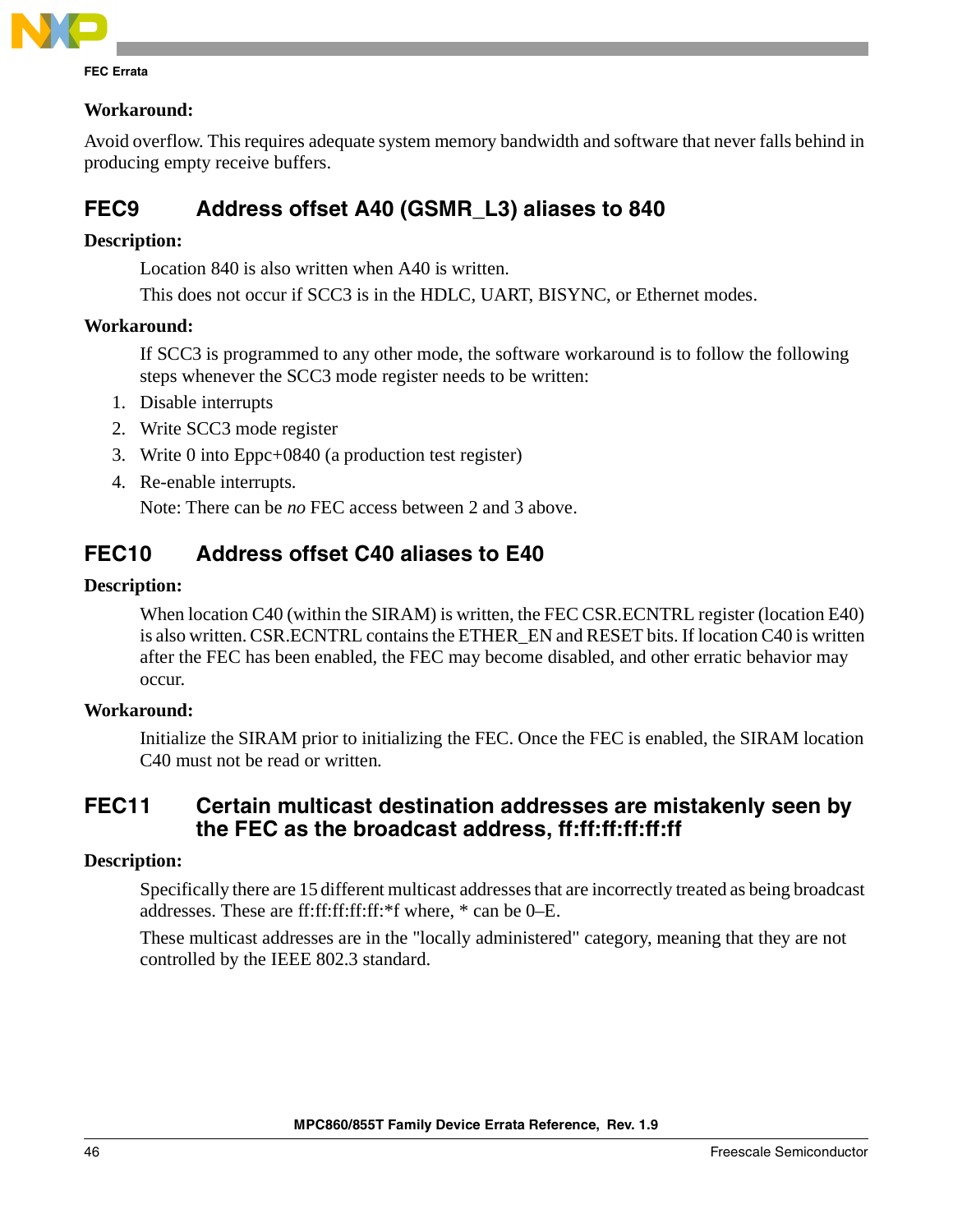**Workaround:**

Avoid overflow. This requires adequate system memory bandwidth and software that never falls behind in producing empty receive buffers.

## FEC9 Address offset A40 (GSMR_L3) aliases to 840

**Description:**

Location 840 is also written when A40 is written.

This does not occur if SCC3 is in the HDLC, UART, BISYNC, or Ethernet modes.

**Workaround:**

If SCC3 is programmed to any other mode, the software workaround is to follow the following steps whenever the SCC3 mode register needs to be written:

1. Disable interrupts
2. Write SCC3 mode register
3. Write 0 into Eppc+0840 (a production test register)
4. Re-enable interrupts.

Note: There can be *no* FEC access between 2 and 3 above.

## FEC10 Address offset C40 aliases to E40

**Description:**

When location C40 (within the SIRAM) is written, the FEC CSR.ECNTRL register (location E40) is also written. CSR.ECNTRL contains the ETHER_EN and RESET bits. If location C40 is written after the FEC has been enabled, the FEC may become disabled, and other erratic behavior may occur.

**Workaround:**

Initialize the SIRAM prior to initializing the FEC. Once the FEC is enabled, the SIRAM location C40 must not be read or written.

## FEC11 Certain multicast destination addresses are mistakenly seen by the FEC as the broadcast address, ff:ff:ff:ff:ff:ff

**Description:**

Specifically there are 15 different multicast addresses that are incorrectly treated as being broadcast addresses. These are ff:ff:ff:ff:ff:*f where, * can be 0–E.

These multicast addresses are in the "locally administered" category, meaning that they are not controlled by the IEEE 802.3 standard.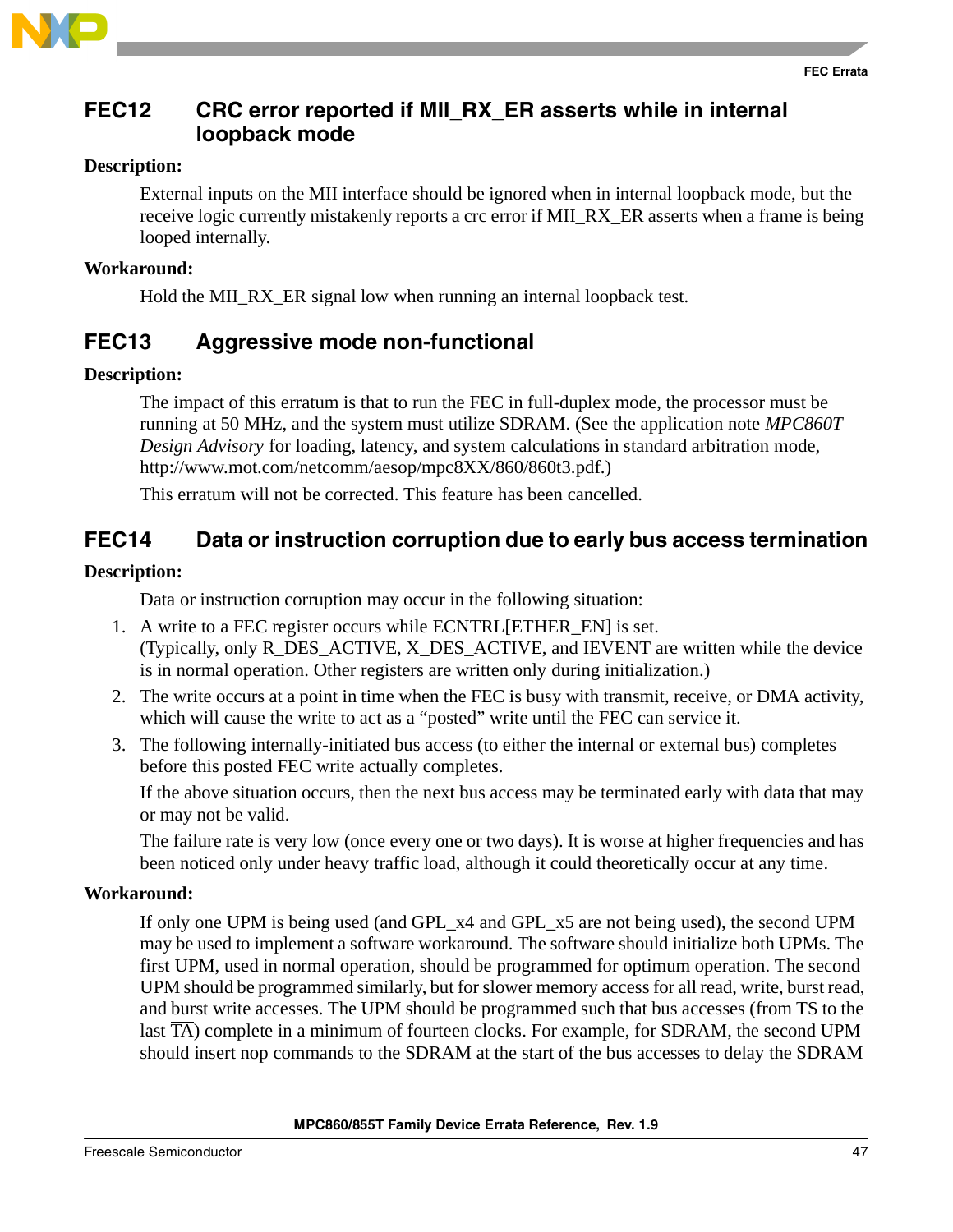## FEC12 CRC error reported if MII_RX_ER asserts while in internal loopback mode

**Description:**

External inputs on the MII interface should be ignored when in internal loopback mode, but the receive logic currently mistakenly reports a crc error if MII_RX_ER asserts when a frame is being looped internally.

**Workaround:**

Hold the MII_RX_ER signal low when running an internal loopback test.

## FEC13 Aggressive mode non-functional

**Description:**

The impact of this erratum is that to run the FEC in full-duplex mode, the processor must be running at 50 MHz, and the system must utilize SDRAM. (See the application note *MPC860T Design Advisory* for loading, latency, and system calculations in standard arbitration mode, http://www.mot.com/netcomm/aesop/mpc8XX/860/860t3.pdf.)

This erratum will not be corrected. This feature has been cancelled.

## FEC14 Data or instruction corruption due to early bus access termination

**Description:**

Data or instruction corruption may occur in the following situation:

1. A write to a FEC register occurs while ECNTRL[ETHER_EN] is set.
   (Typically, only R_DES_ACTIVE, X_DES_ACTIVE, and IEVENT are written while the device is in normal operation. Other registers are written only during initialization.)
2. The write occurs at a point in time when the FEC is busy with transmit, receive, or DMA activity, which will cause the write to act as a "posted" write until the FEC can service it.
3. The following internally-initiated bus access (to either the internal or external bus) completes before this posted FEC write actually completes.

   If the above situation occurs, then the next bus access may be terminated early with data that may or may not be valid.

   The failure rate is very low (once every one or two days). It is worse at higher frequencies and has been noticed only under heavy traffic load, although it could theoretically occur at any time.

**Workaround:**

If only one UPM is being used (and GPL_x4 and GPL_x5 are not being used), the second UPM may be used to implement a software workaround. The software should initialize both UPMs. The first UPM, used in normal operation, should be programmed for optimum operation. The second UPM should be programmed similarly, but for slower memory access for all read, write, burst read, and burst write accesses. The UPM should be programmed such that bus accesses (from $\overline{TS}$ to the last $\overline{TA}$) complete in a minimum of fourteen clocks. For example, for SDRAM, the second UPM should insert nop commands to the SDRAM at the start of the bus accesses to delay the SDRAM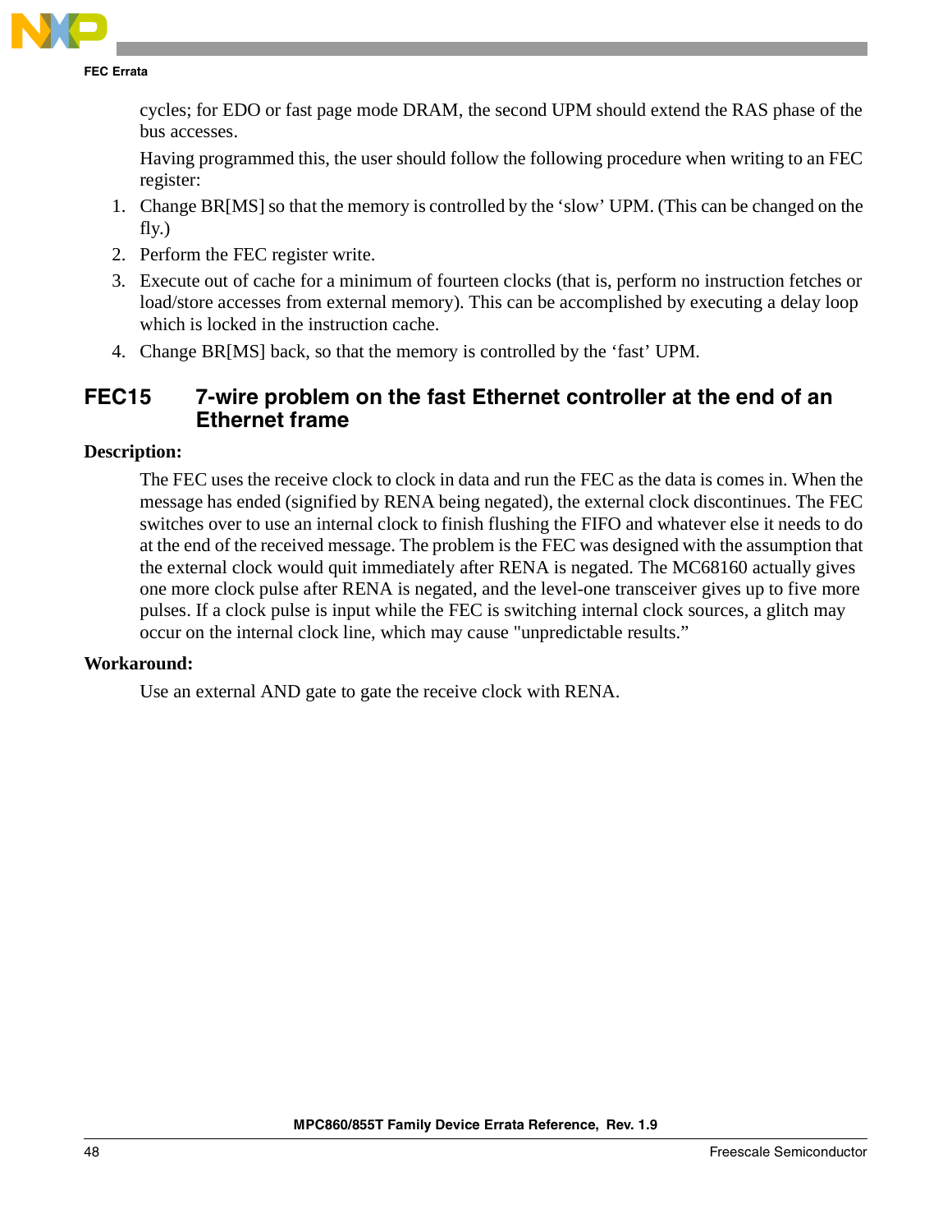cycles; for EDO or fast page mode DRAM, the second UPM should extend the RAS phase of the bus accesses.

Having programmed this, the user should follow the following procedure when writing to an FEC register:

1. Change BR[MS] so that the memory is controlled by the ‘slow’ UPM. (This can be changed on the fly.)
2. Perform the FEC register write.
3. Execute out of cache for a minimum of fourteen clocks (that is, perform no instruction fetches or load/store accesses from external memory). This can be accomplished by executing a delay loop which is locked in the instruction cache.
4. Change BR[MS] back, so that the memory is controlled by the ‘fast’ UPM.

## FEC15 7-wire problem on the fast Ethernet controller at the end of an Ethernet frame

**Description:**

The FEC uses the receive clock to clock in data and run the FEC as the data is comes in. When the message has ended (signified by RENA being negated), the external clock discontinues. The FEC switches over to use an internal clock to finish flushing the FIFO and whatever else it needs to do at the end of the received message. The problem is the FEC was designed with the assumption that the external clock would quit immediately after RENA is negated. The MC68160 actually gives one more clock pulse after RENA is negated, and the level-one transceiver gives up to five more pulses. If a clock pulse is input while the FEC is switching internal clock sources, a glitch may occur on the internal clock line, which may cause "unpredictable results.”

**Workaround:**

Use an external AND gate to gate the receive clock with RENA.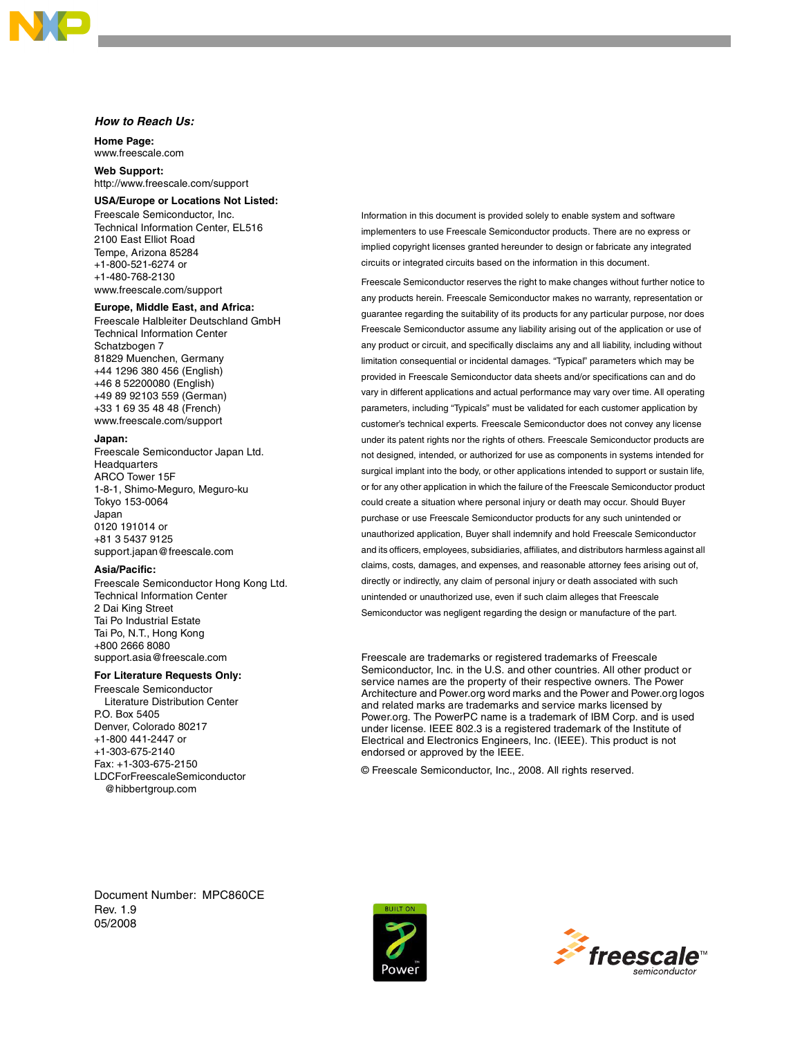*How to Reach Us:*

**Home Page:**
www.freescale.com

**Web Support:**
http://www.freescale.com/support

**USA/Europe or Locations Not Listed:**
Freescale Semiconductor, Inc.
Technical Information Center, EL516
2100 East Elliot Road
Tempe, Arizona 85284
+1-800-521-6274 or
+1-480-768-2130
www.freescale.com/support

**Europe, Middle East, and Africa:**
Freescale Halbleiter Deutschland GmbH
Technical Information Center
Schatzbogen 7
81829 Muenchen, Germany
+44 1296 380 456 (English)
+46 8 52200080 (English)
+49 89 92103 559 (German)
+33 1 69 35 48 48 (French)
www.freescale.com/support

**Japan:**
Freescale Semiconductor Japan Ltd.
Headquarters
ARCO Tower 15F
1-8-1, Shimo-Meguro, Meguro-ku
Tokyo 153-0064
Japan
0120 191014 or
+81 3 5437 9125
support.japan@freescale.com

**Asia/Pacific:**
Freescale Semiconductor Hong Kong Ltd.
Technical Information Center
2 Dai King Street
Tai Po Industrial Estate
Tai Po, N.T., Hong Kong
+800 2666 8080
support.asia@freescale.com

**For Literature Requests Only:**
Freescale Semiconductor
Literature Distribution Center
P.O. Box 5405
Denver, Colorado 80217
+1-800 441-2447 or
+1-303-675-2140
Fax: +1-303-675-2150
LDCForFreescaleSemiconductor
@hibbertgroup.com

Information in this document is provided solely to enable system and software implementers to use Freescale Semiconductor products. There are no express or implied copyright licenses granted hereunder to design or fabricate any integrated circuits or integrated circuits based on the information in this document.

Freescale Semiconductor reserves the right to make changes without further notice to any products herein. Freescale Semiconductor makes no warranty, representation or guarantee regarding the suitability of its products for any particular purpose, nor does Freescale Semiconductor assume any liability arising out of the application or use of any product or circuit, and specifically disclaims any and all liability, including without limitation consequential or incidental damages. "Typical" parameters which may be provided in Freescale Semiconductor data sheets and/or specifications can and do vary in different applications and actual performance may vary over time. All operating parameters, including "Typicals" must be validated for each customer application by customer's technical experts. Freescale Semiconductor does not convey any license under its patent rights nor the rights of others. Freescale Semiconductor products are not designed, intended, or authorized for use as components in systems intended for surgical implant into the body, or other applications intended to support or sustain life, or for any other application in which the failure of the Freescale Semiconductor product could create a situation where personal injury or death may occur. Should Buyer purchase or use Freescale Semiconductor products for any such unintended or unauthorized application, Buyer shall indemnify and hold Freescale Semiconductor and its officers, employees, subsidiaries, affiliates, and distributors harmless against all claims, costs, damages, and expenses, and reasonable attorney fees arising out of, directly or indirectly, any claim of personal injury or death associated with such unintended or unauthorized use, even if such claim alleges that Freescale Semiconductor was negligent regarding the design or manufacture of the part.

Freescale are trademarks or registered trademarks of Freescale Semiconductor, Inc. in the U.S. and other countries. All other product or service names are the property of their respective owners. The Power Architecture and Power.org word marks and the Power and Power.org logos and related marks are trademarks and service marks licensed by Power.org. The PowerPC name is a trademark of IBM Corp. and is used under license. IEEE 802.3 is a registered trademark of the Institute of Electrical and Electronics Engineers, Inc. (IEEE). This product is not endorsed or approved by the IEEE.

© Freescale Semiconductor, Inc., 2008. All rights reserved.

Document Number: MPC860CE
Rev. 1.9
05/2008